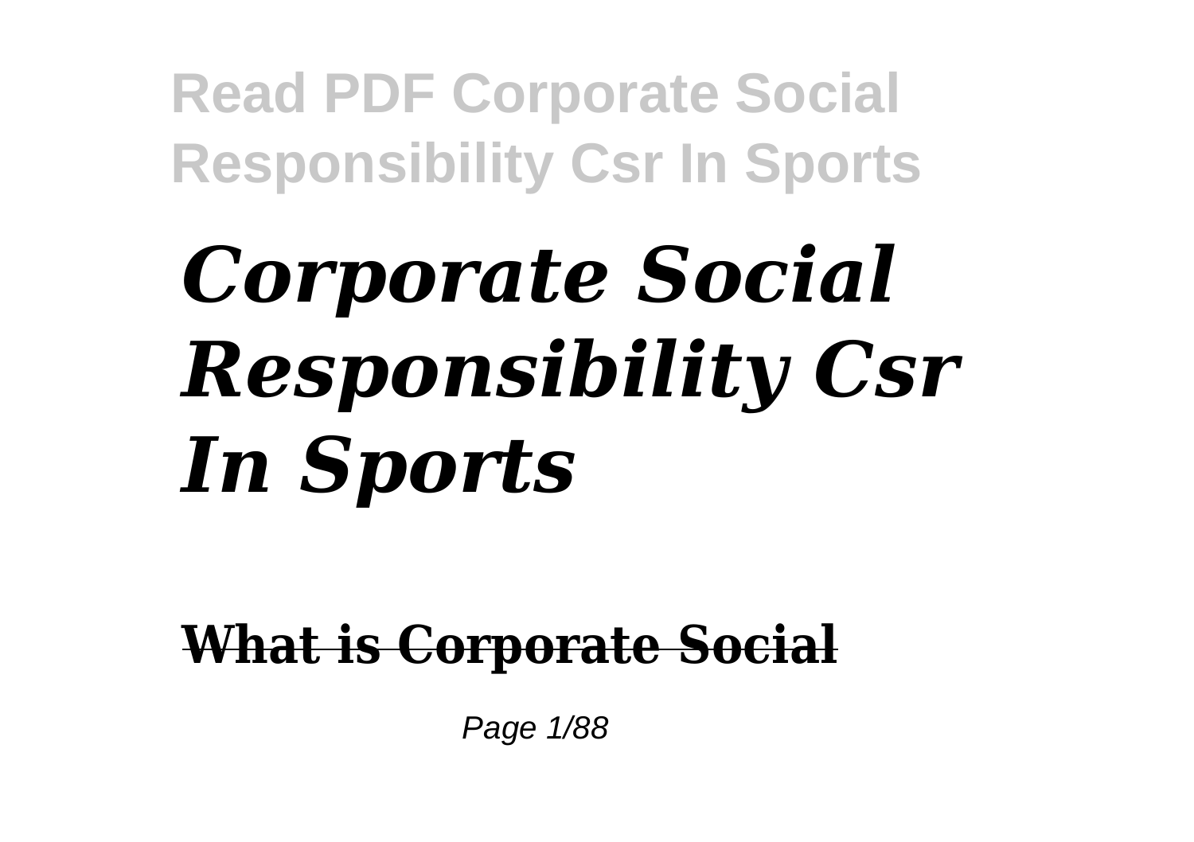# *Corporate Social Responsibility Csr In Sports*

~~**What is Corporate Social**~~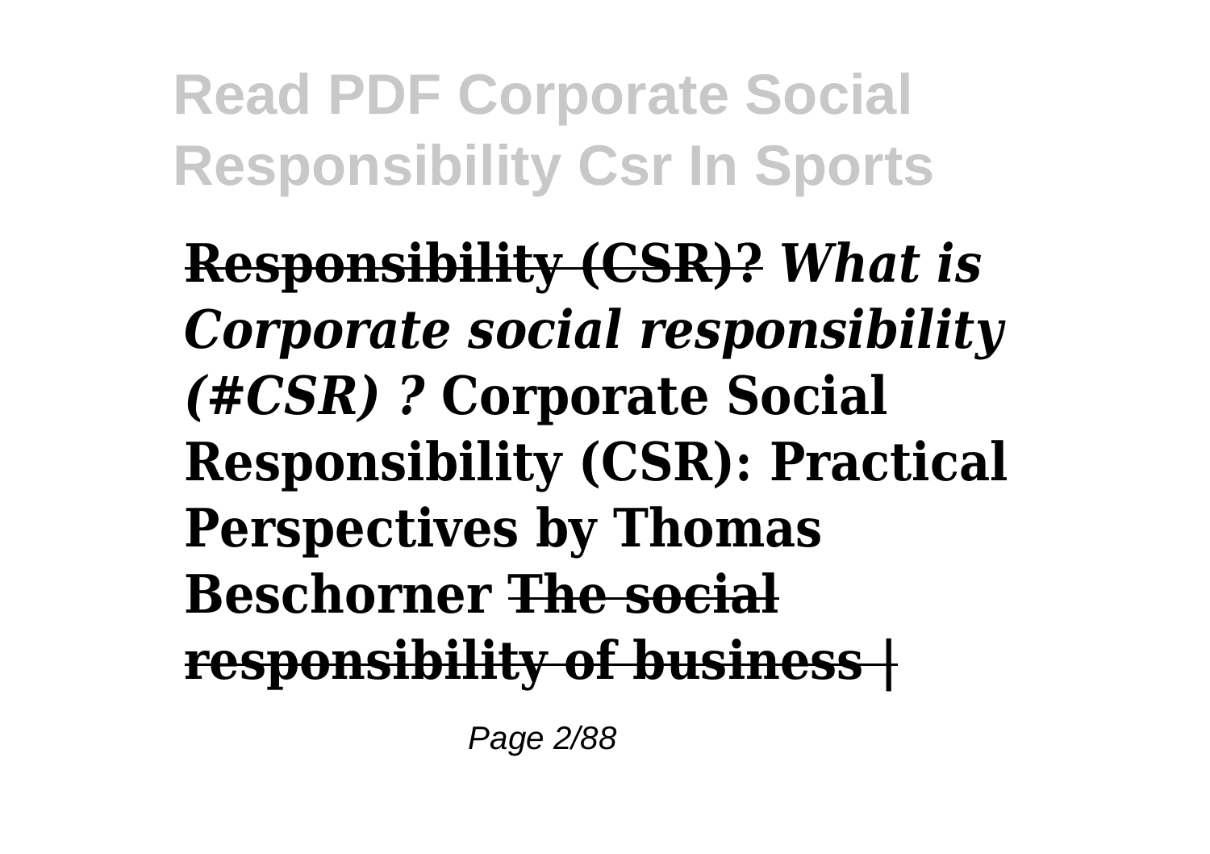**Responsibility (CSR)?** ***What is Corporate social responsibility (#CSR) ?*** **Corporate Social Responsibility (CSR): Practical Perspectives by Thomas Beschorner** **~~The social responsibility of business |~~**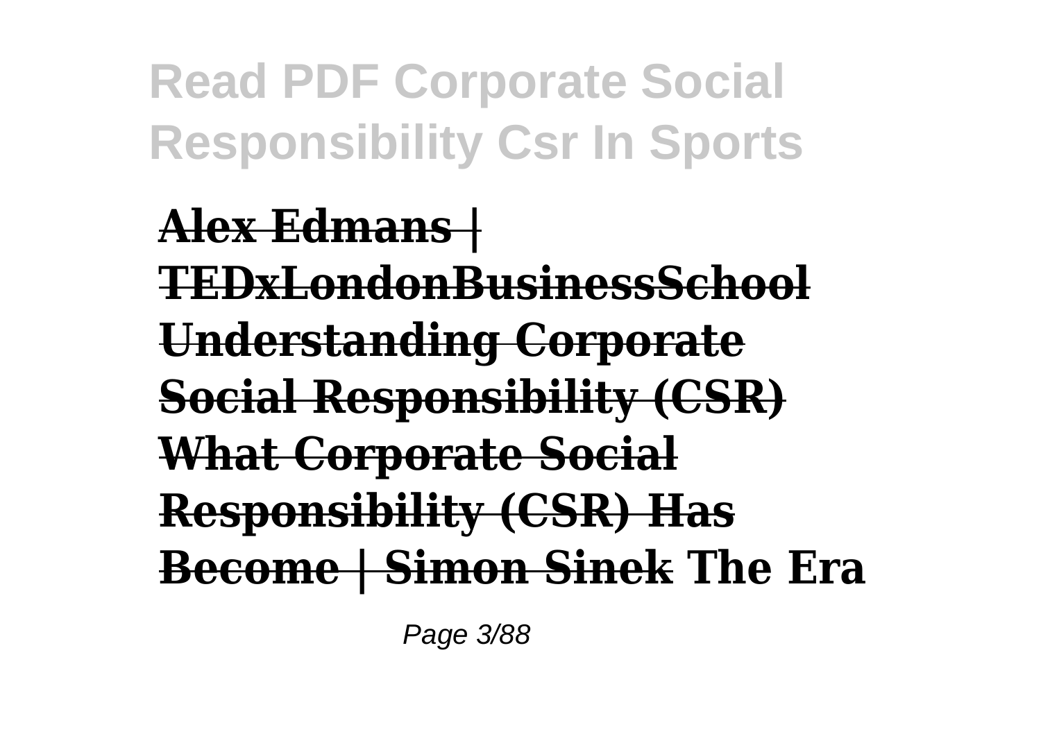**Alex Edmans | TEDxLondonBusinessSchool Understanding Corporate Social Responsibility (CSR) What Corporate Social Responsibility (CSR) Has Become | Simon Sinek The Era**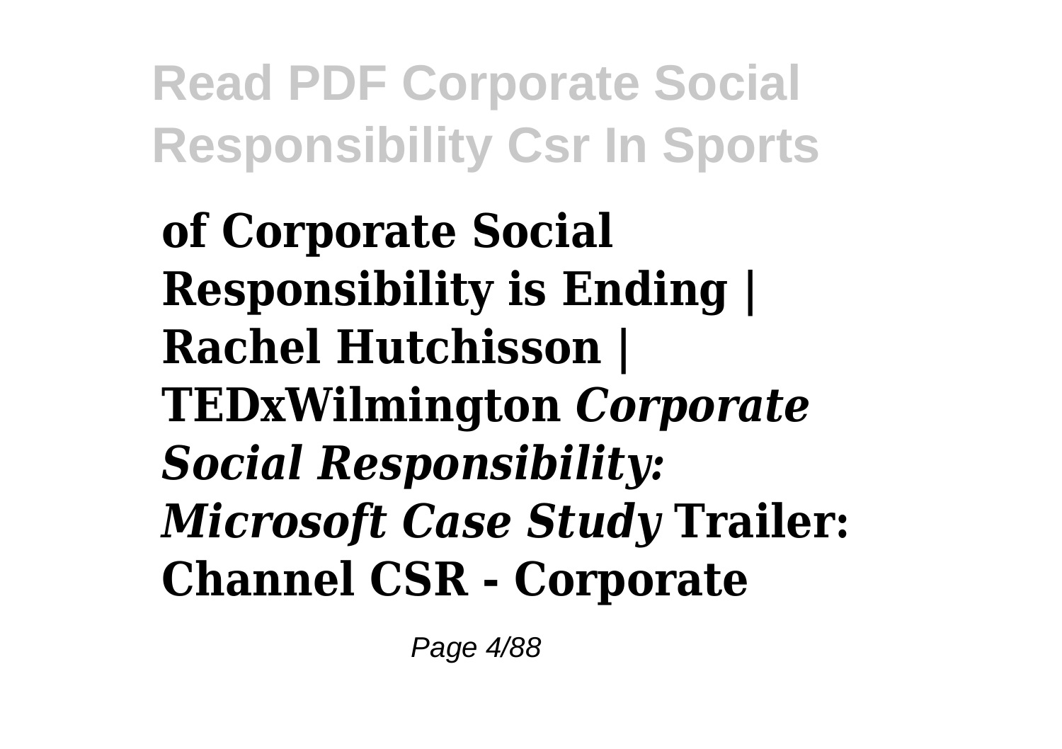**of Corporate Social Responsibility is Ending | Rachel Hutchisson | TEDxWilmington** ***Corporate Social Responsibility: Microsoft Case Study*** **Trailer: Channel CSR - Corporate**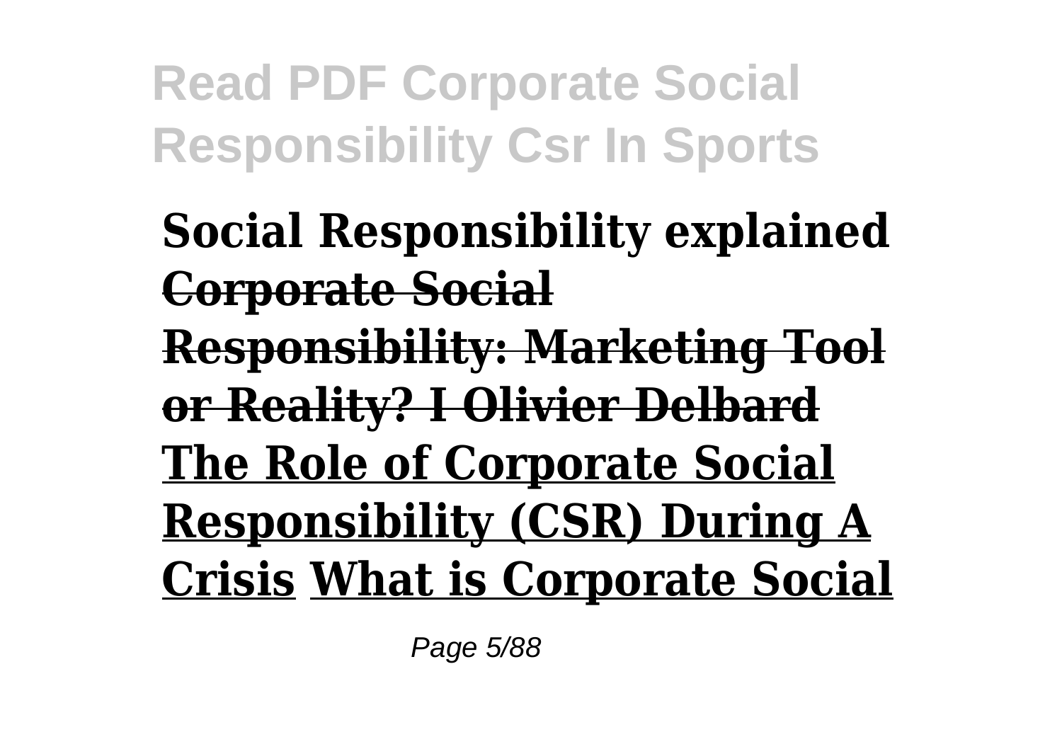**Social Responsibility explained** ~~**Corporate Social Responsibility: Marketing Tool or Reality? I Olivier Delbard**~~ **The Role of Corporate Social Responsibility (CSR) During A Crisis** **What is Corporate Social**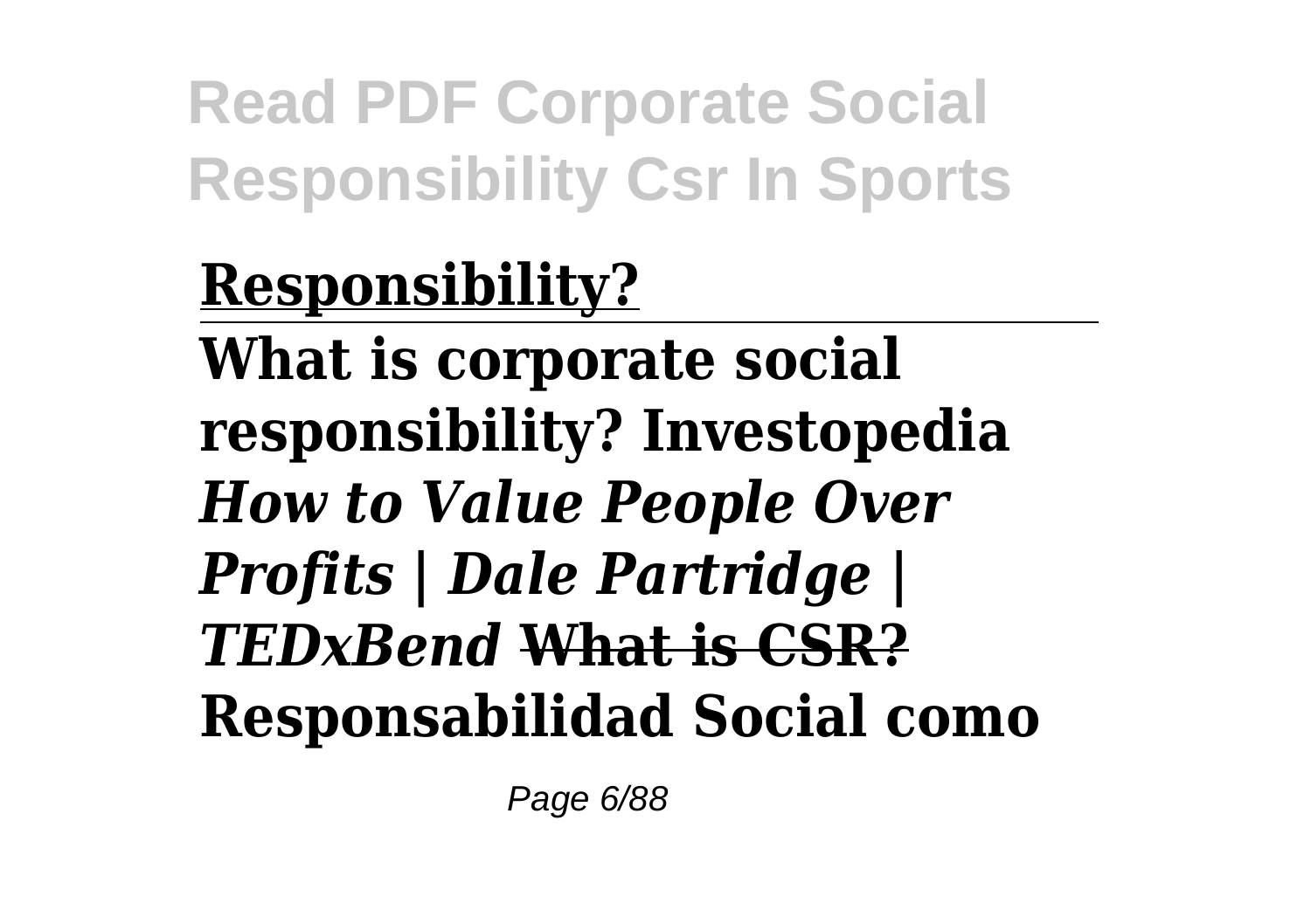**Responsibility?**

**What is corporate social responsibility? Investopedia** ***How to Value People Over Profits | Dale Partridge | TEDxBend*** ~~**What is CSR?**~~ **Responsabilidad Social como**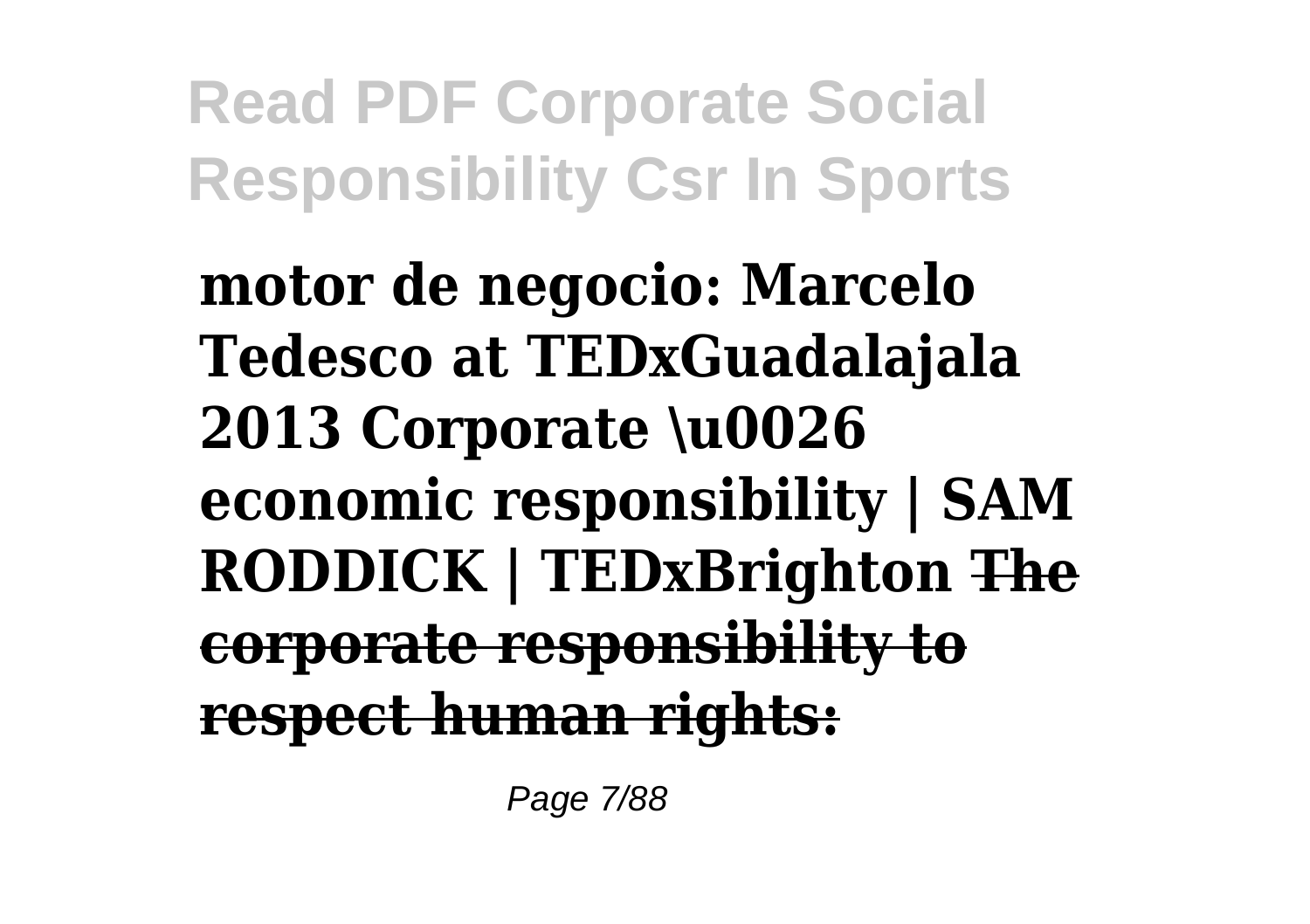**motor de negocio: Marcelo Tedesco at TEDxGuadalajala 2013 Corporate \u0026 economic responsibility | SAM RODDICK | TEDxBrighton ~~The corporate responsibility to respect human rights:~~**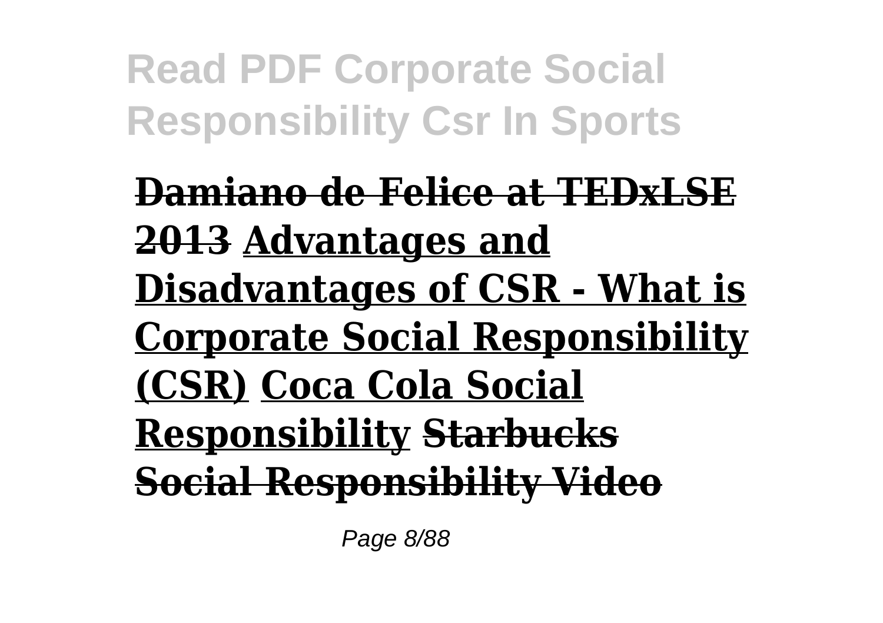**Damiano de Felice at TEDxLSE 2013** **Advantages and Disadvantages of CSR - What is Corporate Social Responsibility (CSR)** **Coca Cola Social Responsibility** **Starbucks Social Responsibility Video**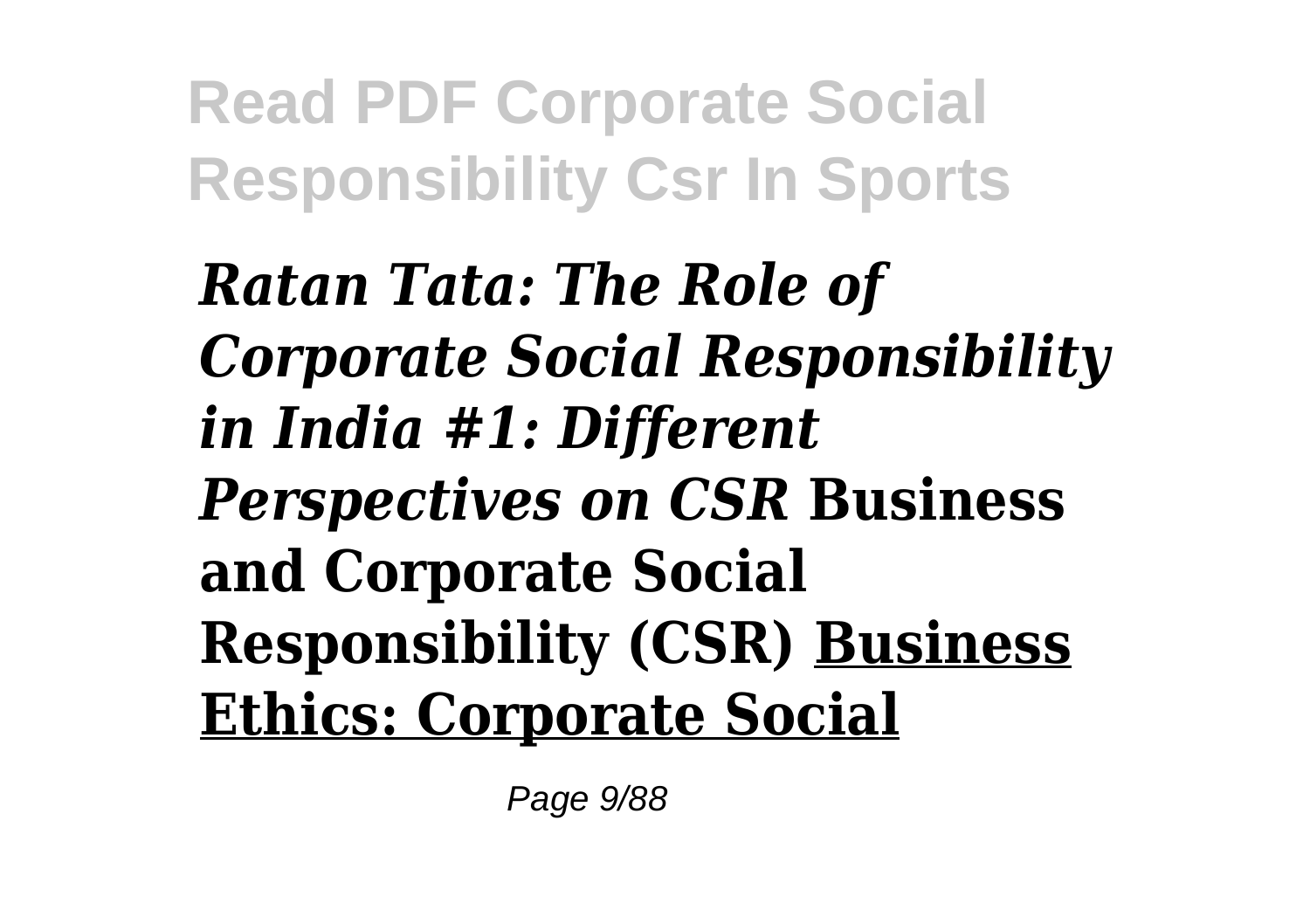***Ratan Tata: The Role of Corporate Social Responsibility in India #1: Different Perspectives on CSR*** **Business and Corporate Social Responsibility (CSR)** **Business Ethics: Corporate Social**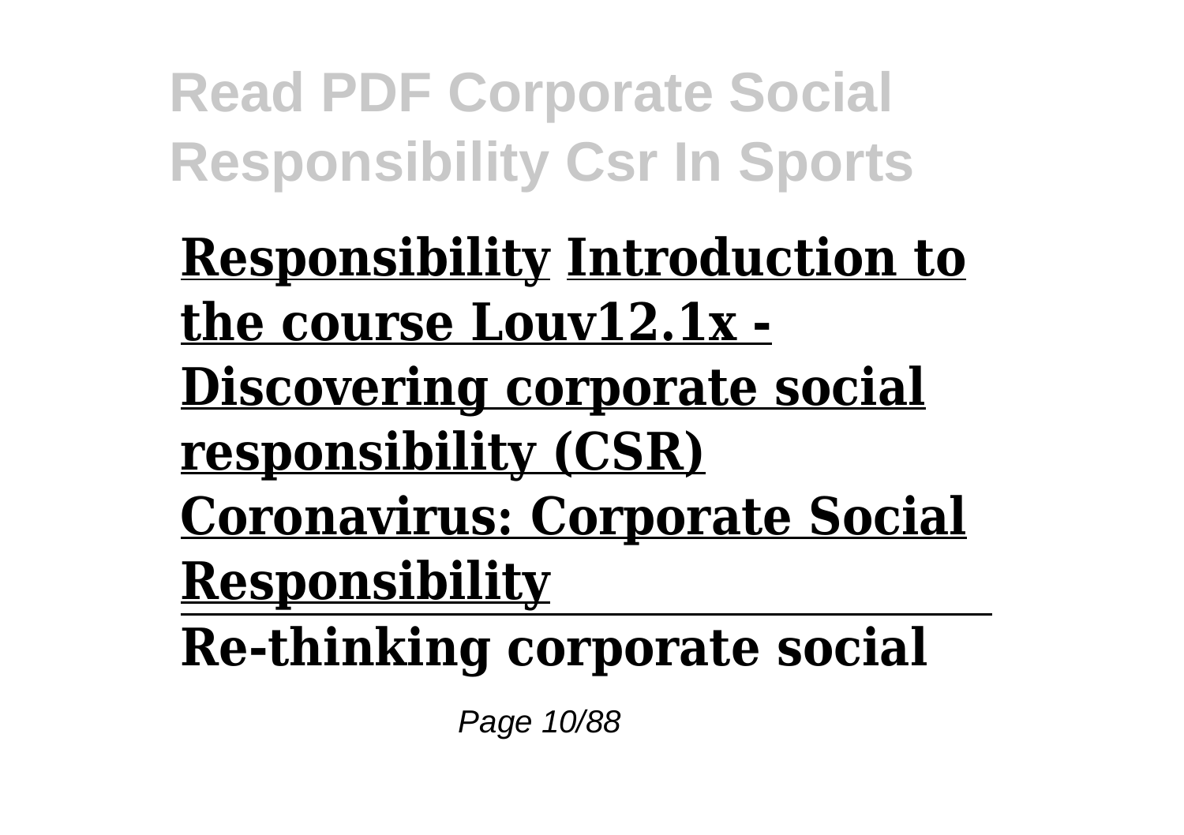**Responsibility** **Introduction to the course Louv12.1x - Discovering corporate social responsibility (CSR)** **Coronavirus: Corporate Social Responsibility**

---

**Re-thinking corporate social**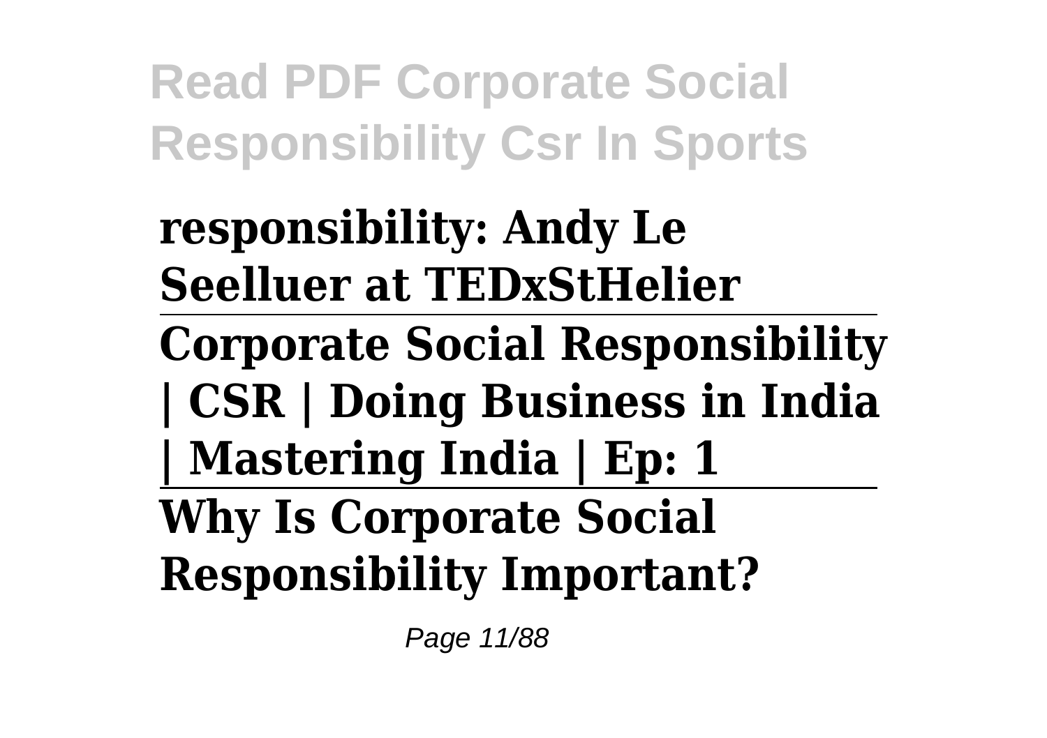**responsibility: Andy Le Seelluer at TEDxStHelier**

---

**Corporate Social Responsibility | CSR | Doing Business in India | Mastering India | Ep: 1**

---

**Why Is Corporate Social Responsibility Important?**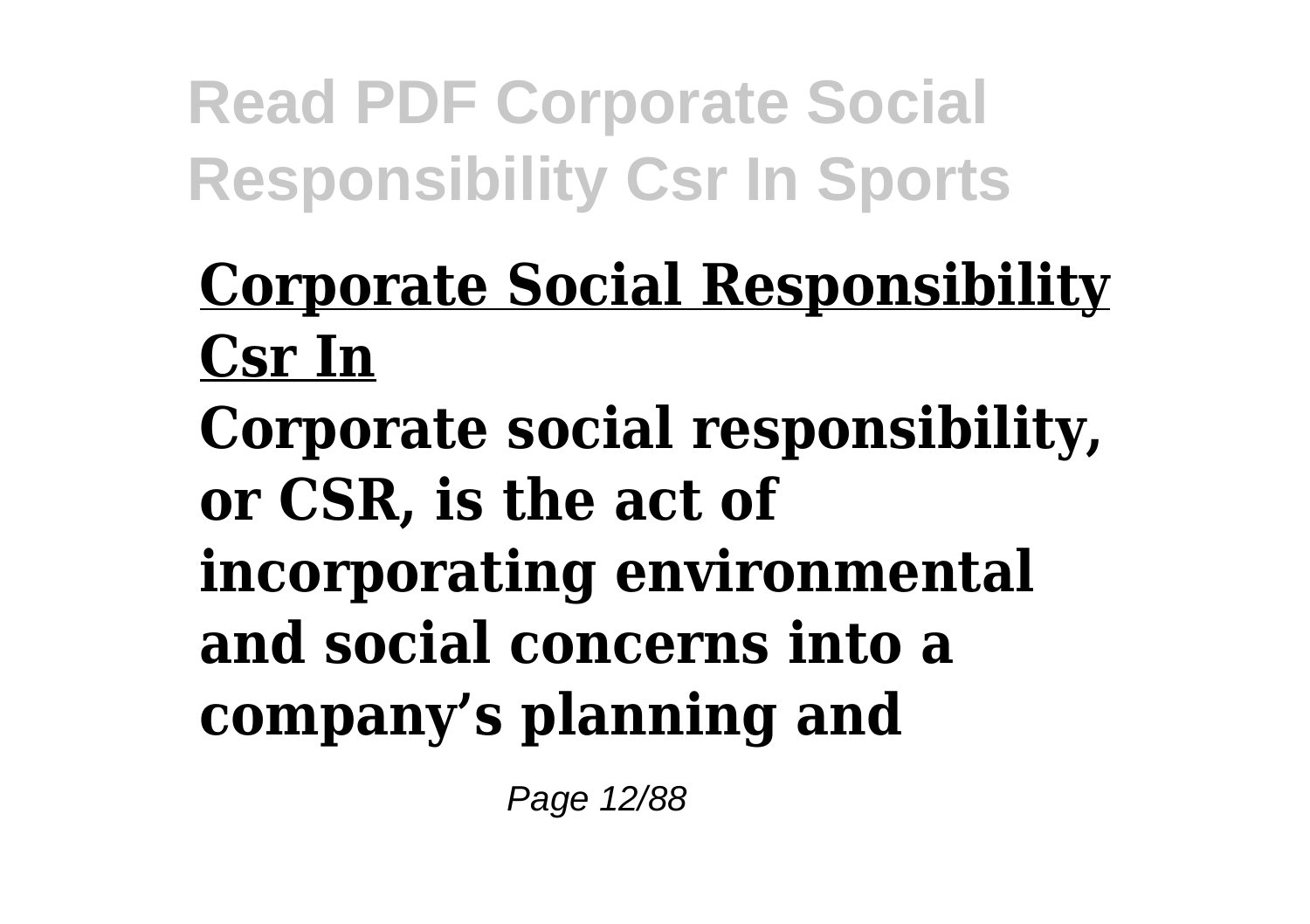## Corporate Social Responsibility Csr In

**Corporate social responsibility, or CSR, is the act of incorporating environmental and social concerns into a company's planning and**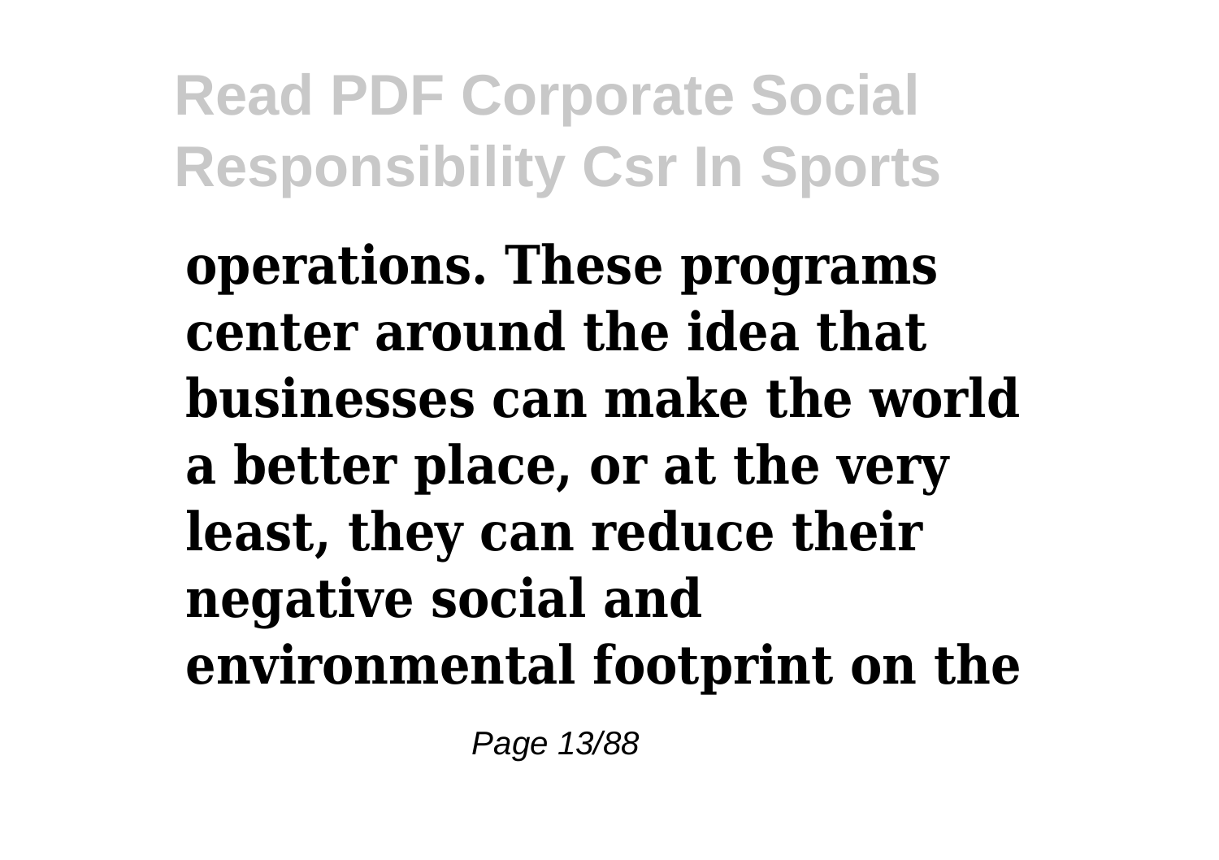**operations. These programs center around the idea that businesses can make the world a better place, or at the very least, they can reduce their negative social and environmental footprint on the**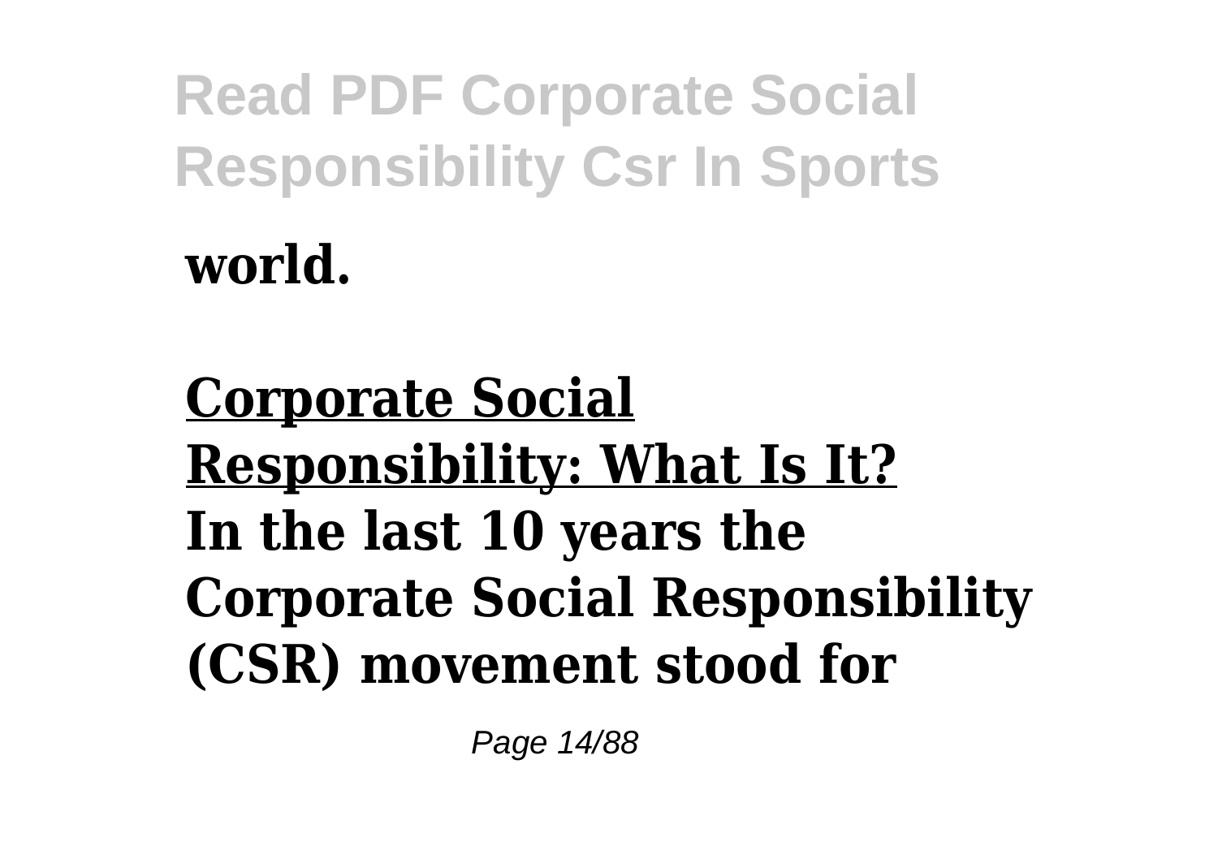**world.**

## Corporate Social Responsibility: What Is It?

**In the last 10 years the Corporate Social Responsibility (CSR) movement stood for**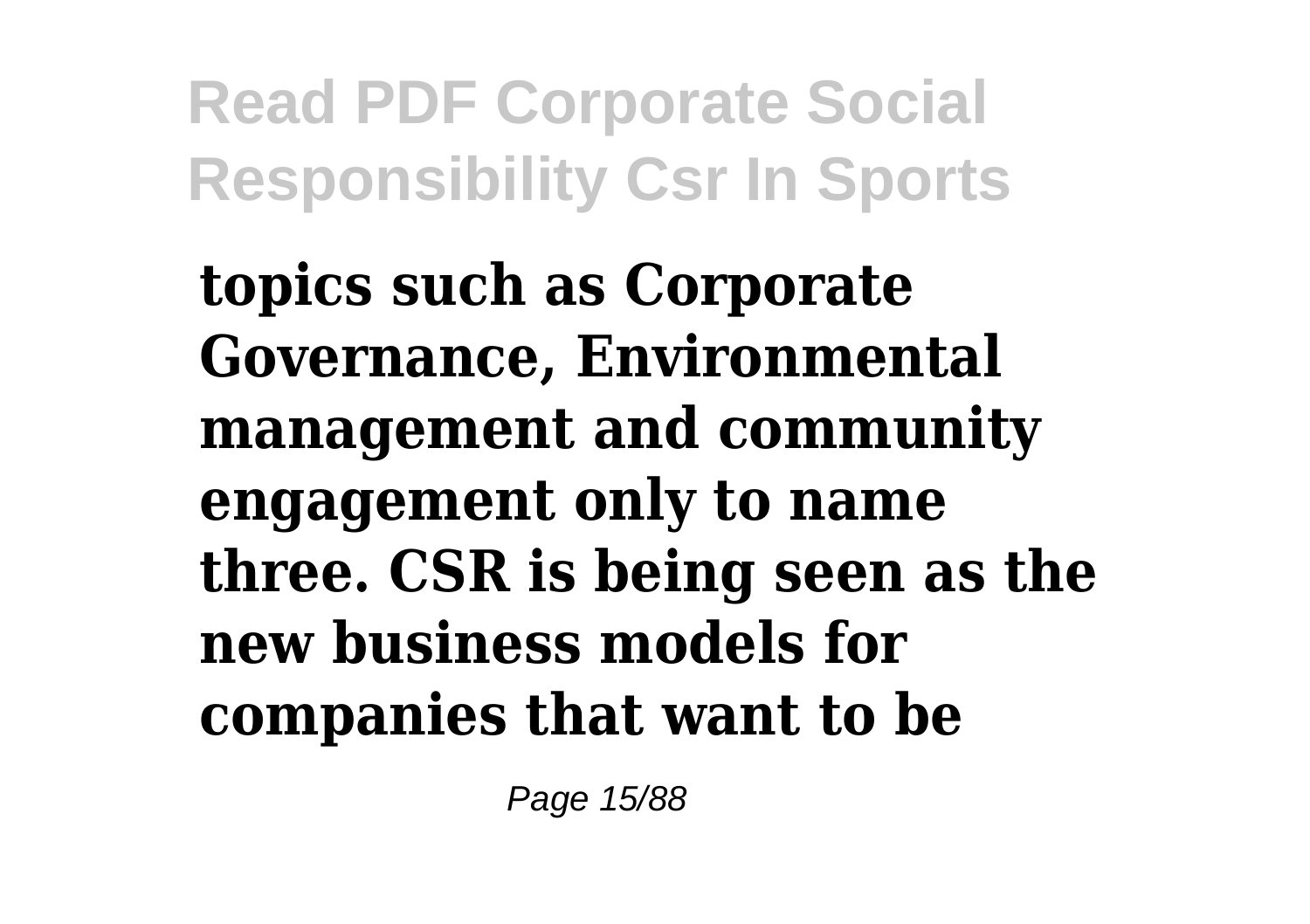**topics such as Corporate Governance, Environmental management and community engagement only to name three. CSR is being seen as the new business models for companies that want to be**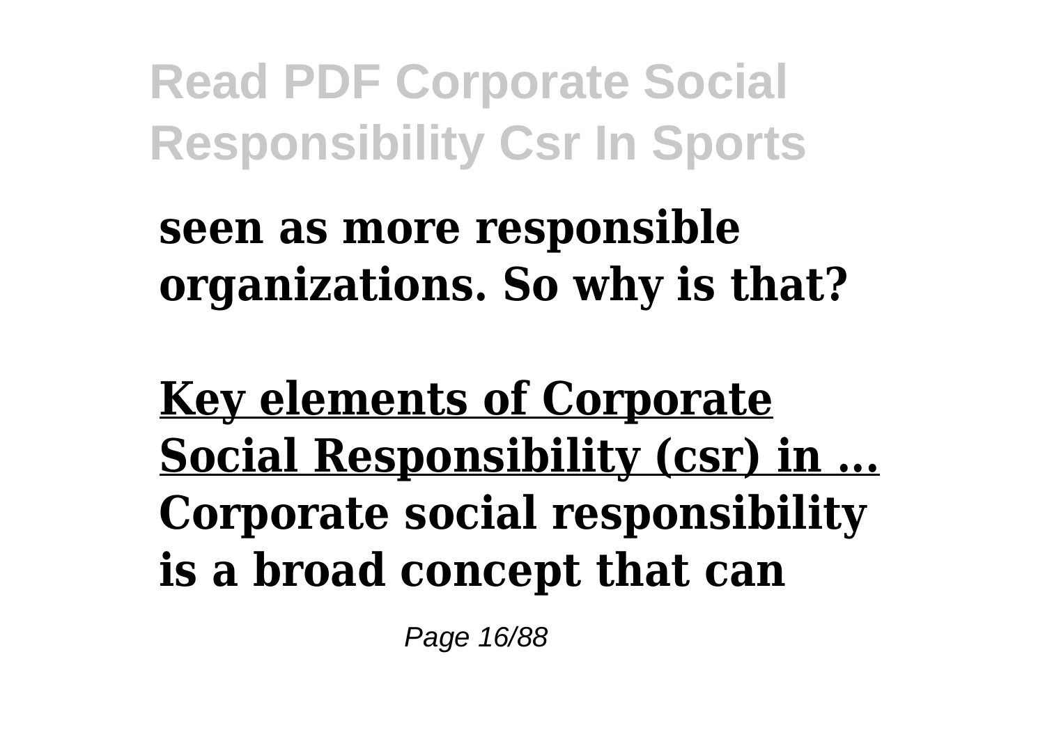**seen as more responsible organizations. So why is that?**

**Key elements of Corporate Social Responsibility (csr) in ...**

**Corporate social responsibility is a broad concept that can**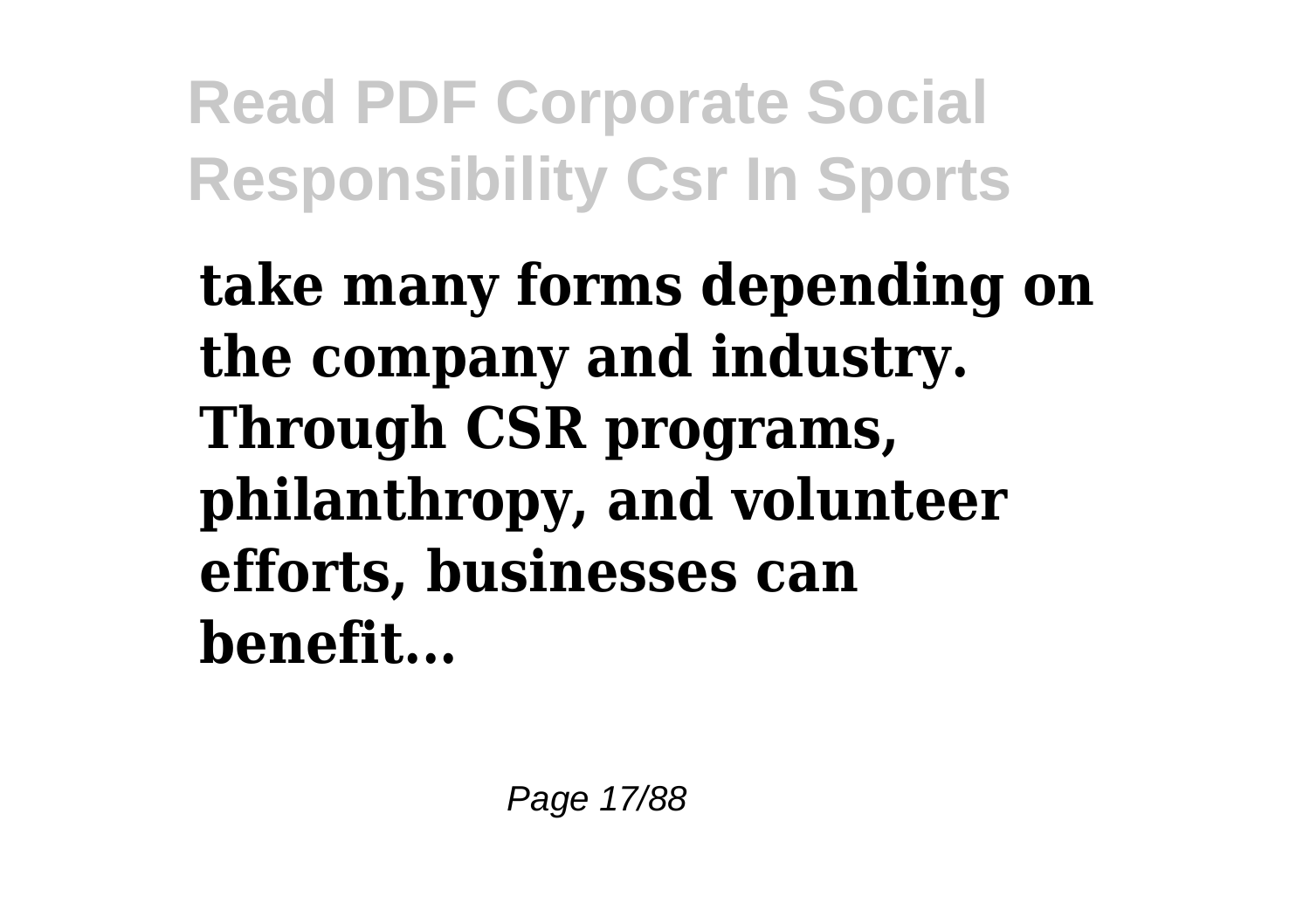**take many forms depending on the company and industry. Through CSR programs, philanthropy, and volunteer efforts, businesses can benefit...**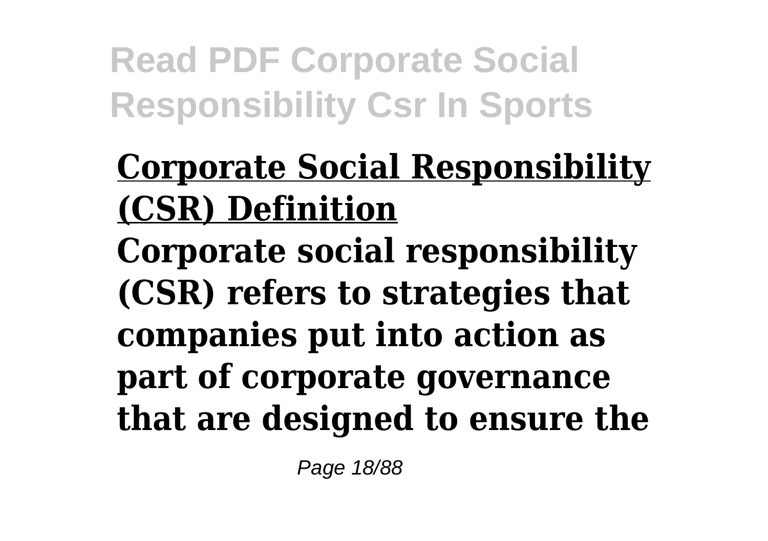**Corporate Social Responsibility (CSR) Definition**

**Corporate social responsibility (CSR) refers to strategies that companies put into action as part of corporate governance that are designed to ensure the**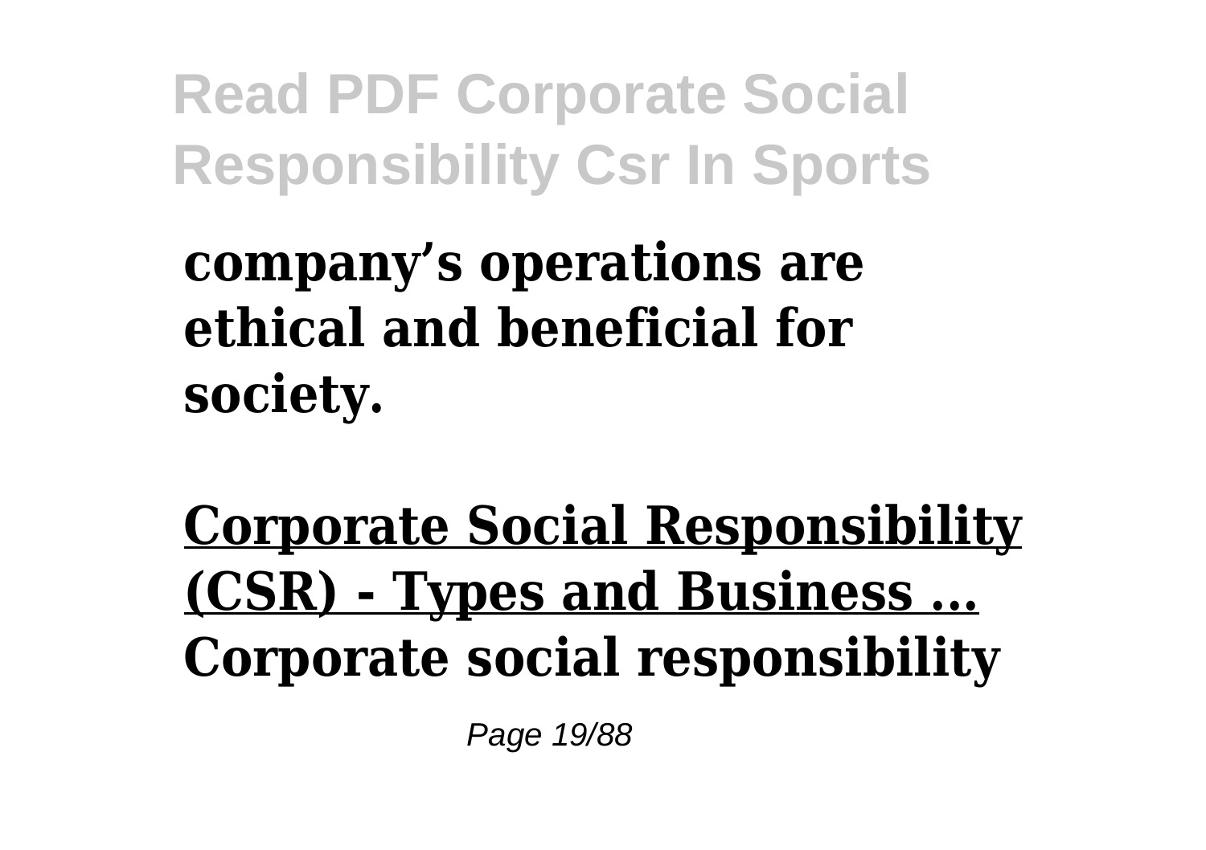**company's operations are ethical and beneficial for society.**

**Corporate Social Responsibility (CSR) - Types and Business ...**
**Corporate social responsibility**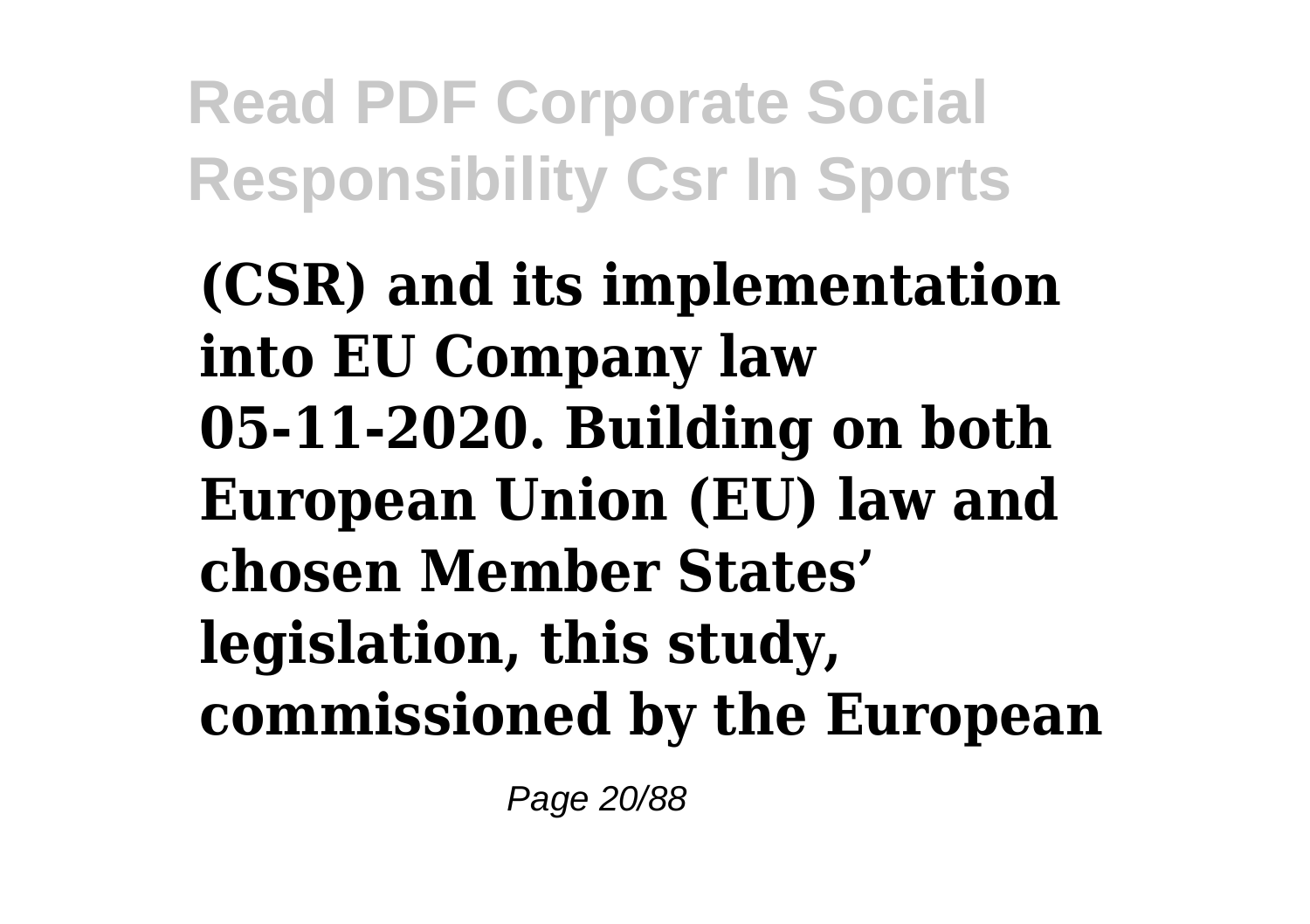**(CSR) and its implementation into EU Company law 05-11-2020. Building on both European Union (EU) law and chosen Member States' legislation, this study, commissioned by the European**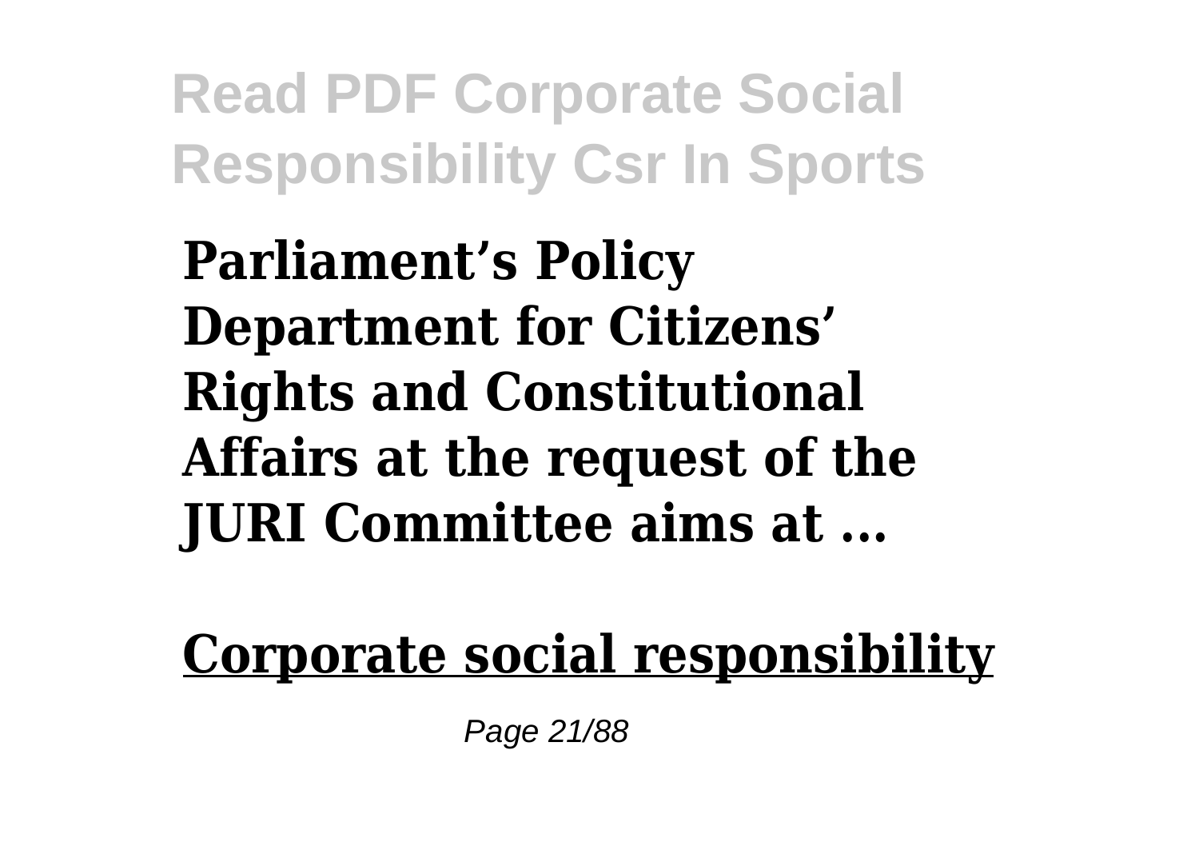**Parliament's Policy Department for Citizens' Rights and Constitutional Affairs at the request of the JURI Committee aims at ...**

**Corporate social responsibility**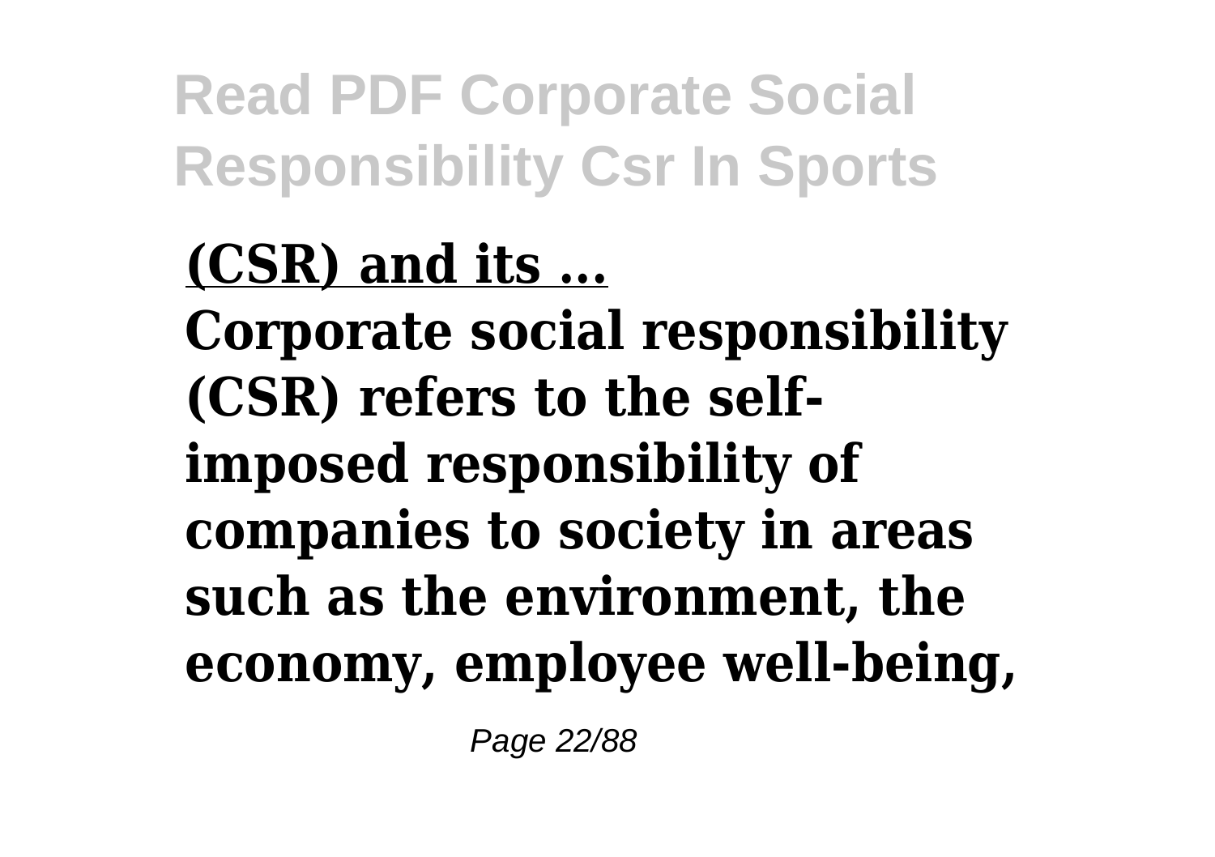**(CSR) and its ...**

**Corporate social responsibility (CSR) refers to the self-imposed responsibility of companies to society in areas such as the environment, the economy, employee well-being,**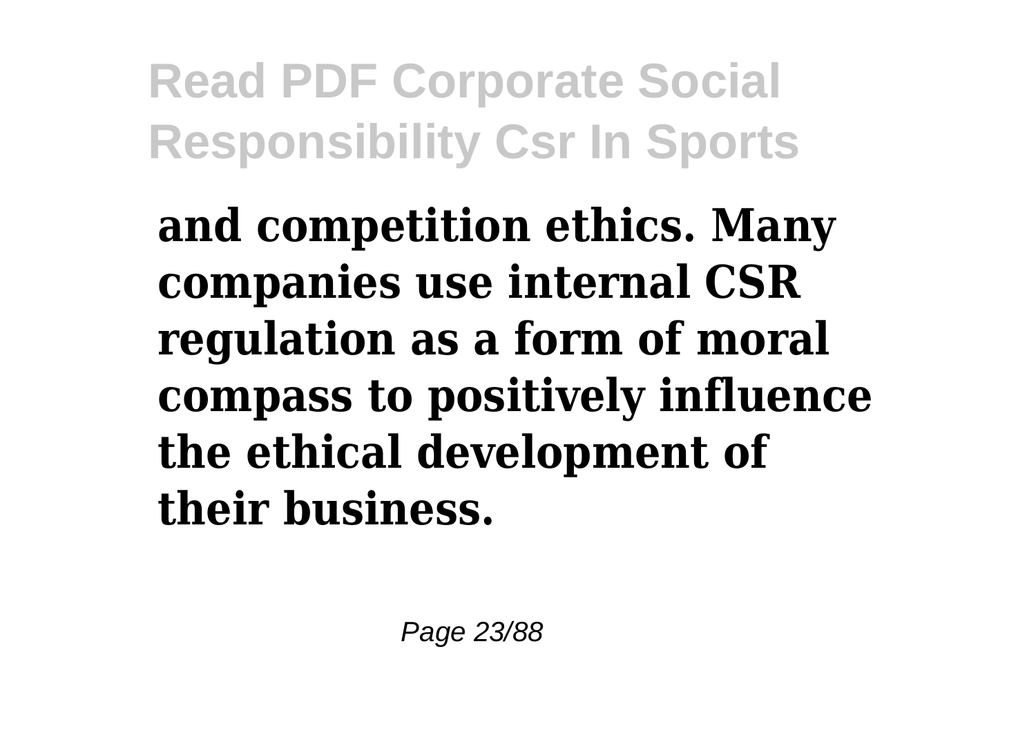**and competition ethics. Many companies use internal CSR regulation as a form of moral compass to positively influence the ethical development of their business.**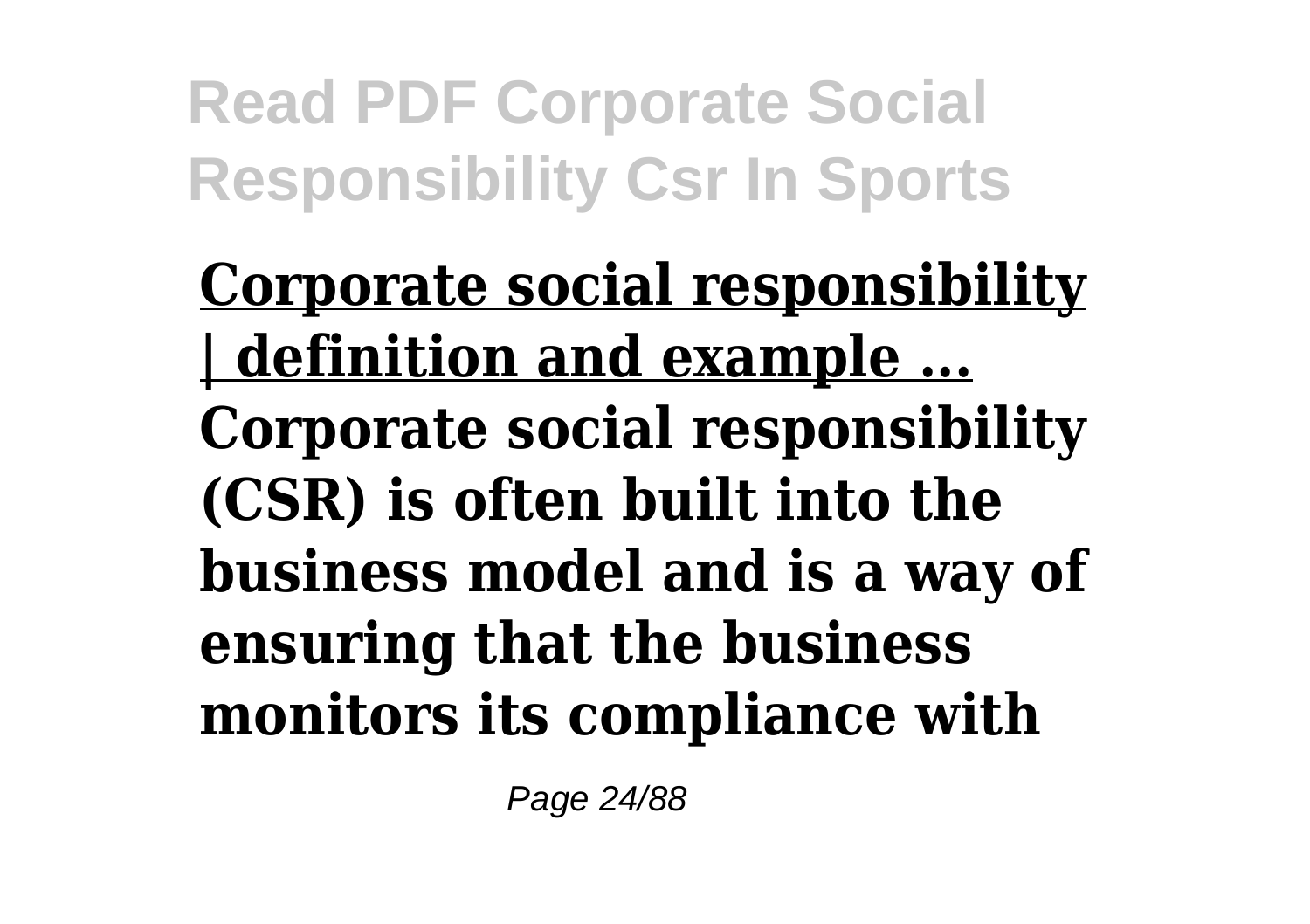**Corporate social responsibility | definition and example ...**

**Corporate social responsibility (CSR) is often built into the business model and is a way of ensuring that the business monitors its compliance with**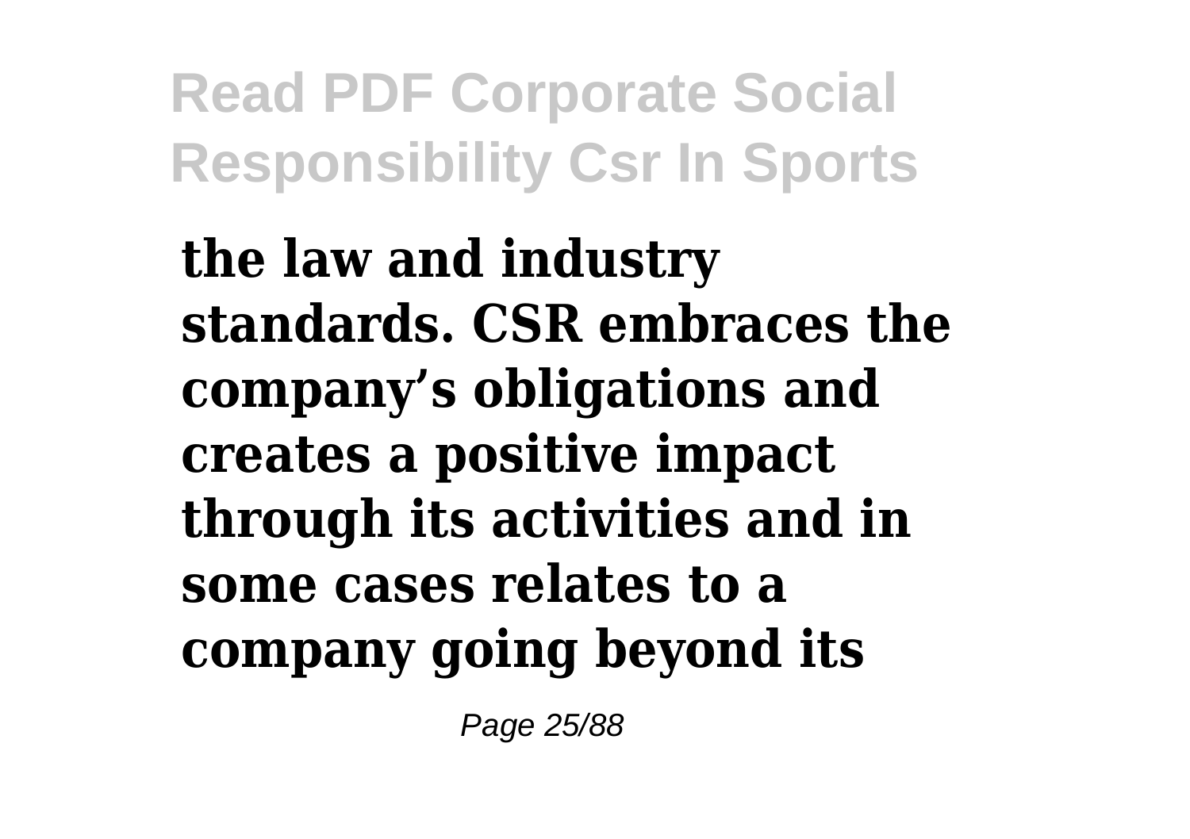**the law and industry standards. CSR embraces the company's obligations and creates a positive impact through its activities and in some cases relates to a company going beyond its**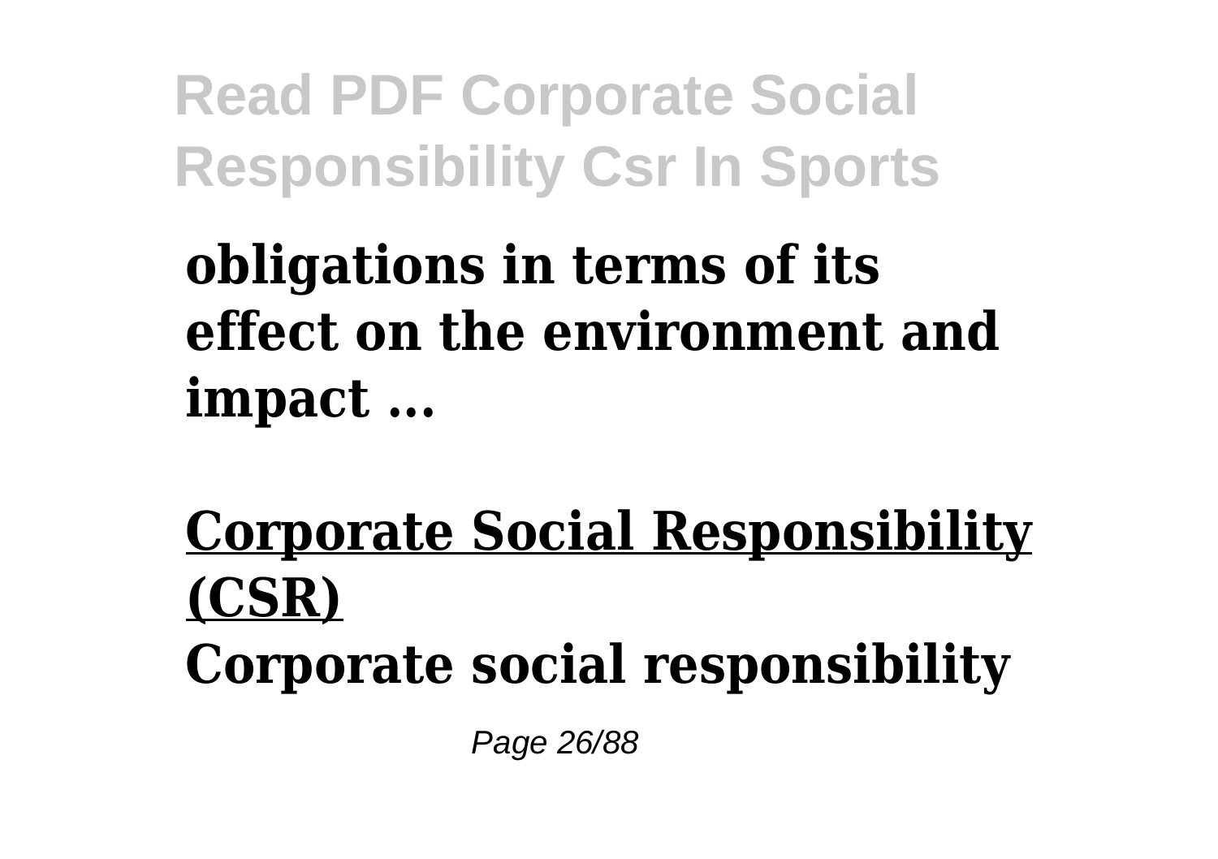**obligations in terms of its effect on the environment and impact ...**

**Corporate Social Responsibility (CSR)**

**Corporate social responsibility**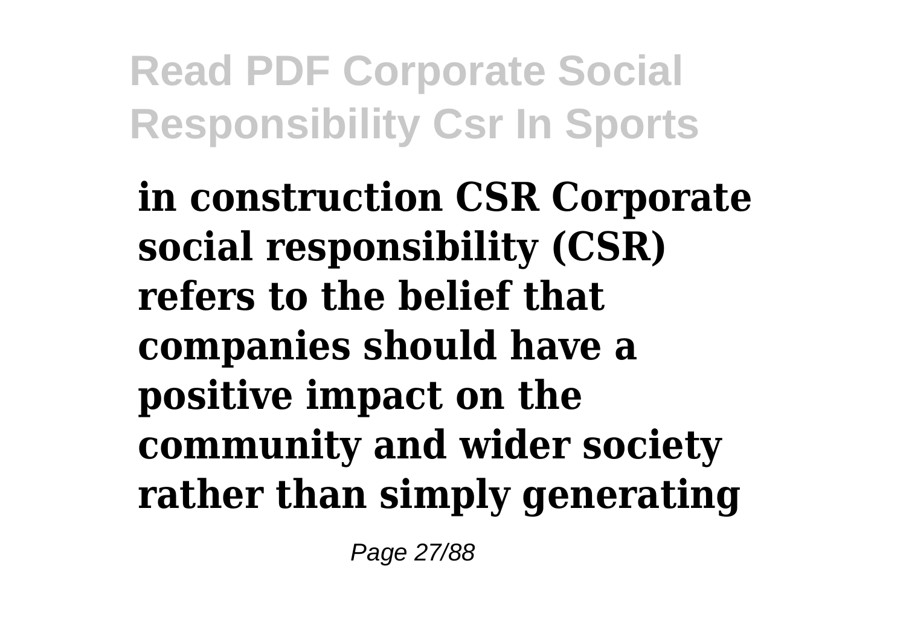**in construction CSR Corporate social responsibility (CSR) refers to the belief that companies should have a positive impact on the community and wider society rather than simply generating**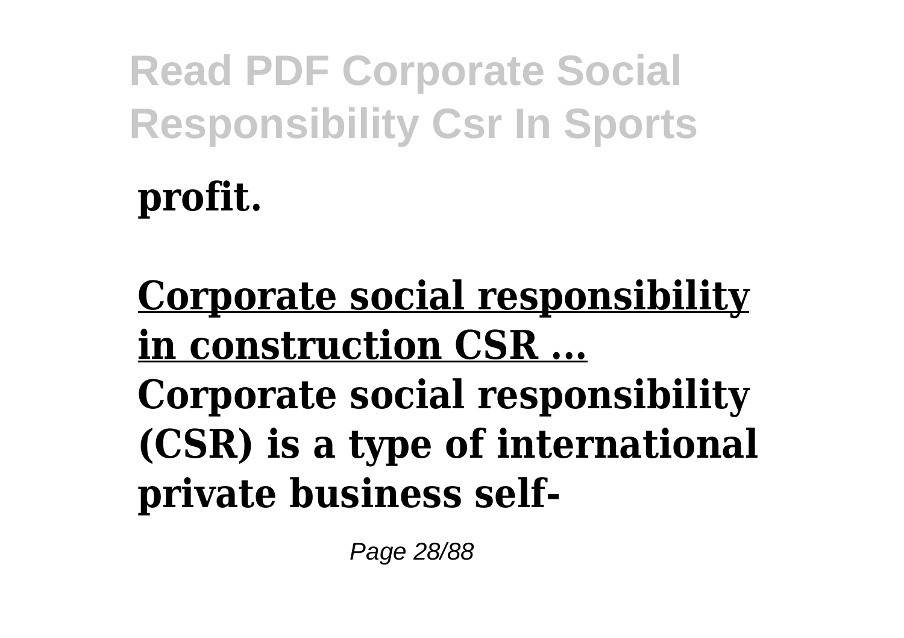**profit.**

**Corporate social responsibility in construction CSR ...**

**Corporate social responsibility (CSR) is a type of international private business self-**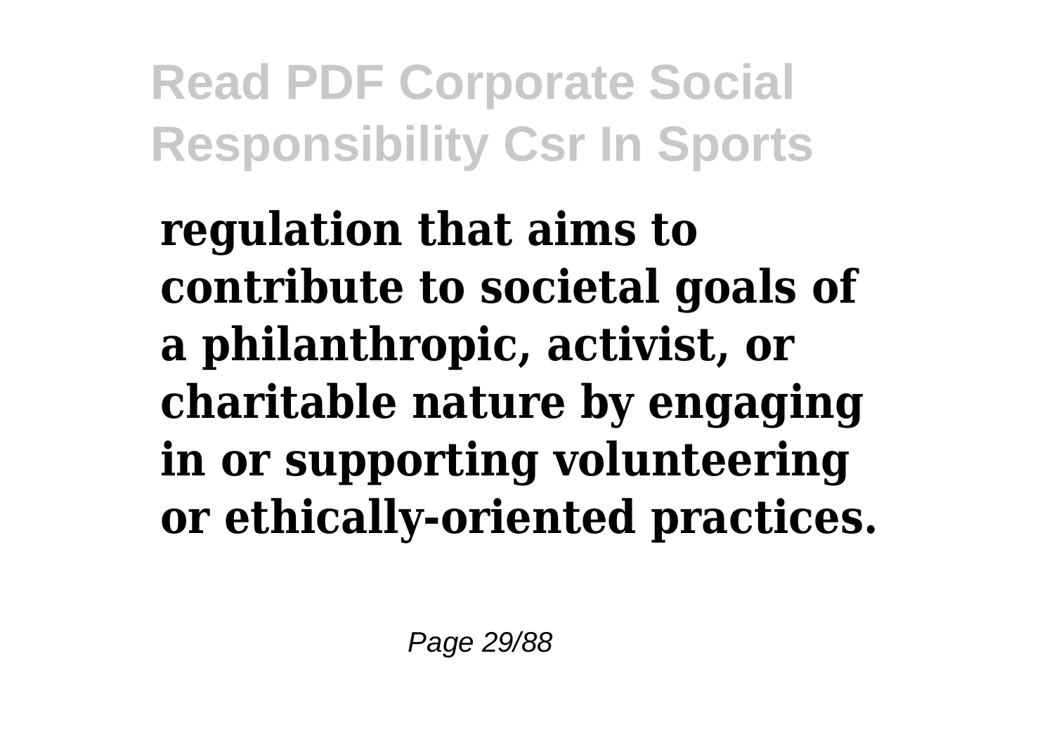**regulation that aims to contribute to societal goals of a philanthropic, activist, or charitable nature by engaging in or supporting volunteering or ethically-oriented practices.**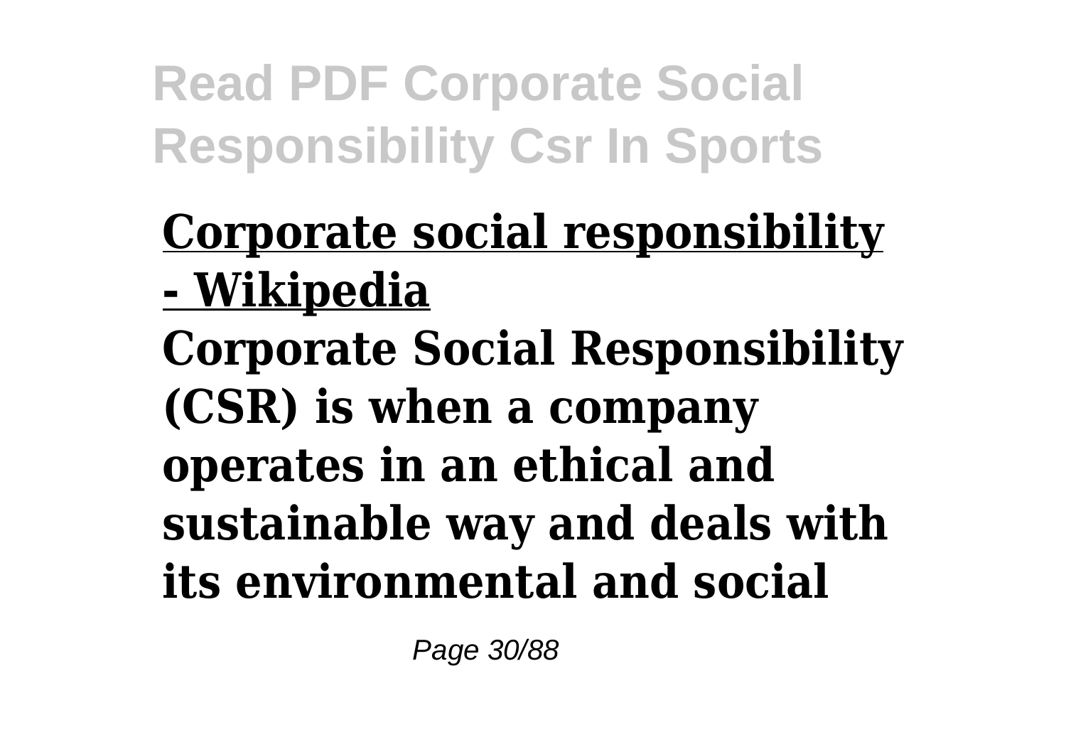**Corporate social responsibility - Wikipedia**

**Corporate Social Responsibility (CSR) is when a company operates in an ethical and sustainable way and deals with its environmental and social**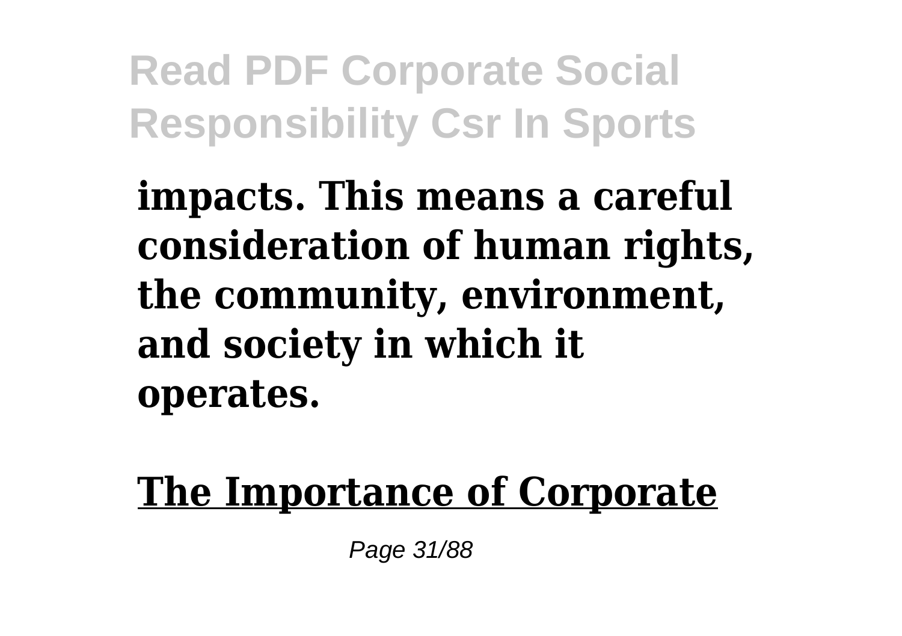**impacts. This means a careful consideration of human rights, the community, environment, and society in which it operates.**

**The Importance of Corporate**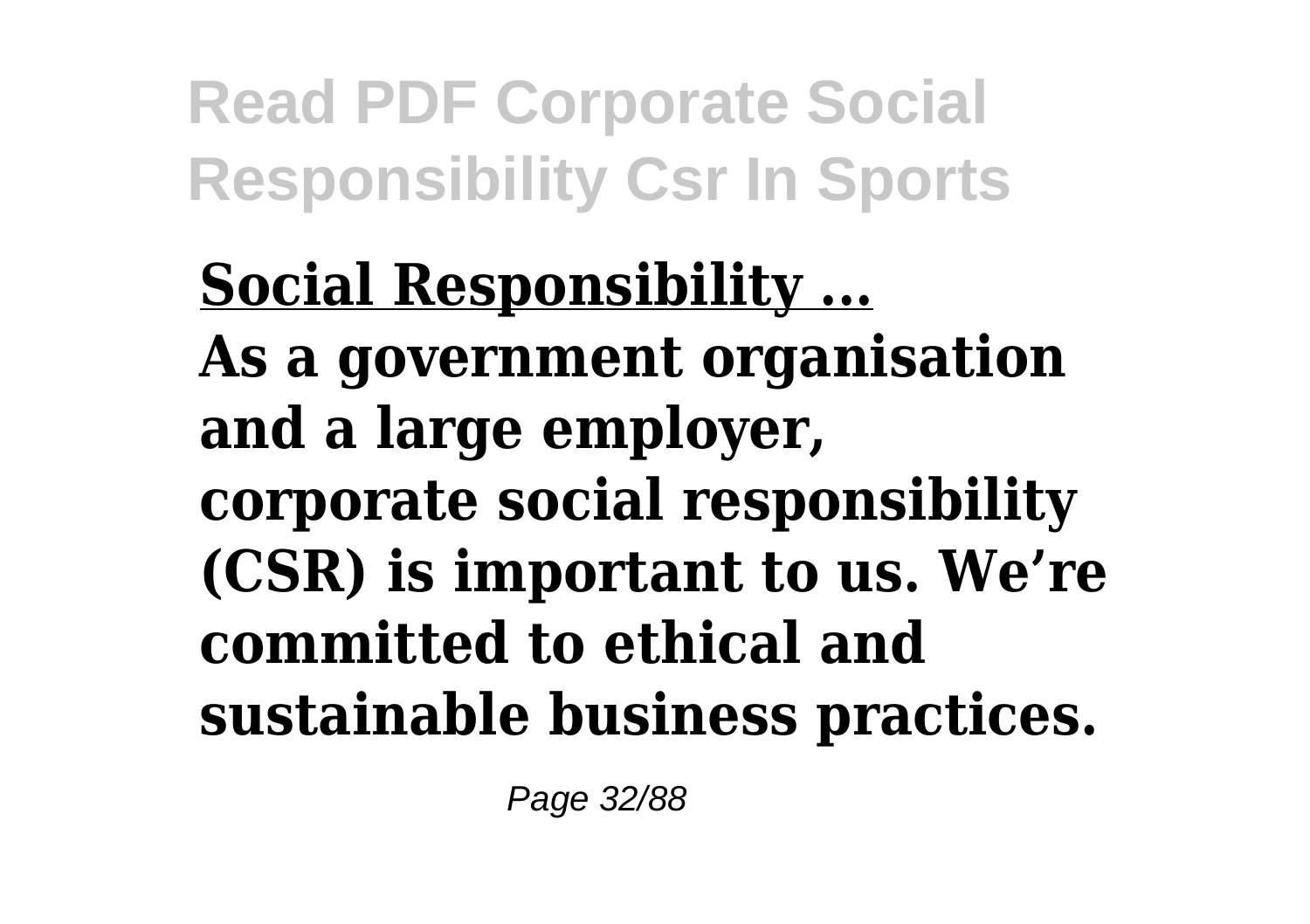**Social Responsibility ...**

**As a government organisation and a large employer, corporate social responsibility (CSR) is important to us. We're committed to ethical and sustainable business practices.**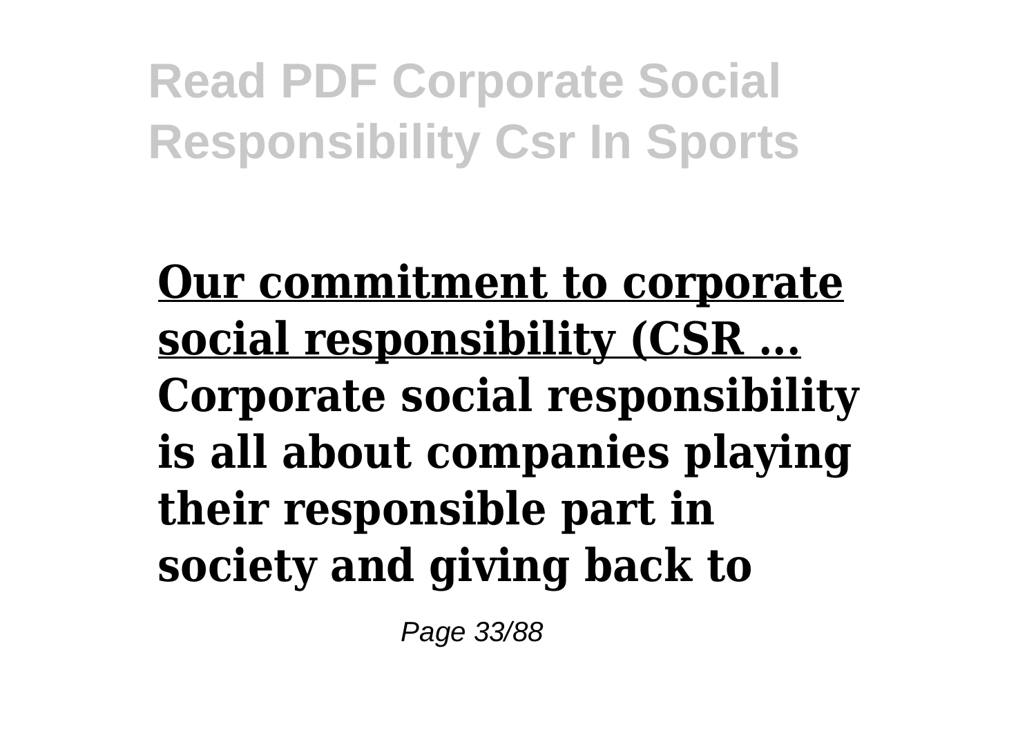**Our commitment to corporate social responsibility (CSR ...**

**Corporate social responsibility is all about companies playing their responsible part in society and giving back to**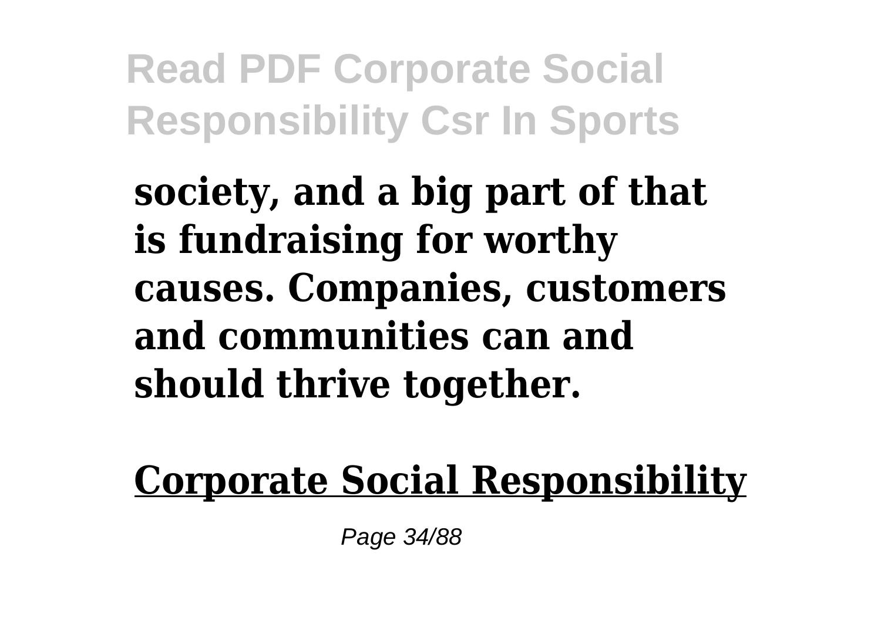**society, and a big part of that is fundraising for worthy causes. Companies, customers and communities can and should thrive together.**

**Corporate Social Responsibility**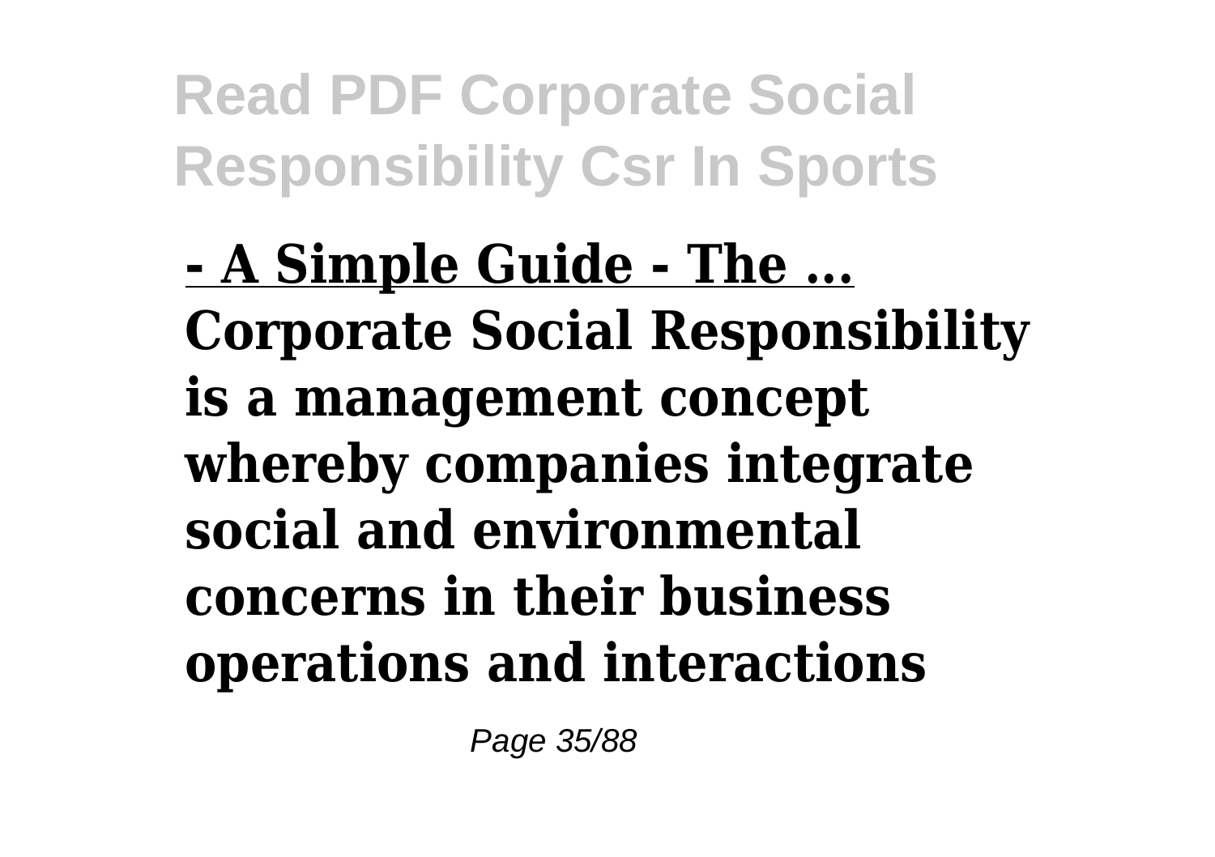**- A Simple Guide - The ...**
**Corporate Social Responsibility is a management concept whereby companies integrate social and environmental concerns in their business operations and interactions**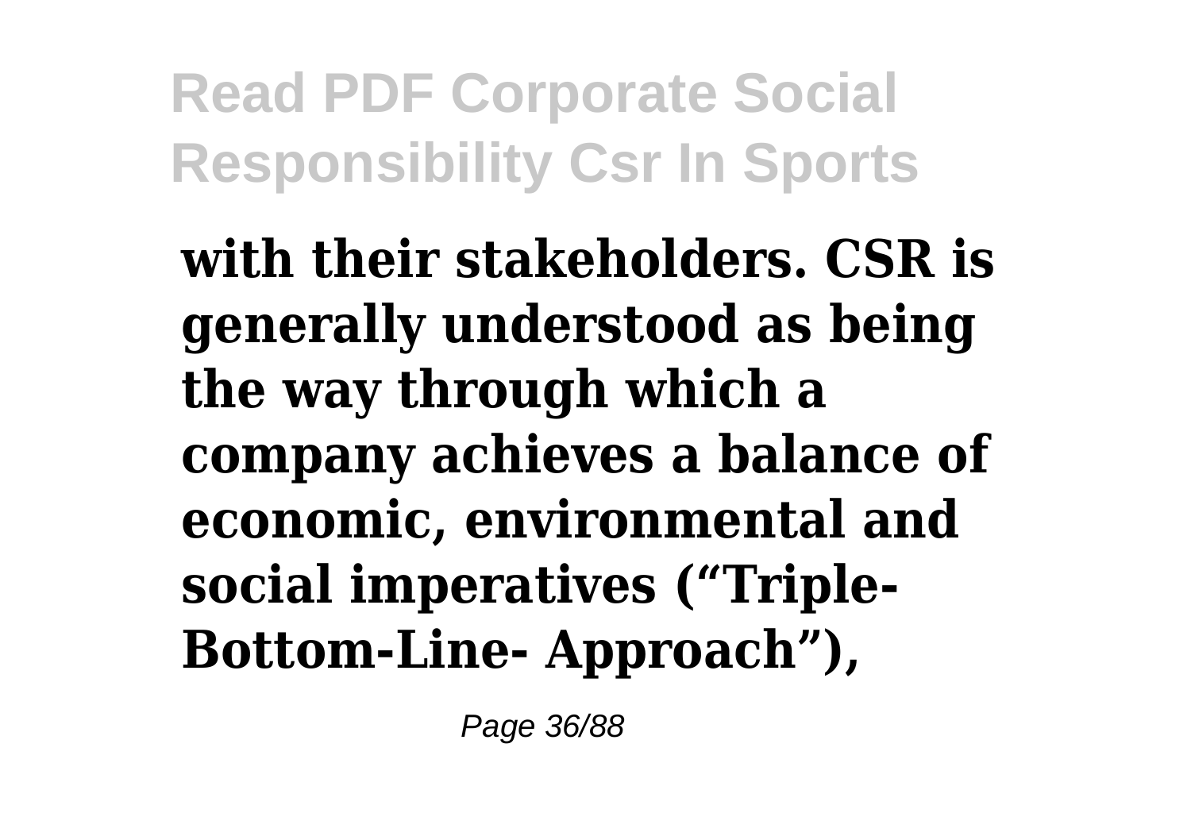**with their stakeholders. CSR is generally understood as being the way through which a company achieves a balance of economic, environmental and social imperatives ("Triple-Bottom-Line- Approach"),**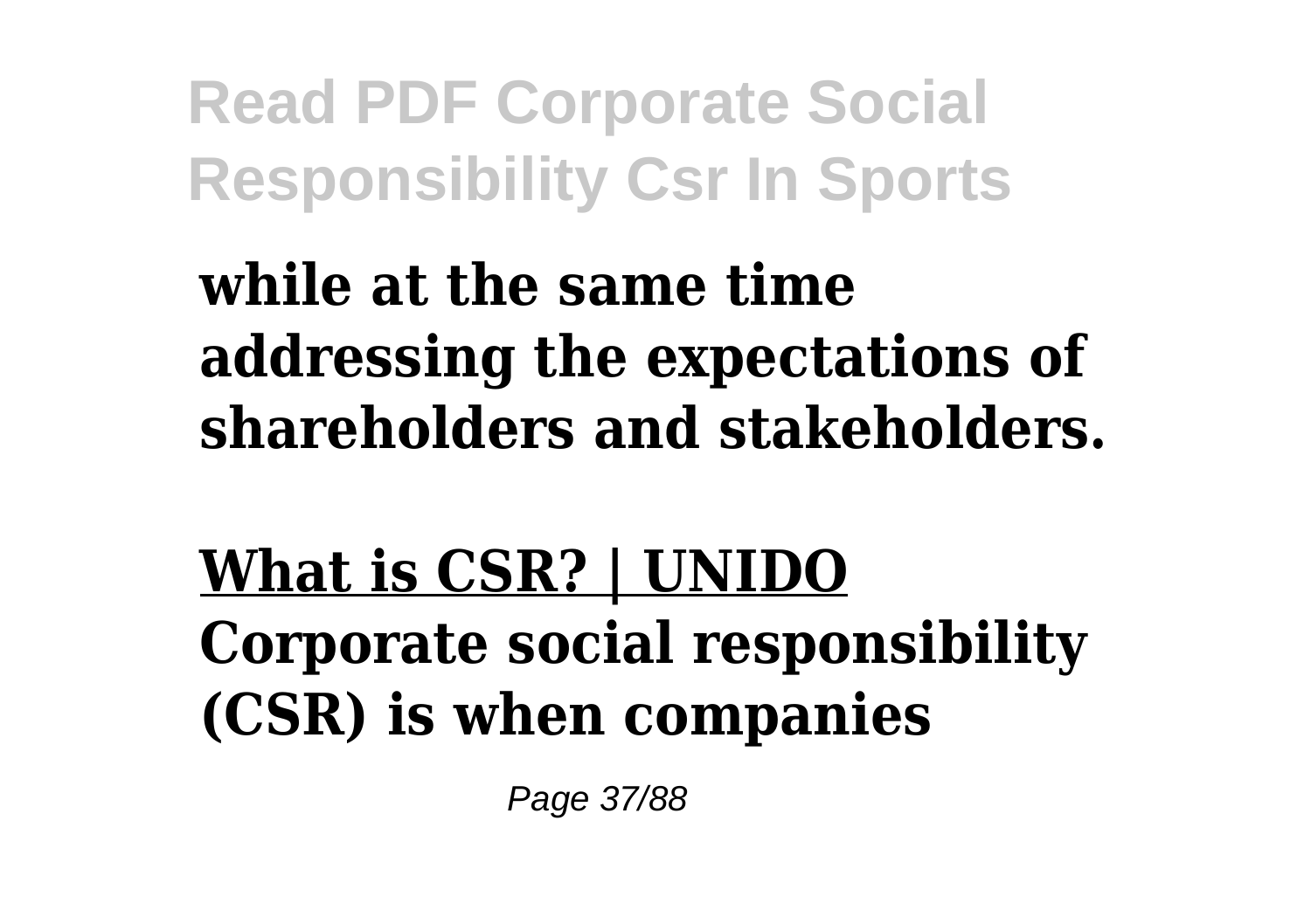**while at the same time addressing the expectations of shareholders and stakeholders.**

**What is CSR? | UNIDO**

**Corporate social responsibility (CSR) is when companies**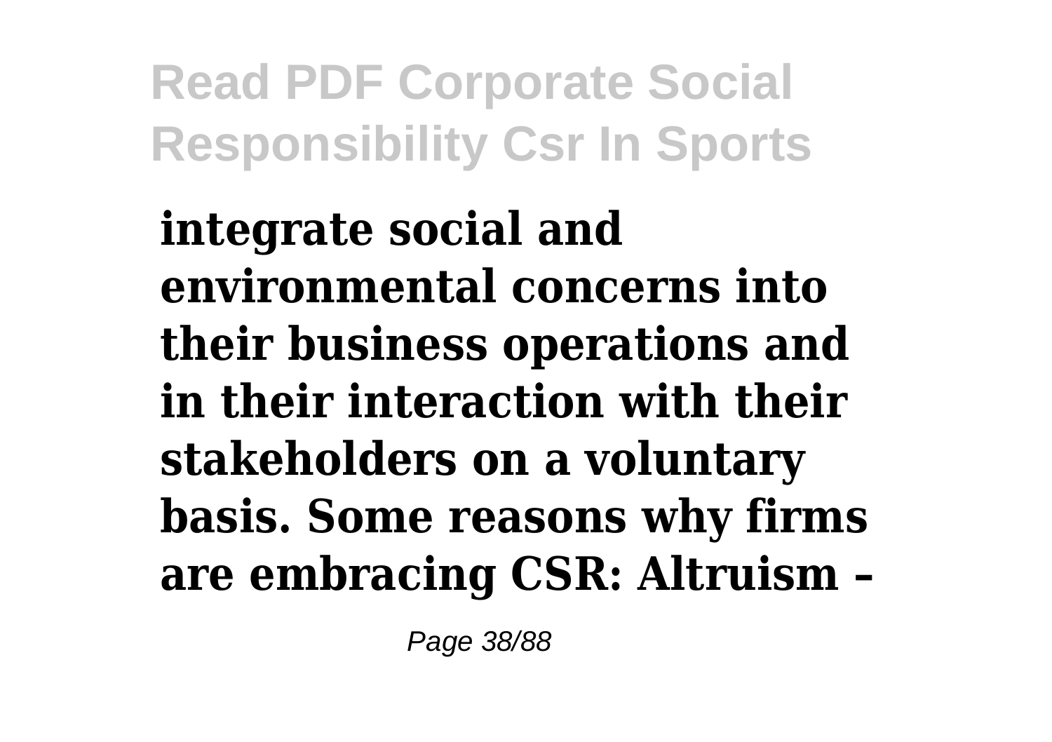**integrate social and environmental concerns into their business operations and in their interaction with their stakeholders on a voluntary basis. Some reasons why firms are embracing CSR: Altruism –**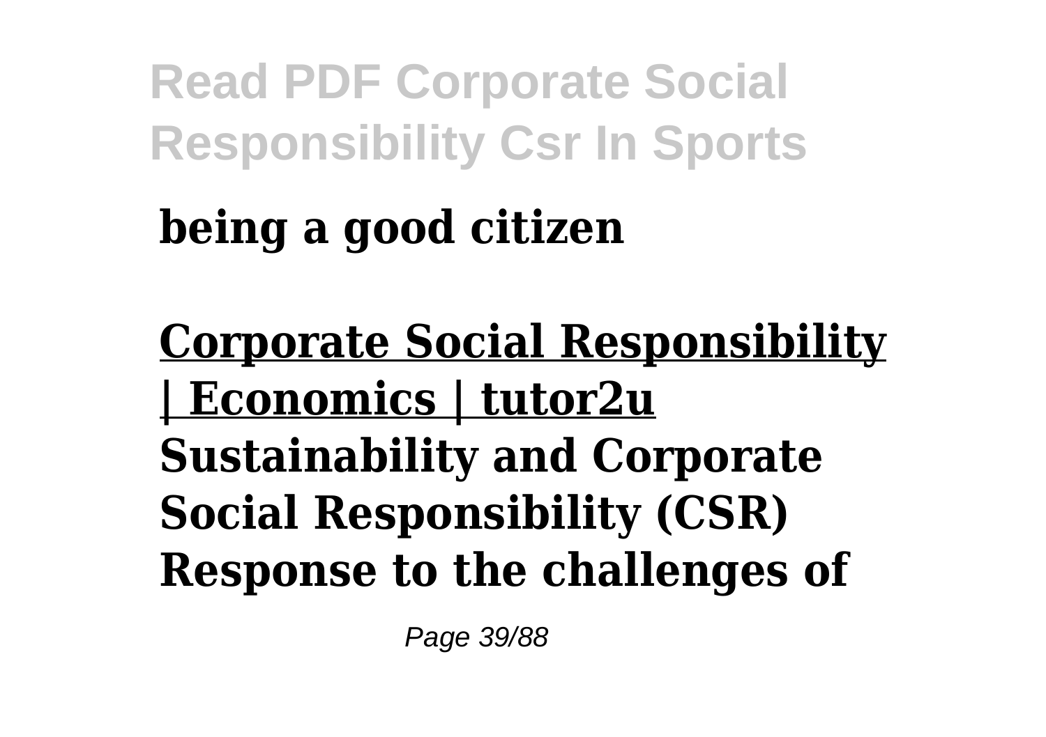**being a good citizen**

**Corporate Social Responsibility | Economics | tutor2u**

**Sustainability and Corporate Social Responsibility (CSR) Response to the challenges of**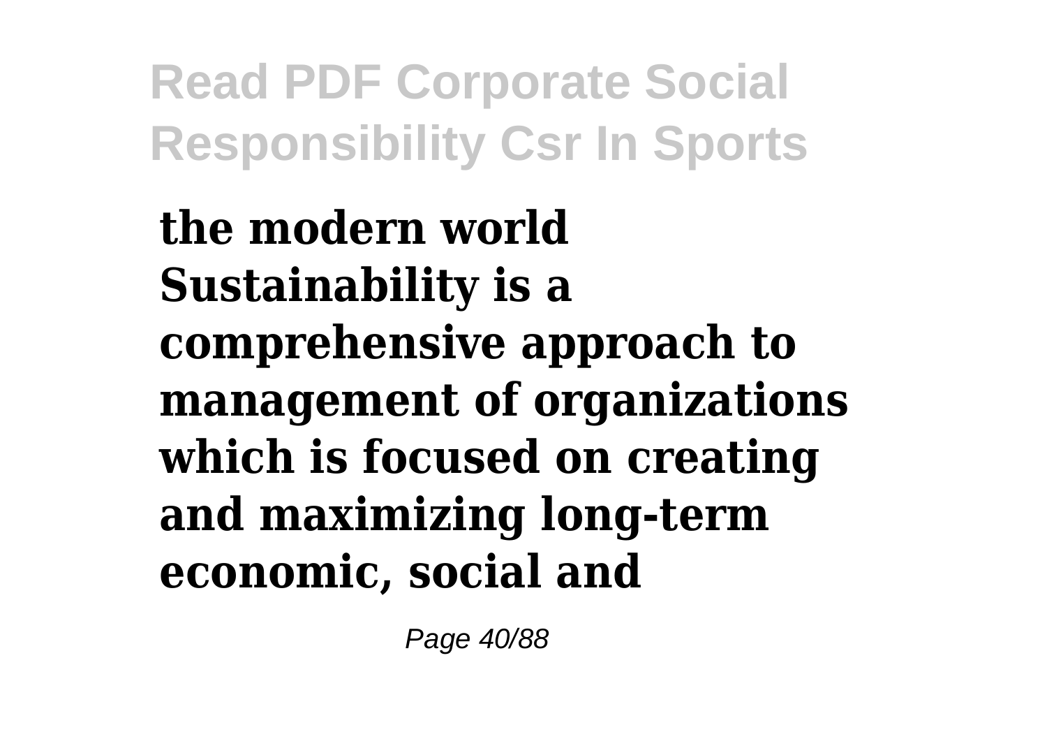**the modern world Sustainability is a comprehensive approach to management of organizations which is focused on creating and maximizing long-term economic, social and**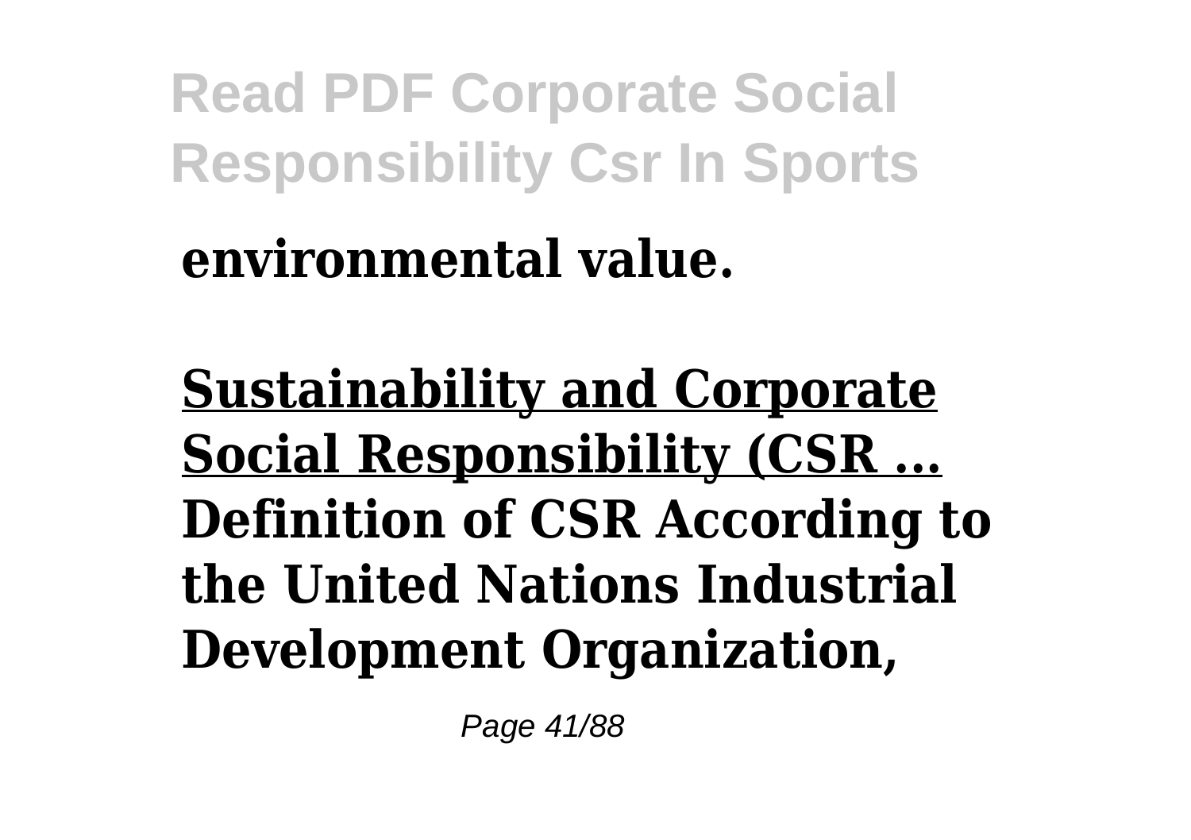**environmental value.**

**Sustainability and Corporate Social Responsibility (CSR ...**

**Definition of CSR According to the United Nations Industrial Development Organization,**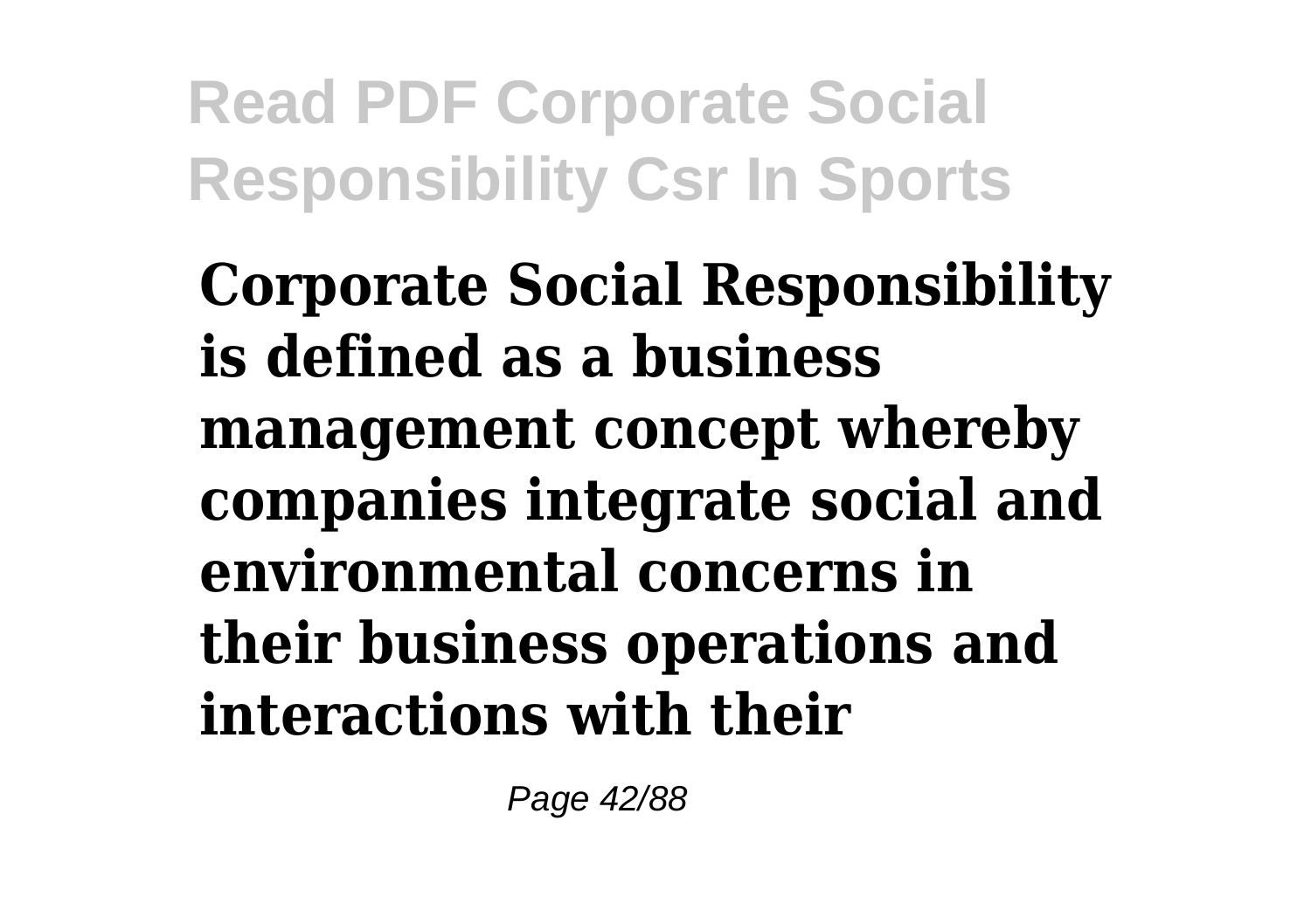**Corporate Social Responsibility is defined as a business management concept whereby companies integrate social and environmental concerns in their business operations and interactions with their**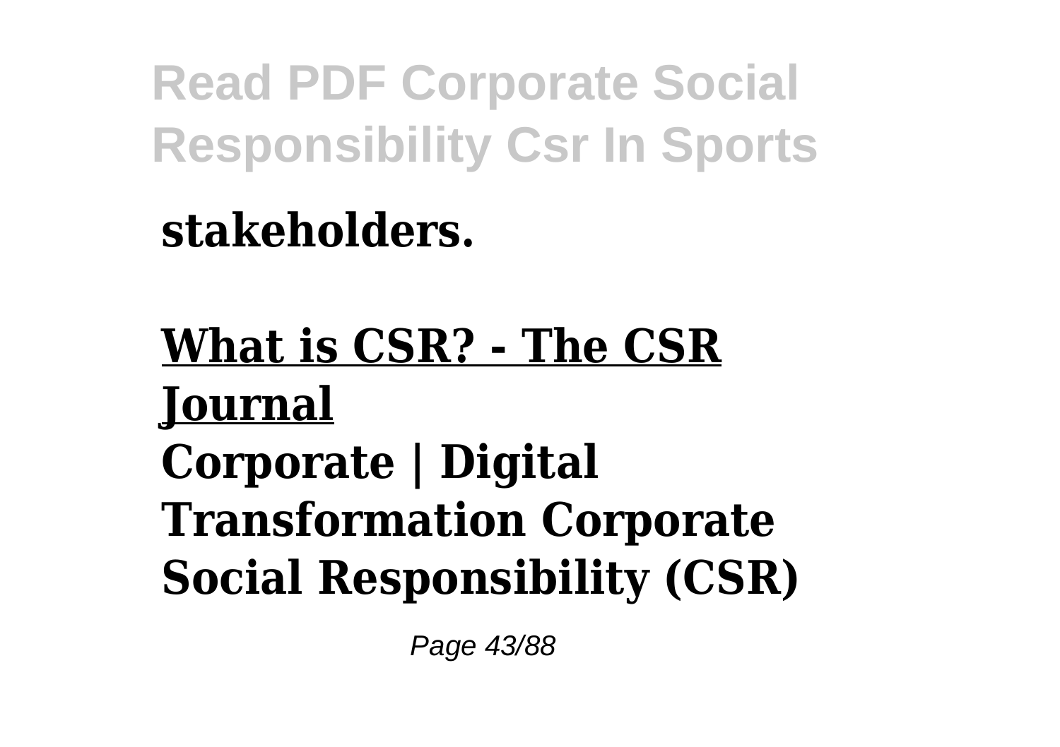**stakeholders.**

**What is CSR? - The CSR Journal**

**Corporate | Digital Transformation Corporate Social Responsibility (CSR)**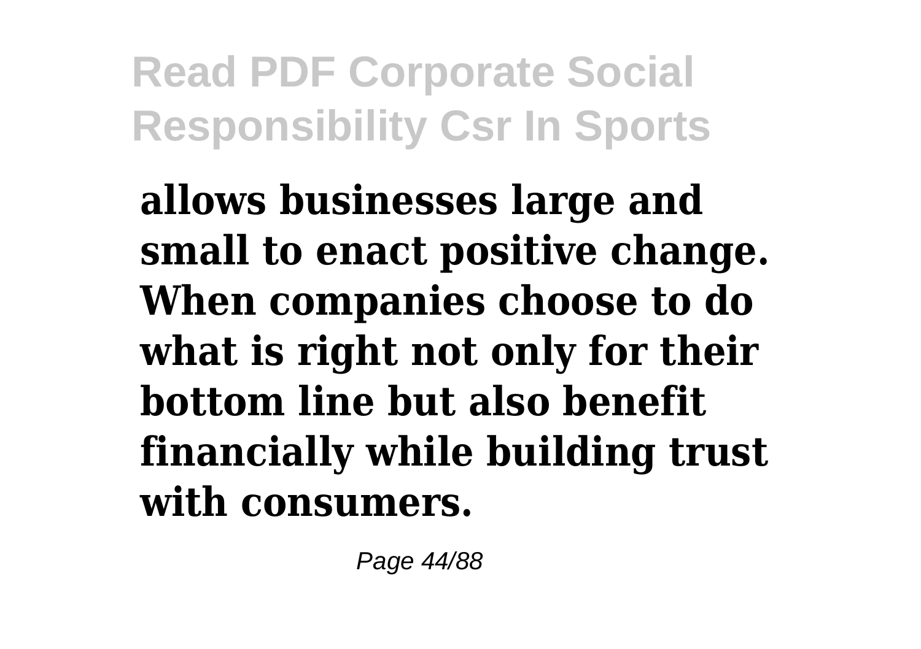**allows businesses large and small to enact positive change. When companies choose to do what is right not only for their bottom line but also benefit financially while building trust with consumers.**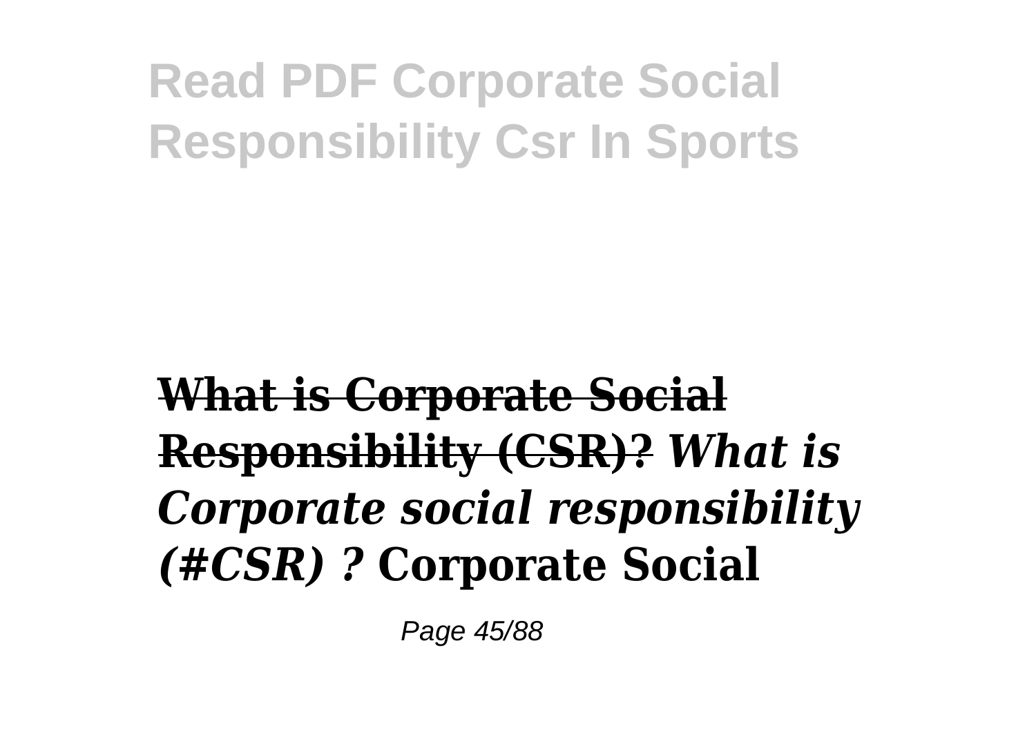**~~What is Corporate Social Responsibility (CSR)?~~** ***What is Corporate social responsibility (#CSR) ?*** **Corporate Social**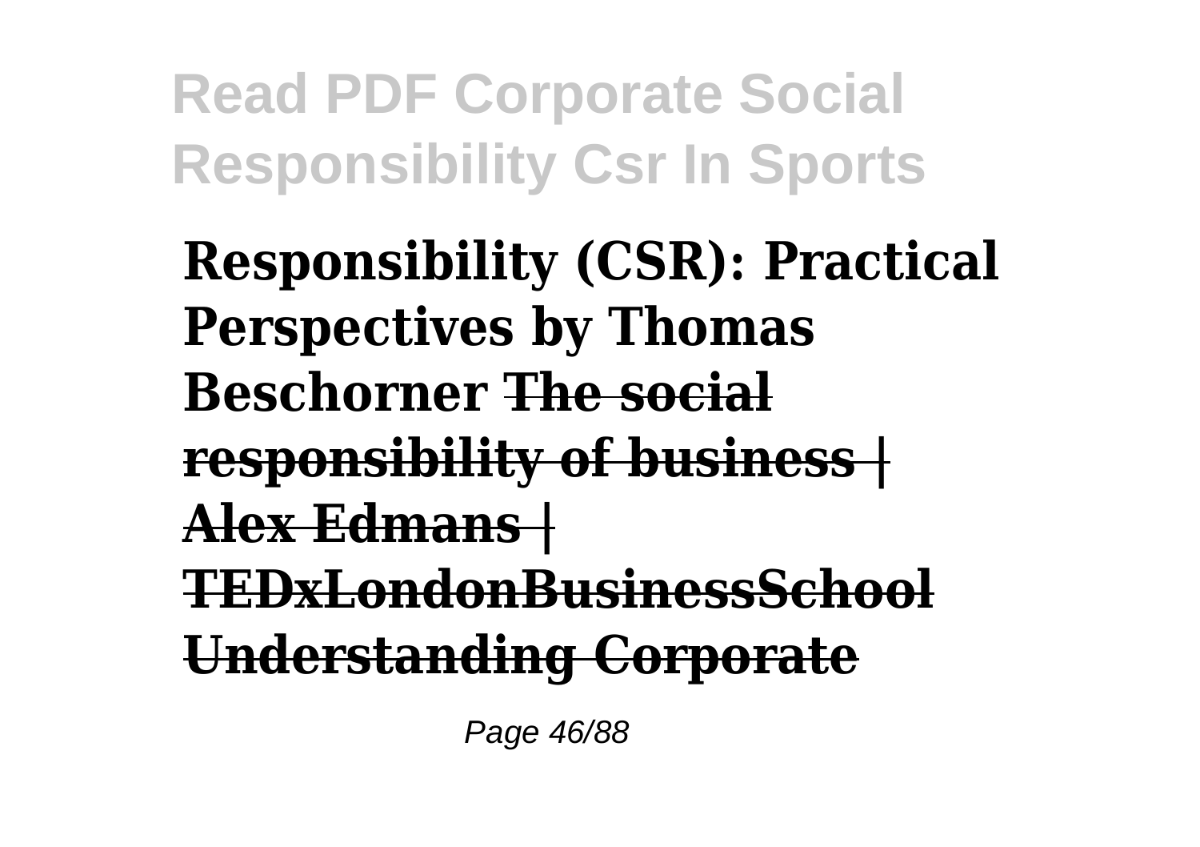**Responsibility (CSR): Practical Perspectives by Thomas Beschorner** ~~**The social responsibility of business | Alex Edmans | TEDxLondonBusinessSchool**~~ ~~**Understanding Corporate**~~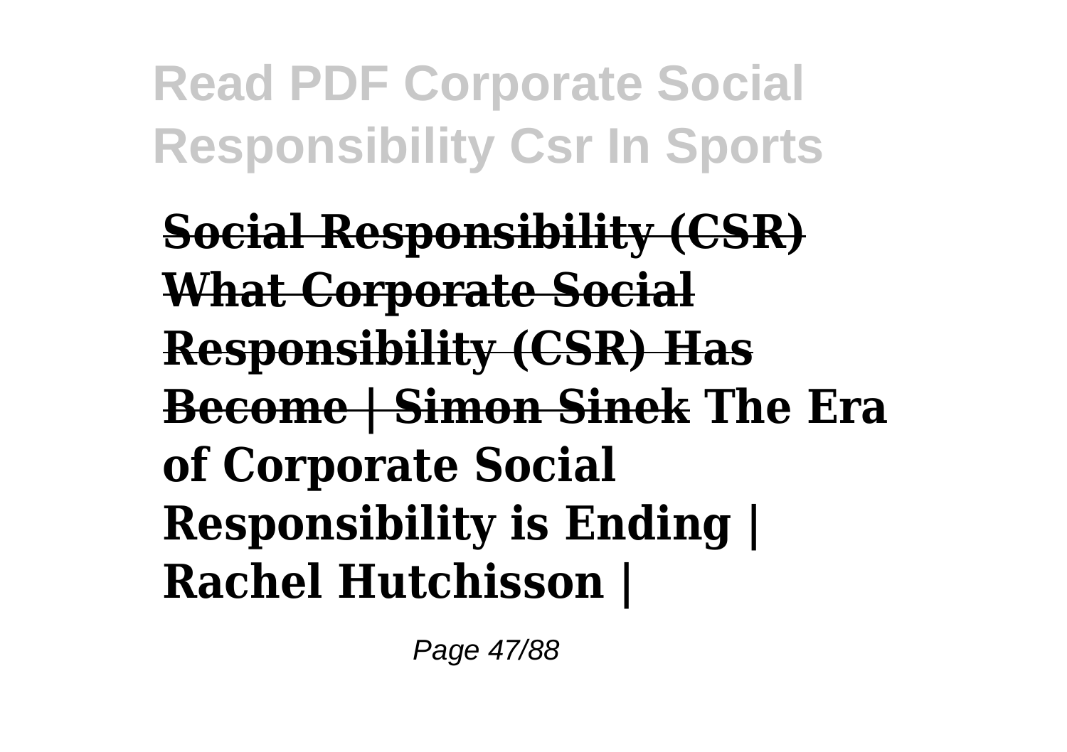**Social Responsibility (CSR) What Corporate Social Responsibility (CSR) Has Become | Simon Sinek The Era of Corporate Social Responsibility is Ending | Rachel Hutchisson |**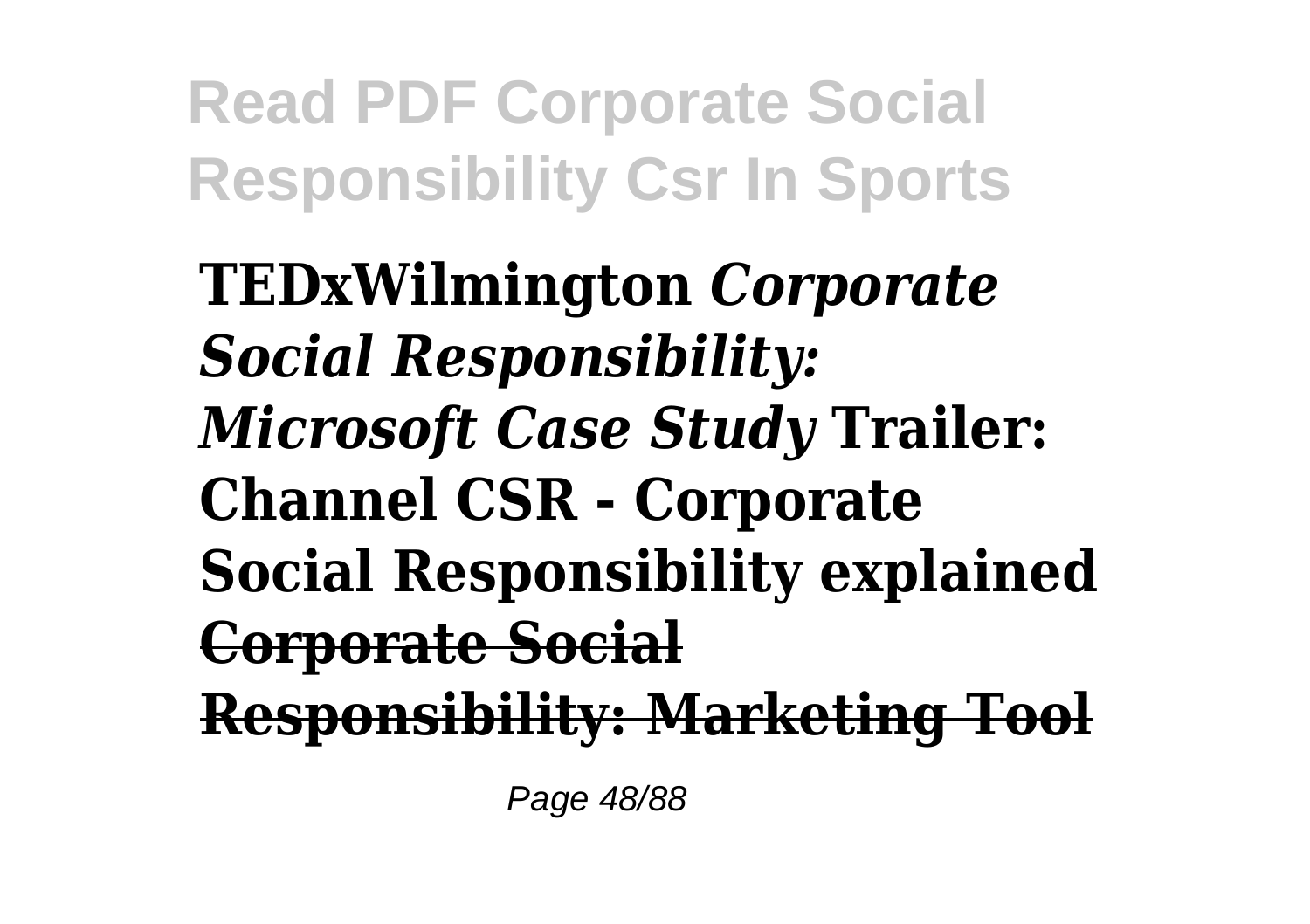**TEDxWilmington** ***Corporate Social Responsibility: Microsoft Case Study*** **Trailer: Channel CSR - Corporate Social Responsibility explained** **Corporate Social Responsibility: Marketing Tool**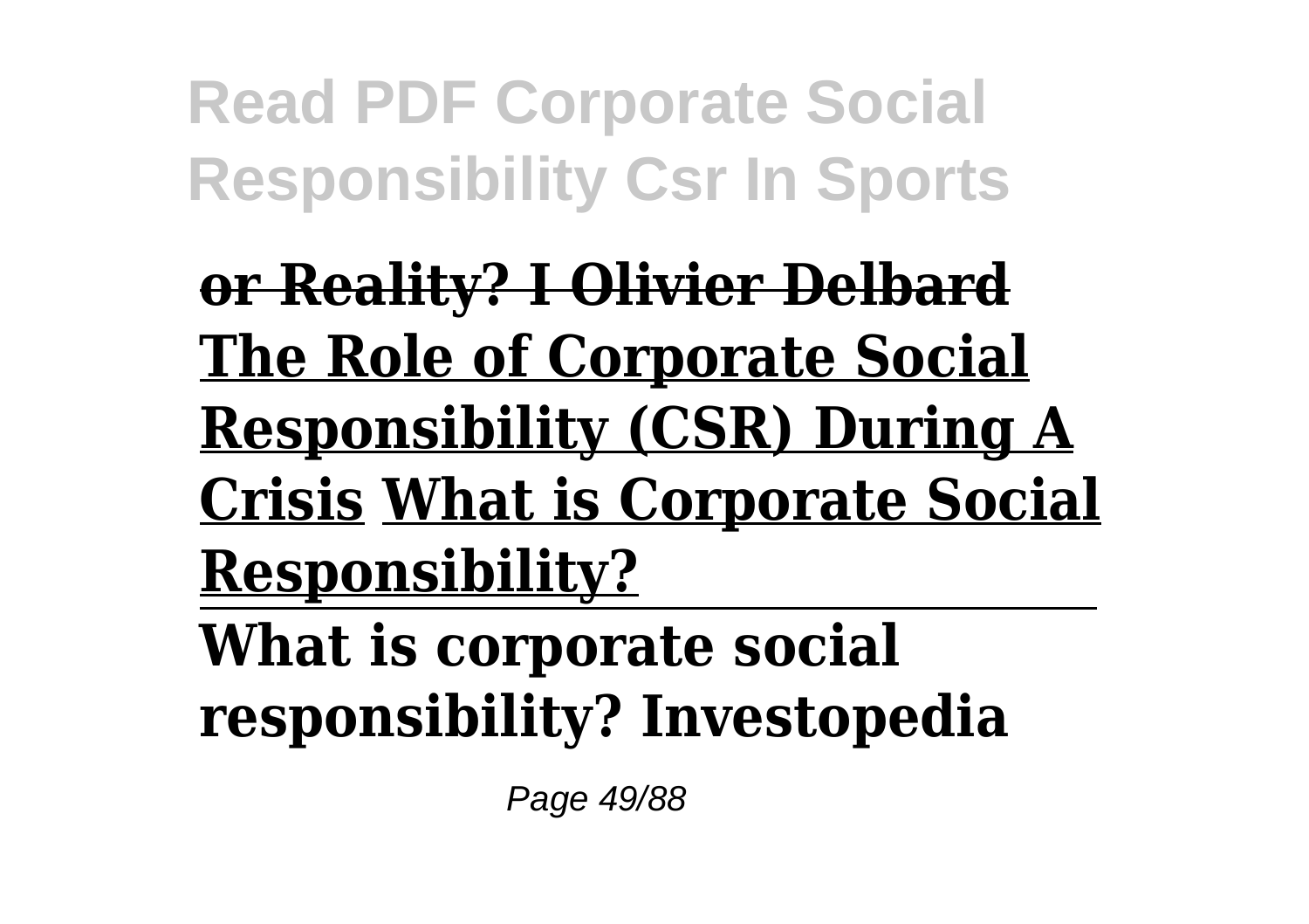**or Reality? I Olivier Delbard** **The Role of Corporate Social Responsibility (CSR) During A Crisis** **What is Corporate Social Responsibility?**

---

**What is corporate social responsibility? Investopedia**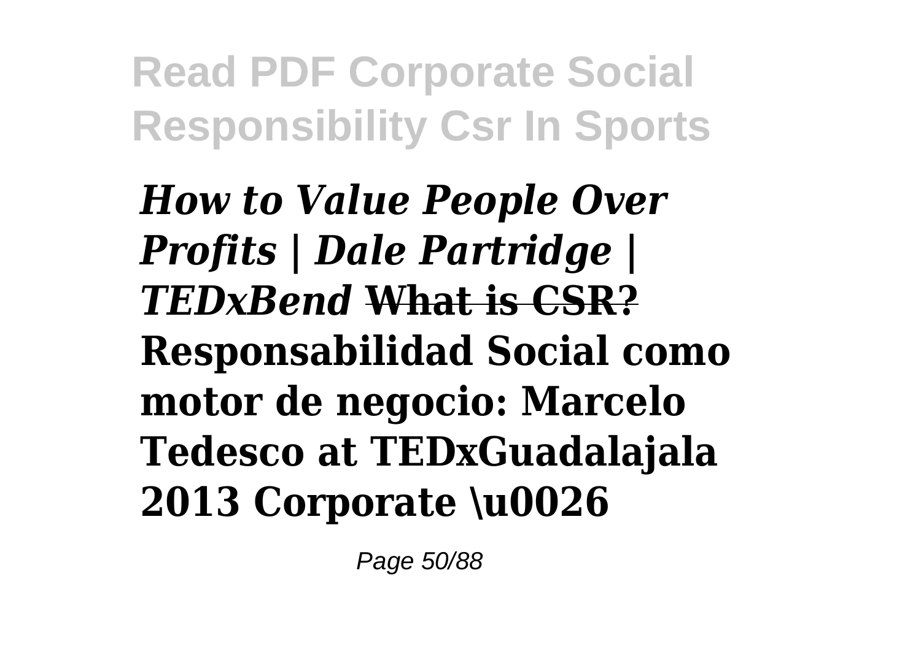***How to Value People Over Profits | Dale Partridge | TEDxBend*** ~~**What is CSR?**~~ **Responsabilidad Social como motor de negocio: Marcelo Tedesco at TEDxGuadalajala 2013 Corporate \u0026**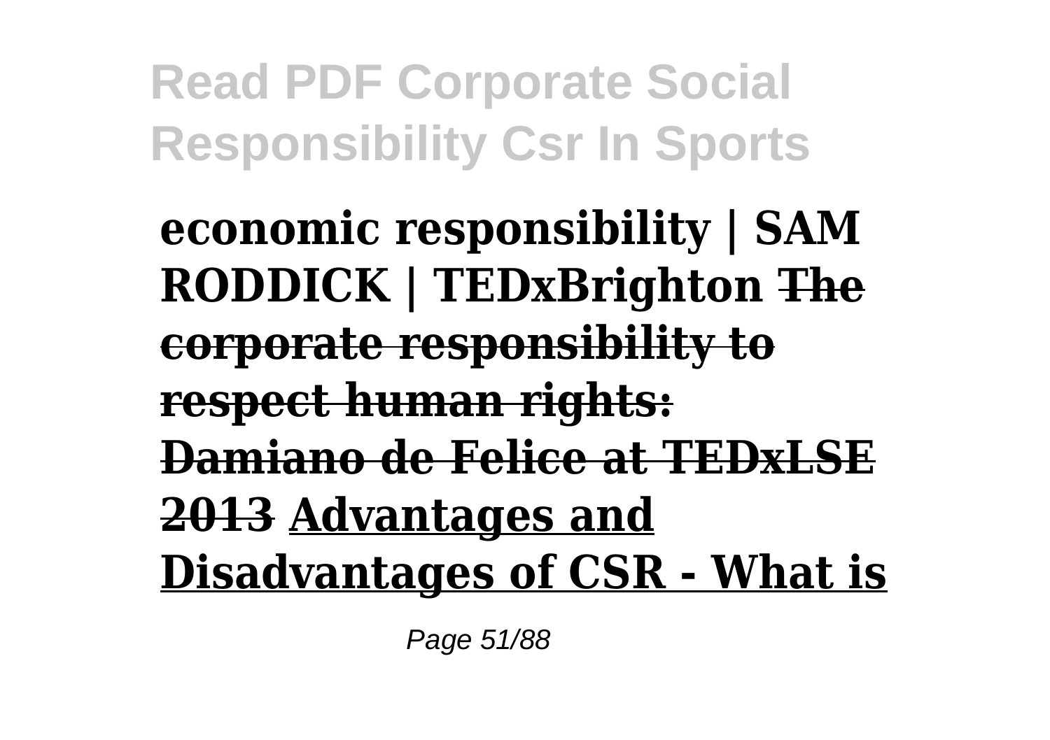**economic responsibility | SAM RODDICK | TEDxBrighton ~~The corporate responsibility to respect human rights: Damiano de Felice at TEDxLSE 2013~~ Advantages and Disadvantages of CSR - What is**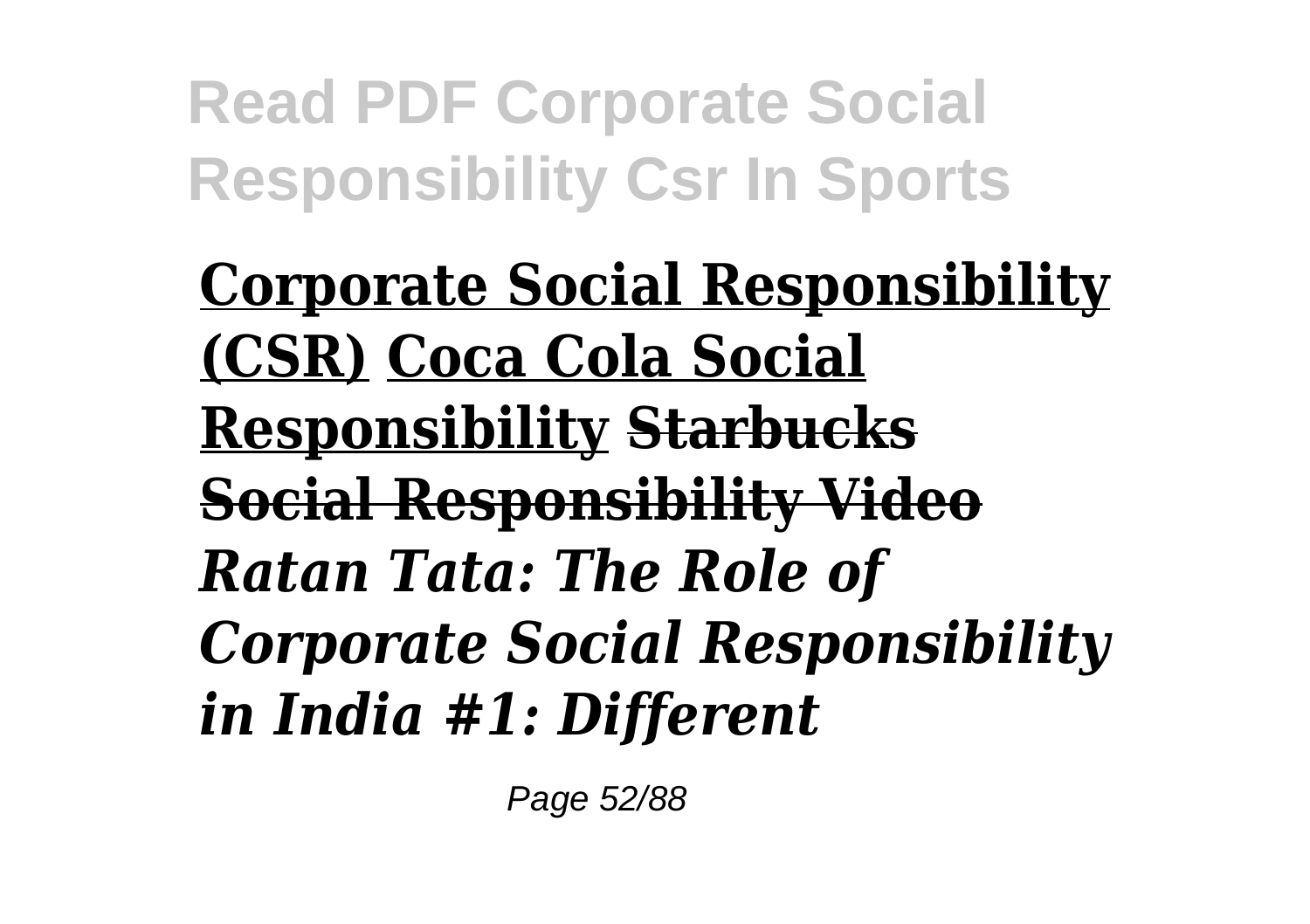**Corporate Social Responsibility (CSR)** **Coca Cola Social Responsibility** **~~Starbucks Social Responsibility Video~~** ***Ratan Tata: The Role of Corporate Social Responsibility in India #1: Different***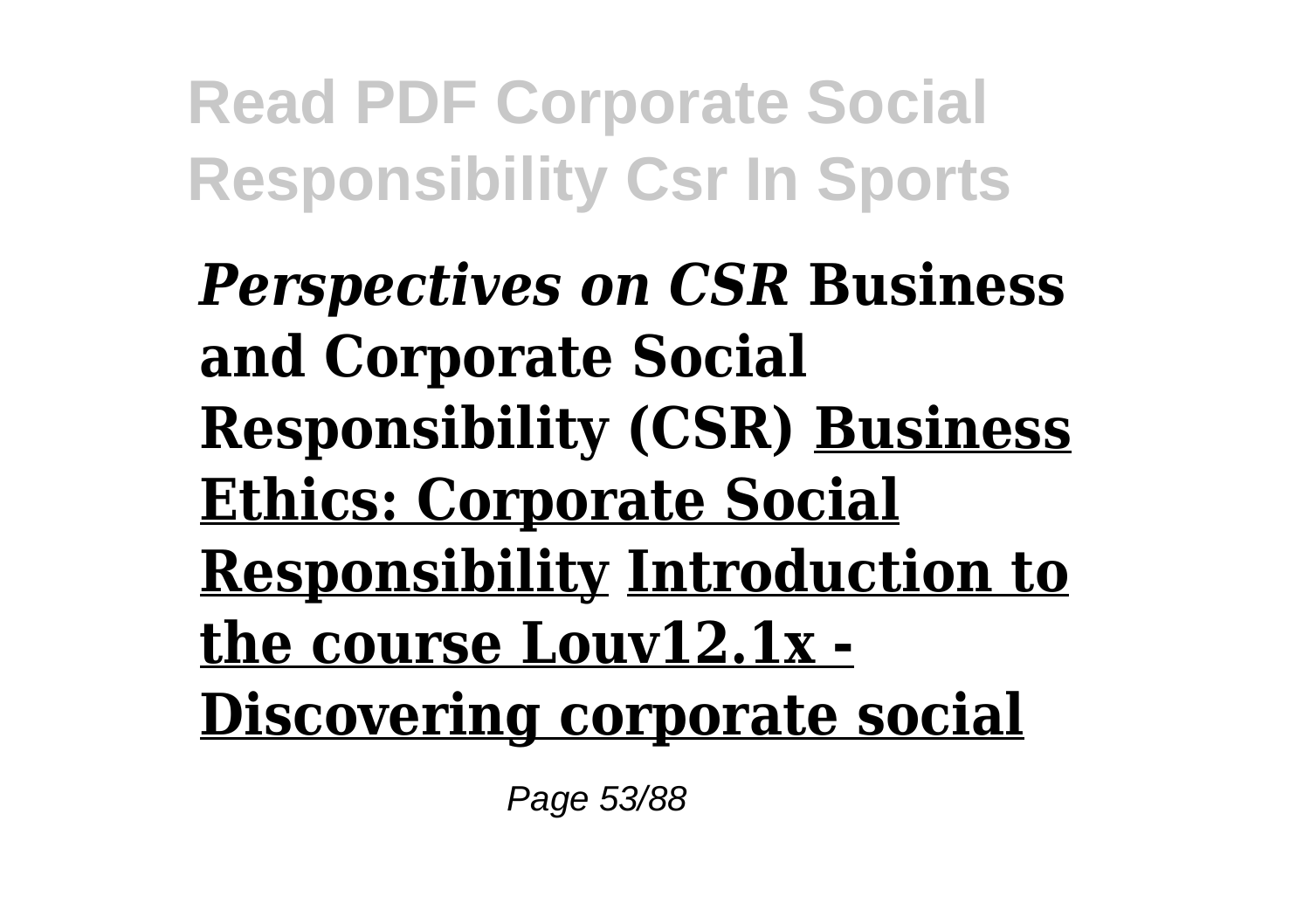***Perspectives on CSR* Business and Corporate Social Responsibility (CSR) Business Ethics: Corporate Social Responsibility Introduction to the course Louv12.1x - Discovering corporate social**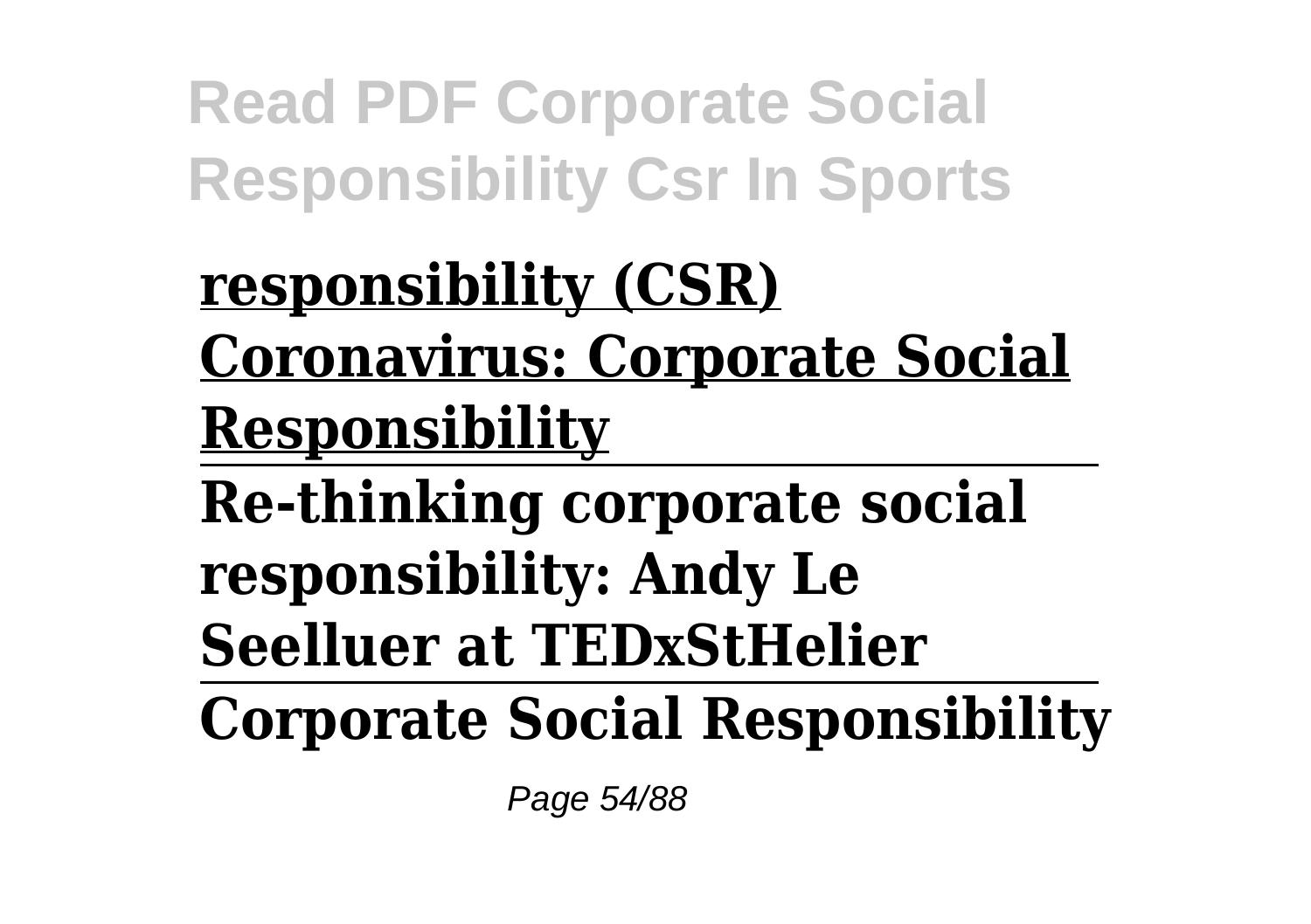**responsibility (CSR)**

**Coronavirus: Corporate Social Responsibility**

---

**Re-thinking corporate social responsibility: Andy Le Seelluer at TEDxStHelier**

---

**Corporate Social Responsibility**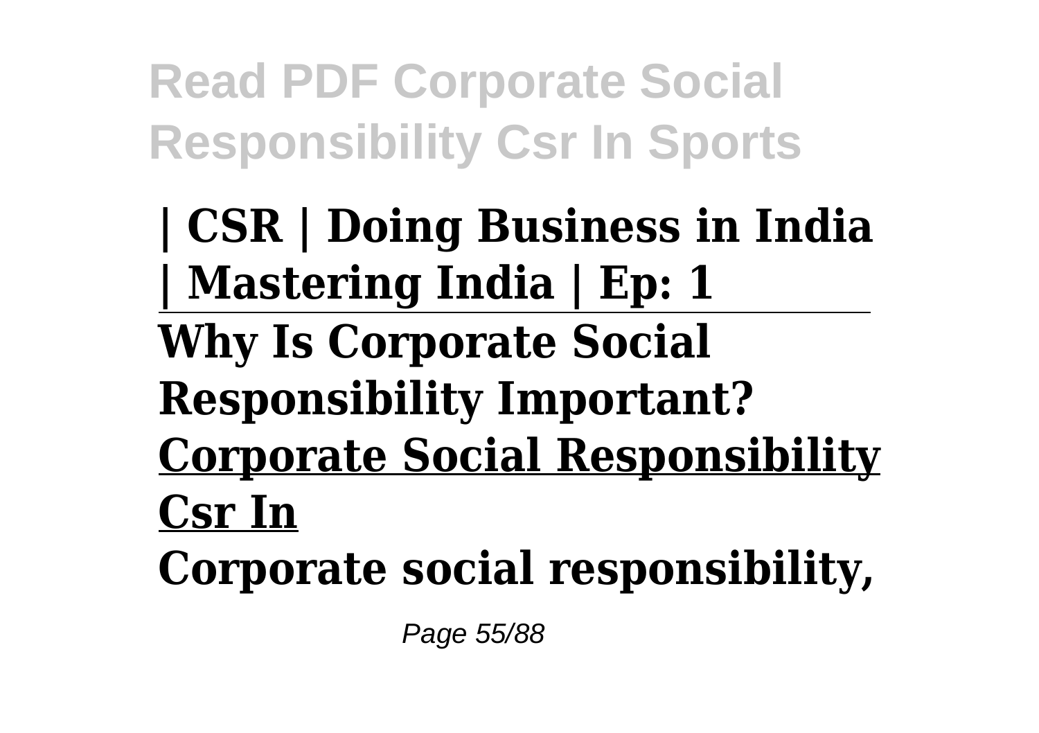**| CSR | Doing Business in India | Mastering India | Ep: 1**

**Why Is Corporate Social Responsibility Important?**

**Corporate Social Responsibility Csr In**

**Corporate social responsibility,**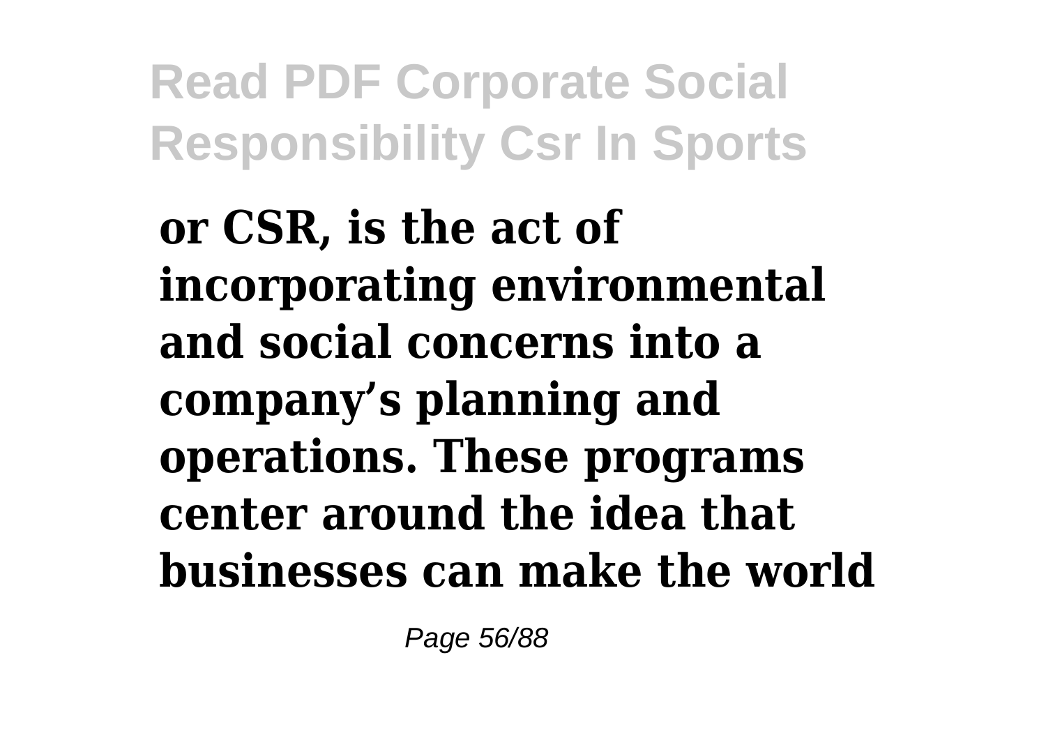**or CSR, is the act of incorporating environmental and social concerns into a company’s planning and operations. These programs center around the idea that businesses can make the world**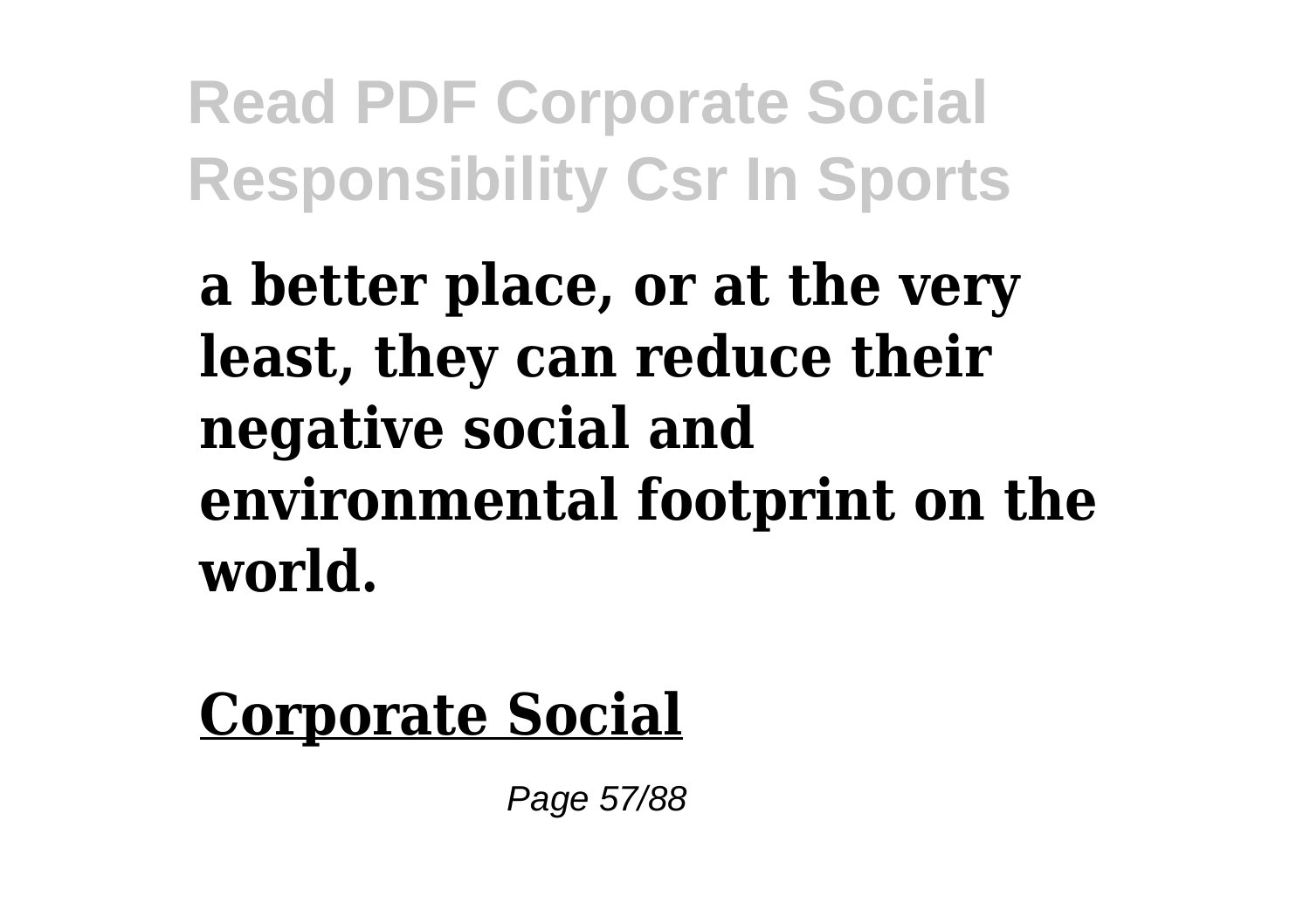**a better place, or at the very least, they can reduce their negative social and environmental footprint on the world.**

**Corporate Social**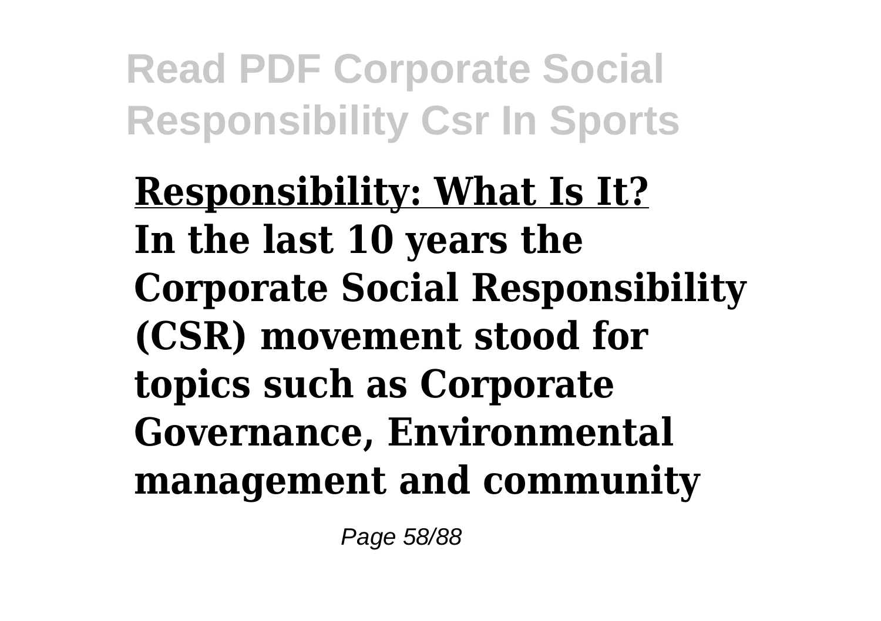**Responsibility: What Is It?**

**In the last 10 years the Corporate Social Responsibility (CSR) movement stood for topics such as Corporate Governance, Environmental management and community**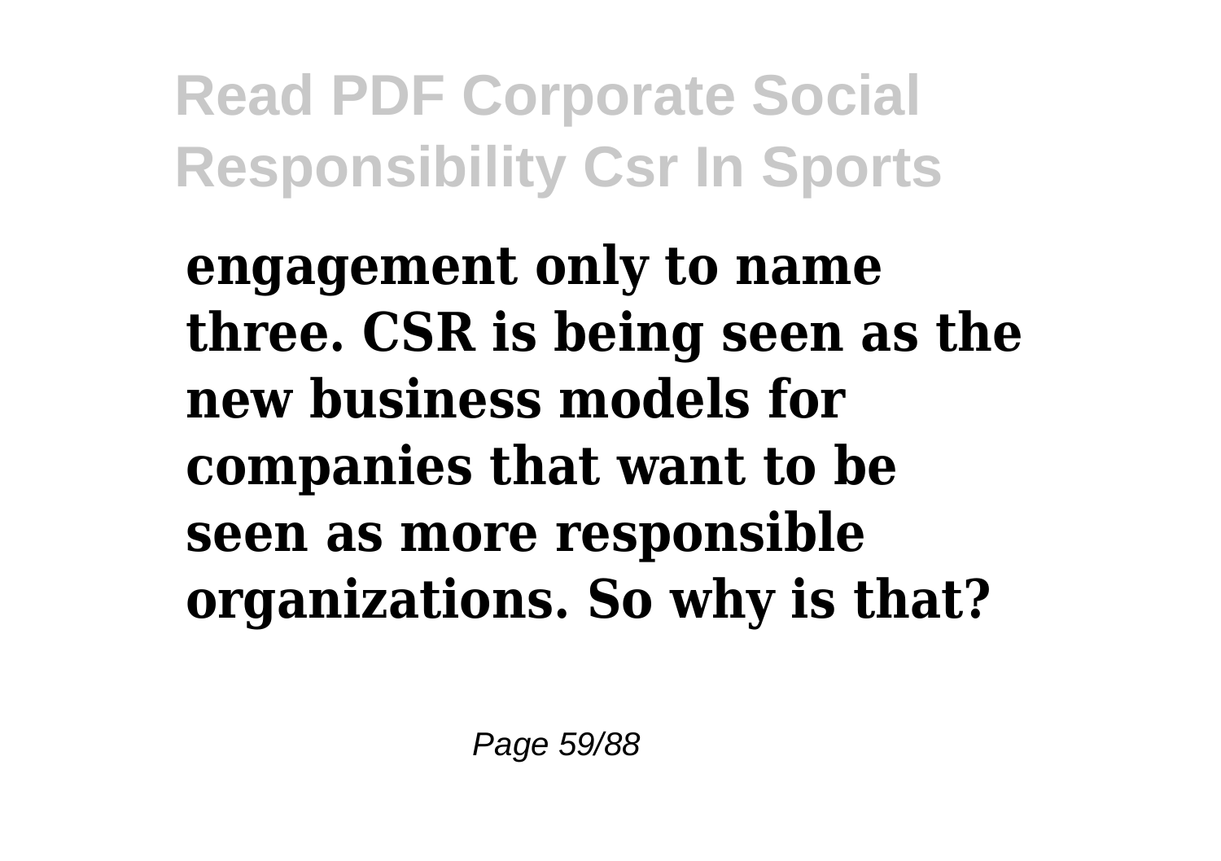**engagement only to name three. CSR is being seen as the new business models for companies that want to be seen as more responsible organizations. So why is that?**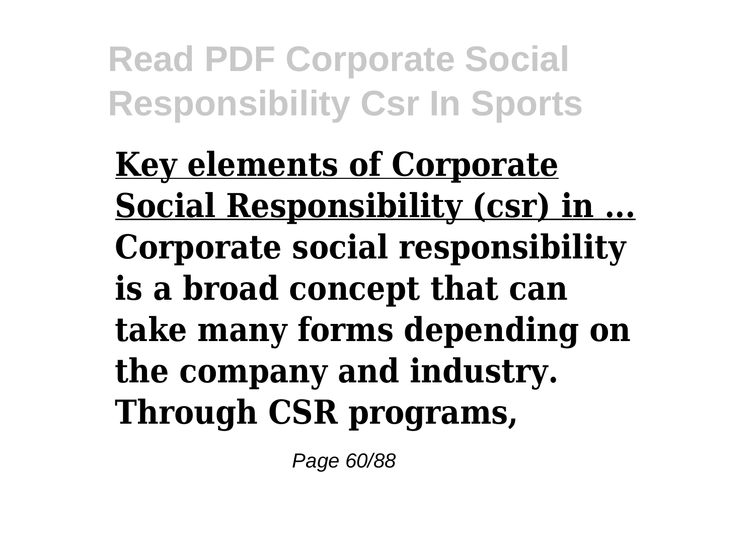**Key elements of Corporate Social Responsibility (csr) in ...**

**Corporate social responsibility is a broad concept that can take many forms depending on the company and industry. Through CSR programs,**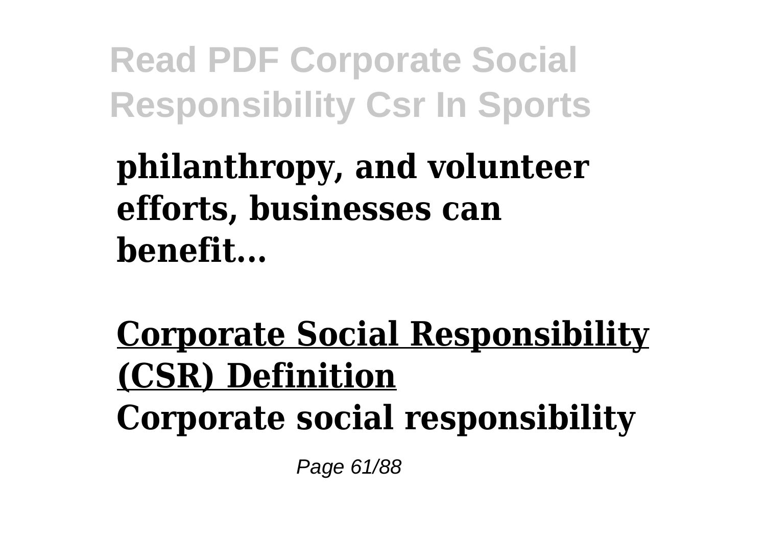**philanthropy, and volunteer efforts, businesses can benefit...**

**Corporate Social Responsibility (CSR) Definition**

**Corporate social responsibility**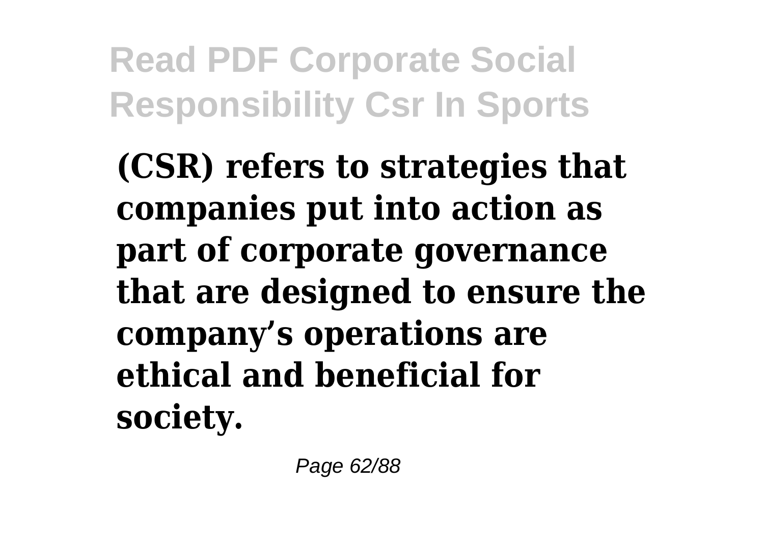**(CSR) refers to strategies that companies put into action as part of corporate governance that are designed to ensure the company's operations are ethical and beneficial for society.**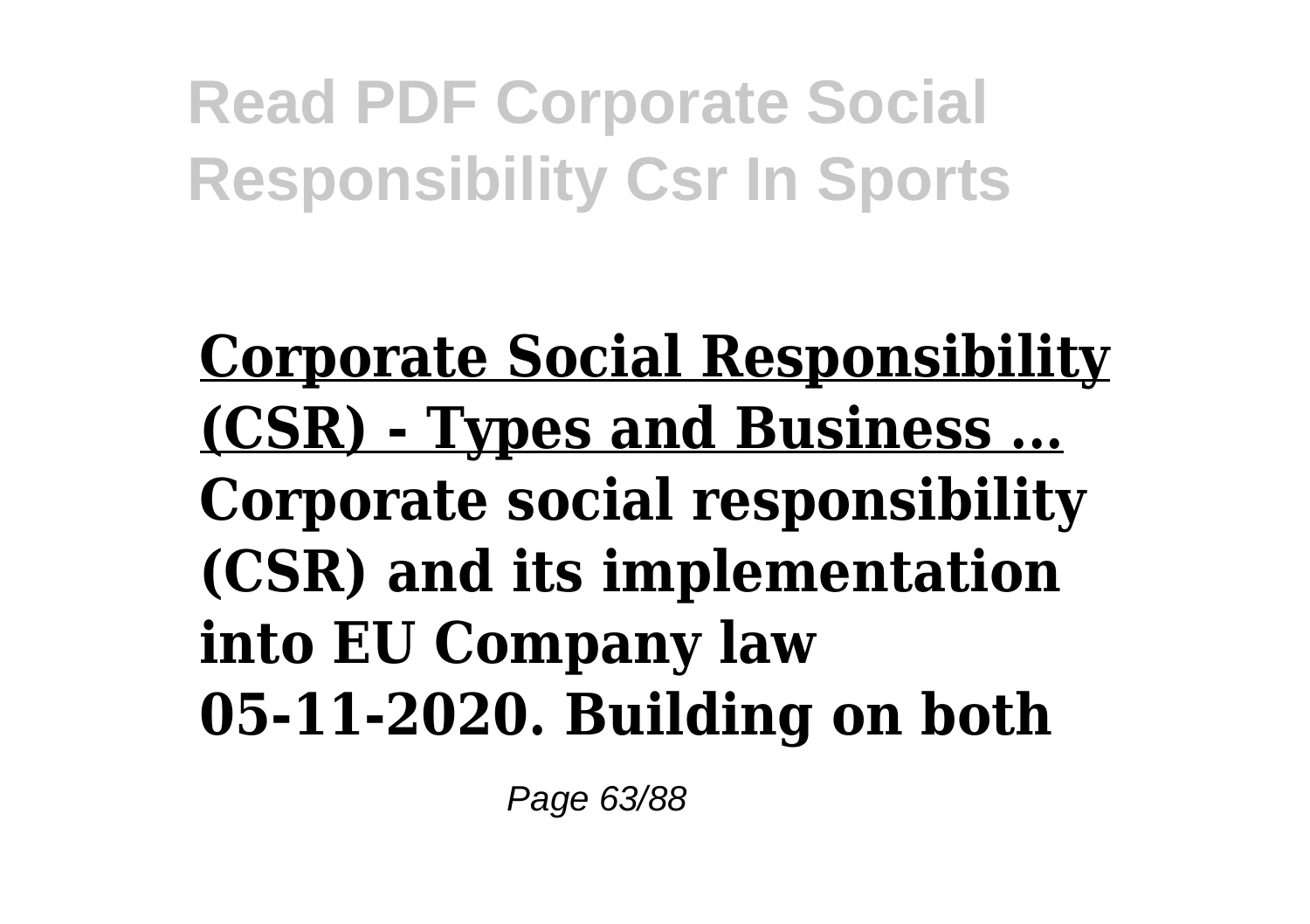**Corporate Social Responsibility (CSR) - Types and Business ...**

**Corporate social responsibility (CSR) and its implementation into EU Company law 05-11-2020. Building on both**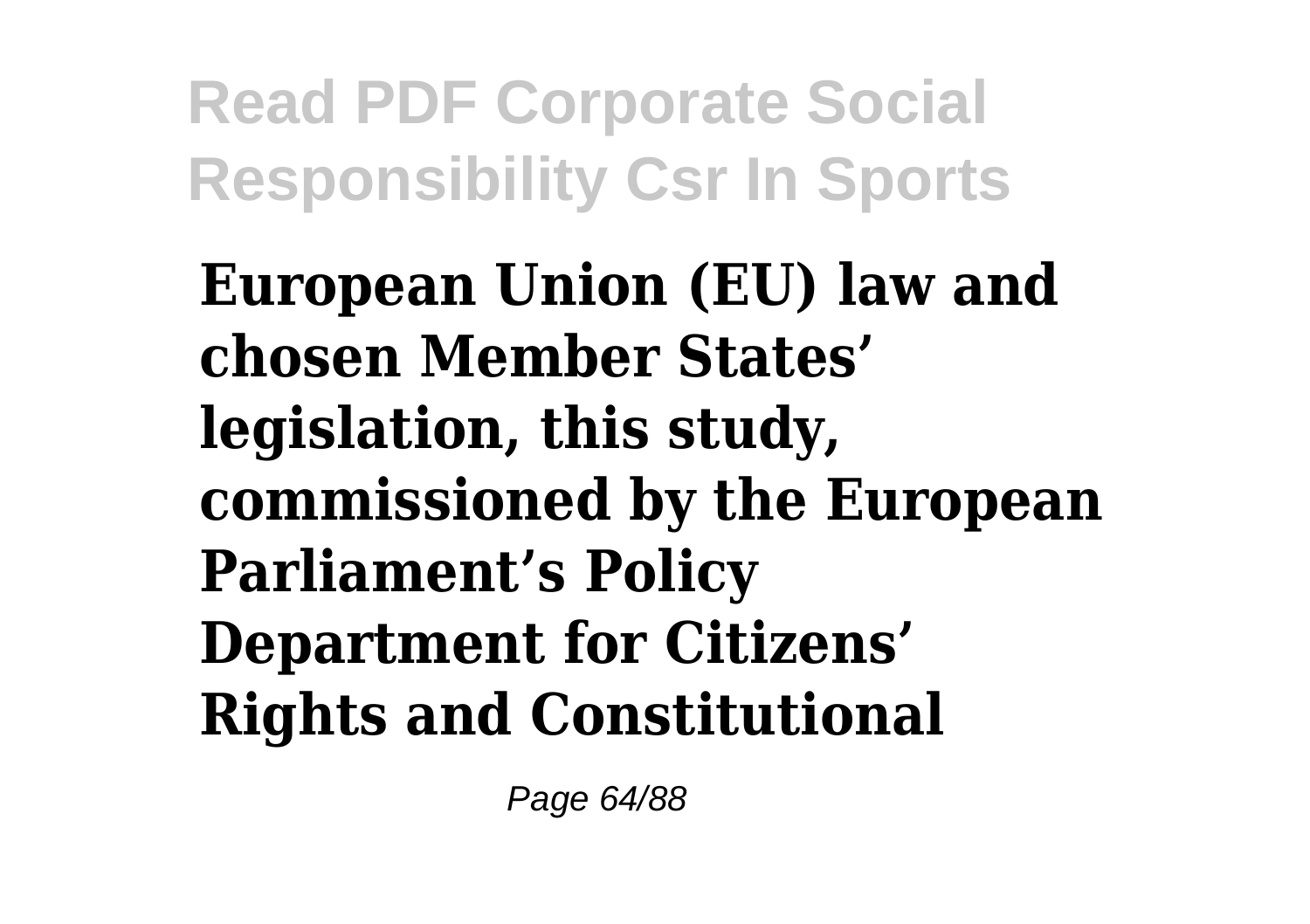**European Union (EU) law and chosen Member States' legislation, this study, commissioned by the European Parliament's Policy Department for Citizens' Rights and Constitutional**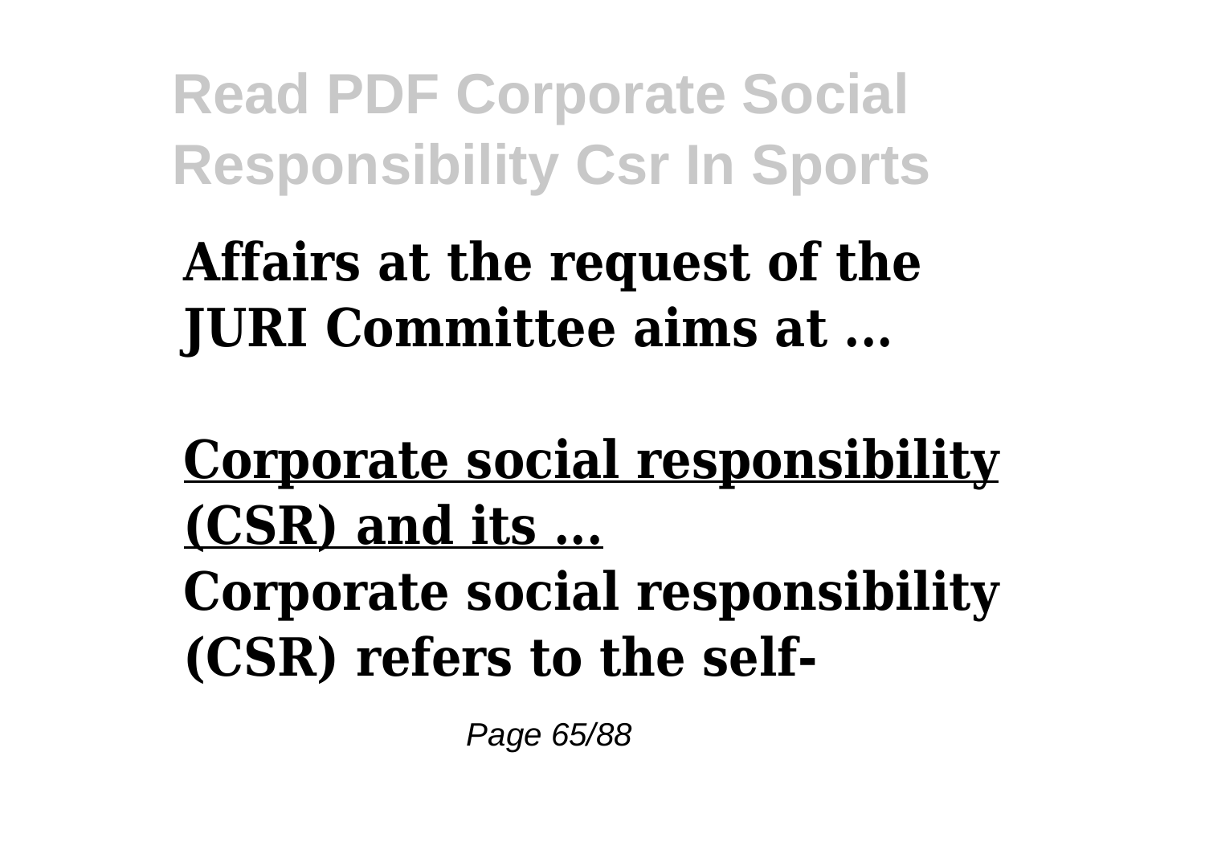**Affairs at the request of the JURI Committee aims at ...**

**Corporate social responsibility (CSR) and its ...**

**Corporate social responsibility (CSR) refers to the self-**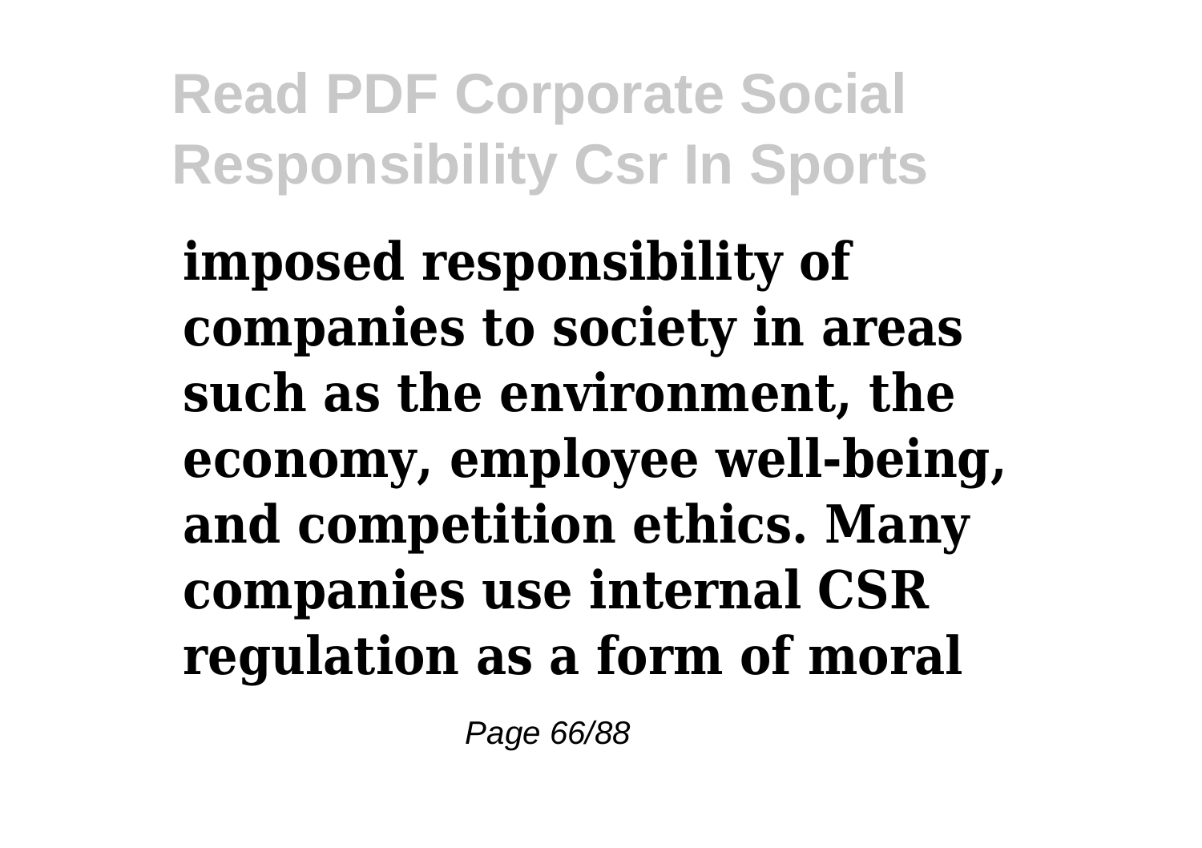**imposed responsibility of companies to society in areas such as the environment, the economy, employee well-being, and competition ethics. Many companies use internal CSR regulation as a form of moral**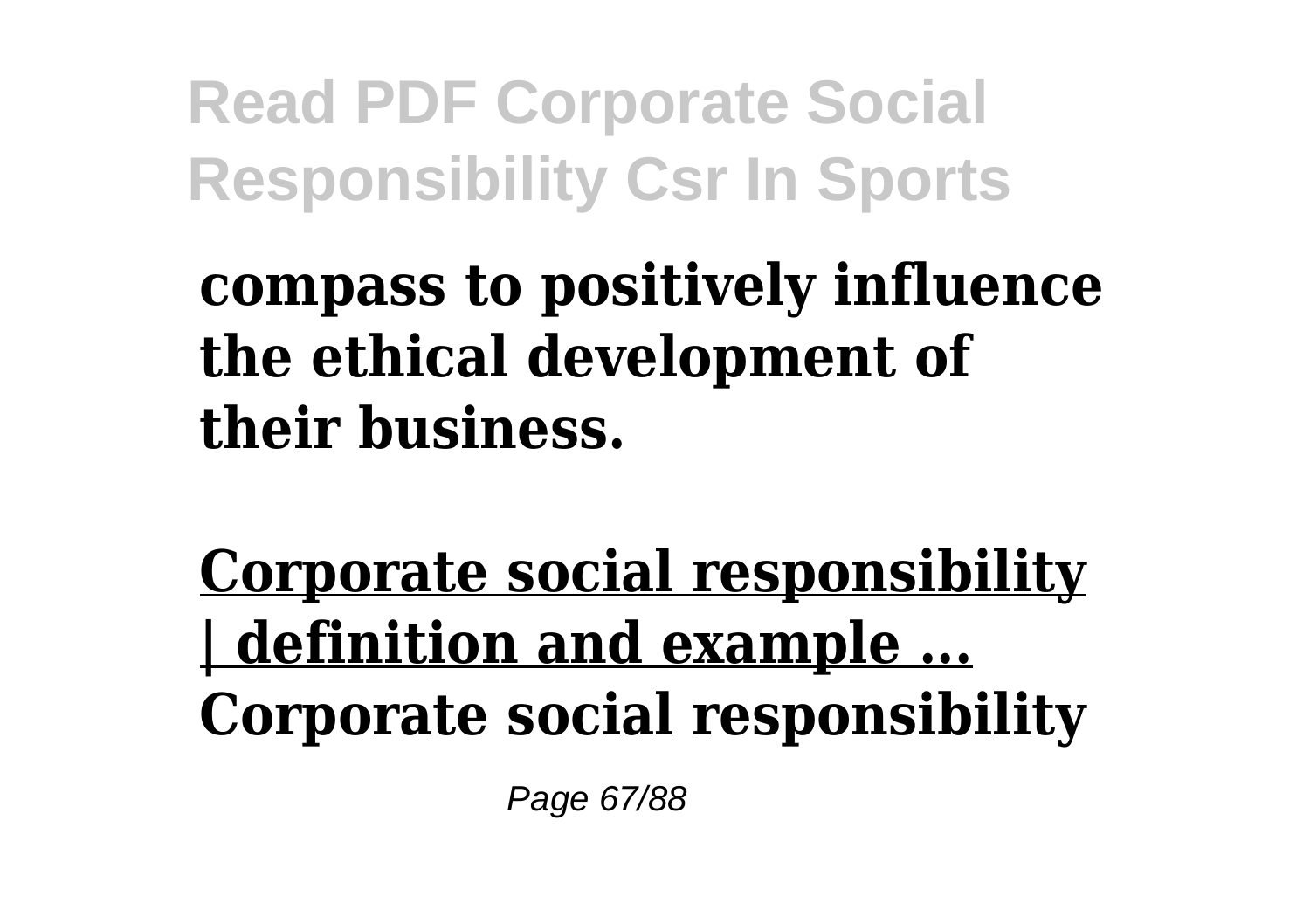**compass to positively influence the ethical development of their business.**

**Corporate social responsibility | definition and example ...**
**Corporate social responsibility**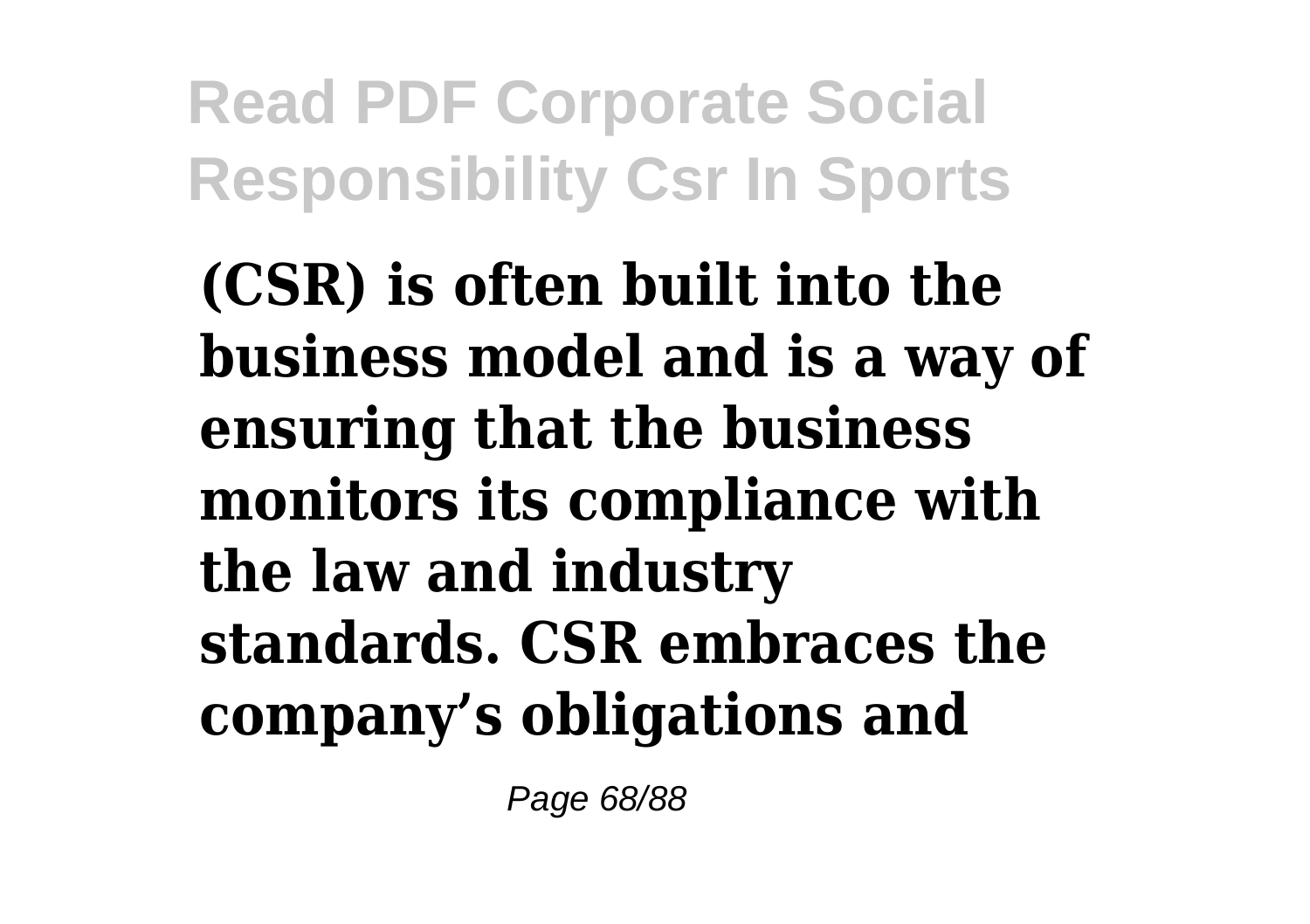**(CSR) is often built into the business model and is a way of ensuring that the business monitors its compliance with the law and industry standards. CSR embraces the company's obligations and**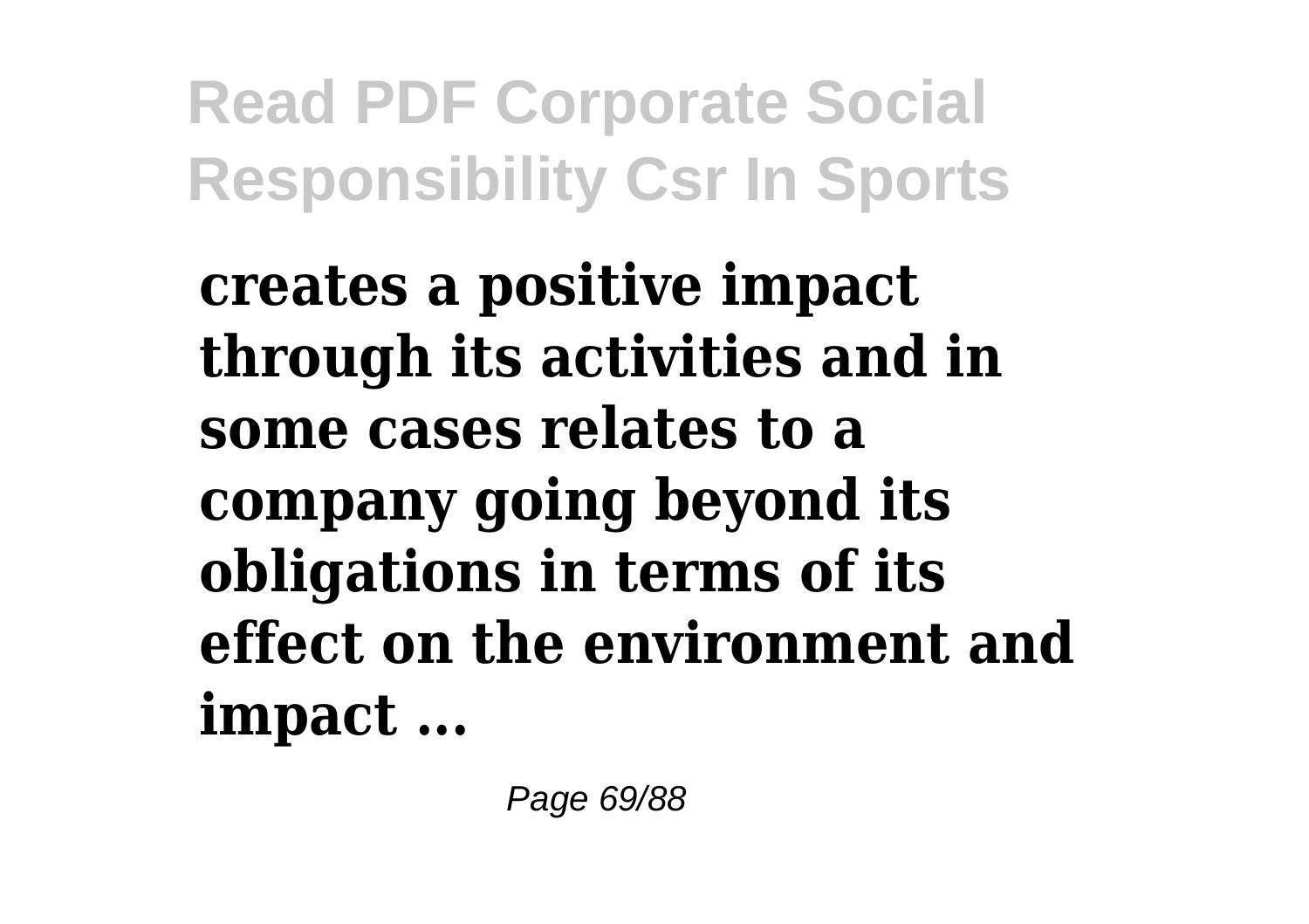**creates a positive impact through its activities and in some cases relates to a company going beyond its obligations in terms of its effect on the environment and impact ...**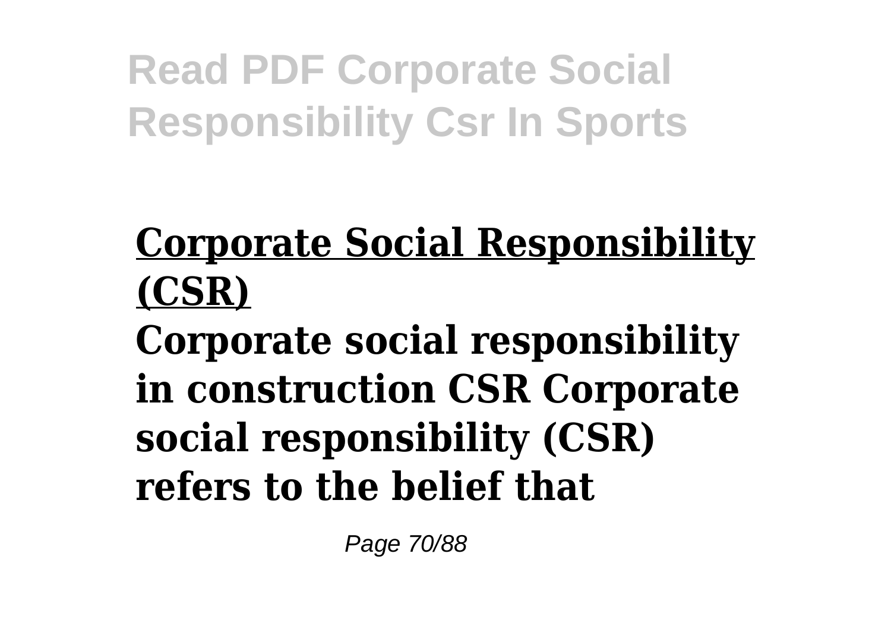**Corporate Social Responsibility (CSR)**

**Corporate social responsibility in construction CSR Corporate social responsibility (CSR) refers to the belief that**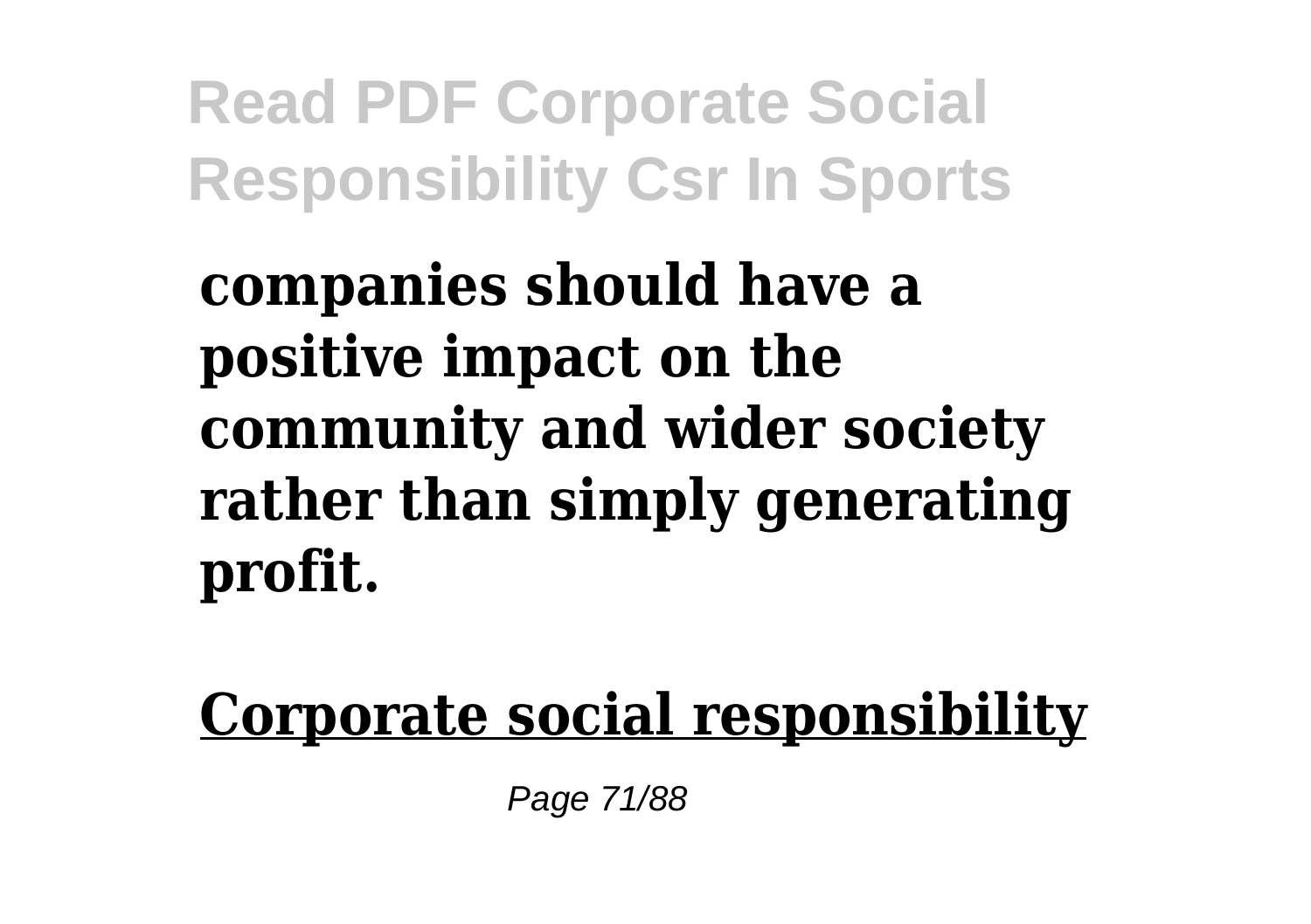**companies should have a positive impact on the community and wider society rather than simply generating profit.**

**Corporate social responsibility**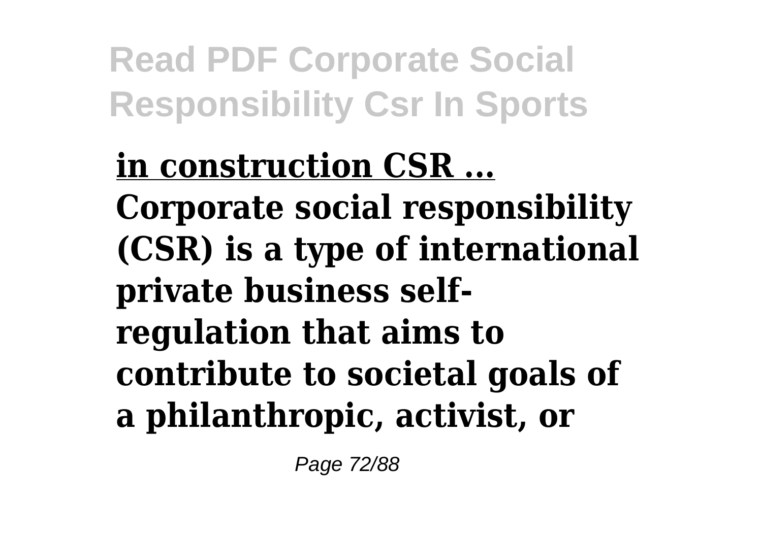**in construction CSR ...**

**Corporate social responsibility (CSR) is a type of international private business self-regulation that aims to contribute to societal goals of a philanthropic, activist, or**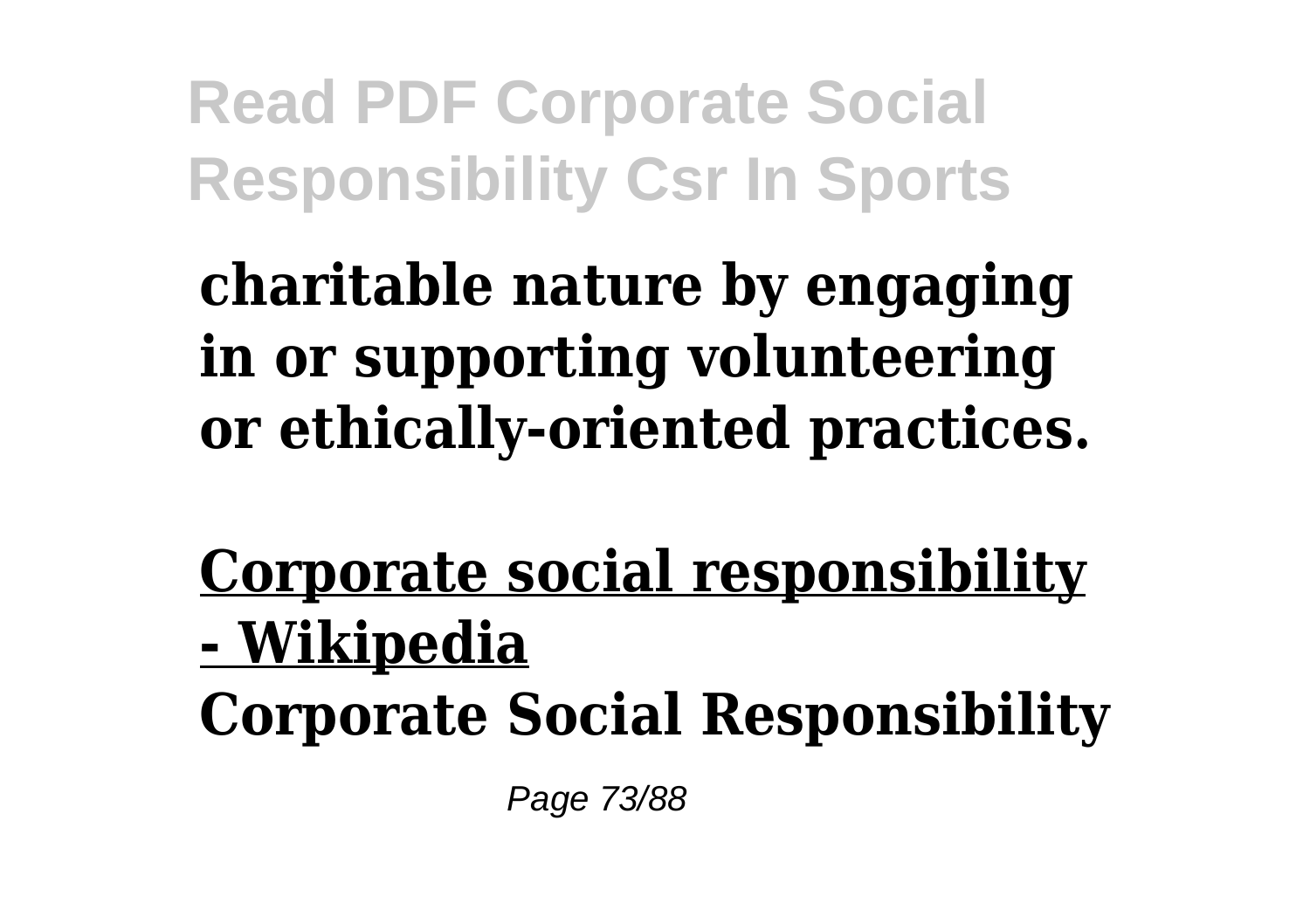**charitable nature by engaging in or supporting volunteering or ethically-oriented practices.**

**Corporate social responsibility - Wikipedia**

**Corporate Social Responsibility**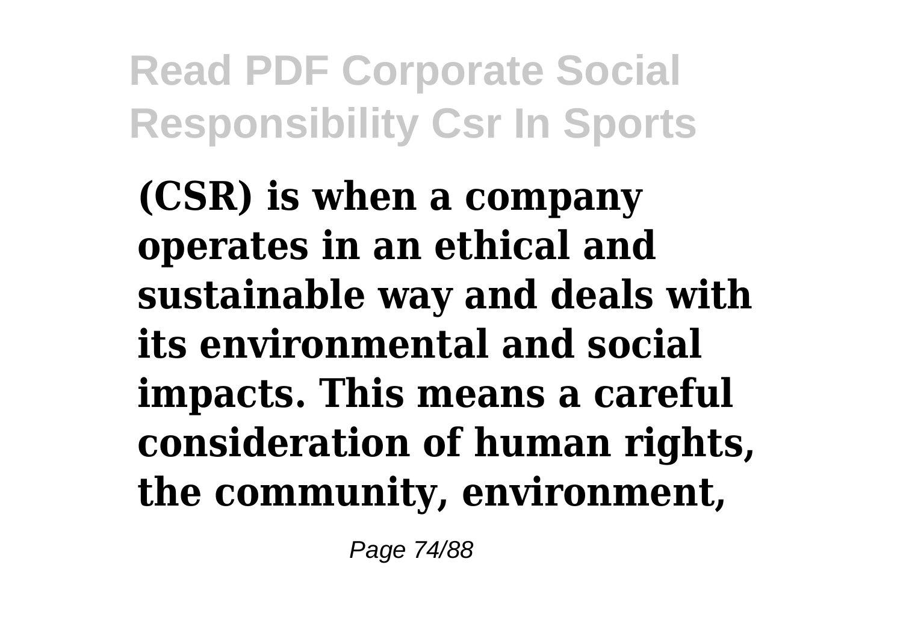**(CSR) is when a company operates in an ethical and sustainable way and deals with its environmental and social impacts. This means a careful consideration of human rights, the community, environment,**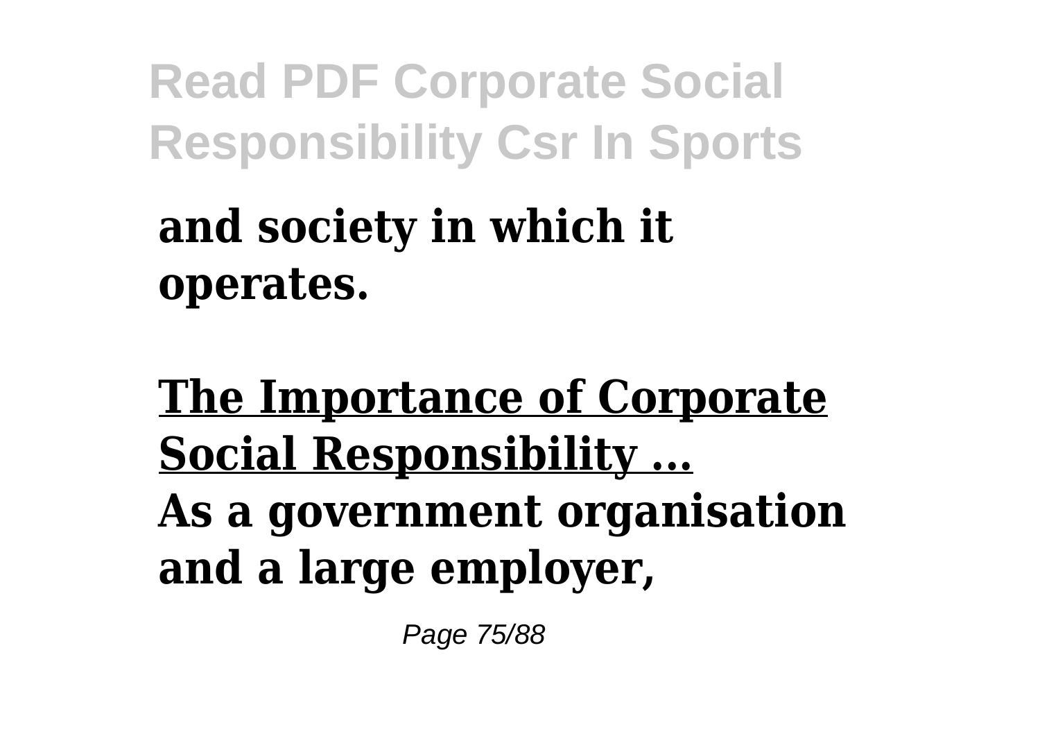**and society in which it operates.**

**The Importance of Corporate Social Responsibility ...**

**As a government organisation and a large employer,**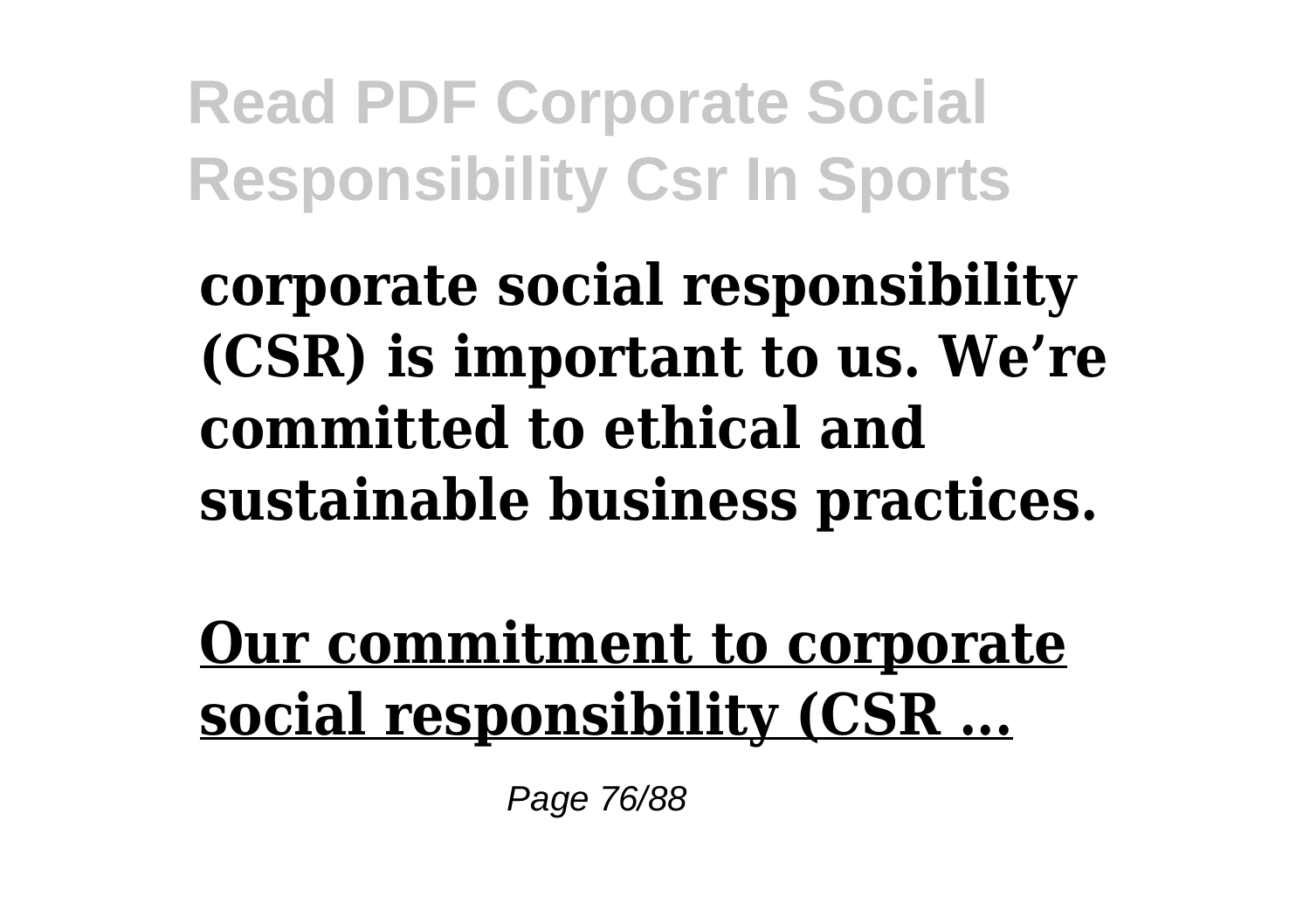**corporate social responsibility (CSR) is important to us. We're committed to ethical and sustainable business practices.**

**Our commitment to corporate social responsibility (CSR ...**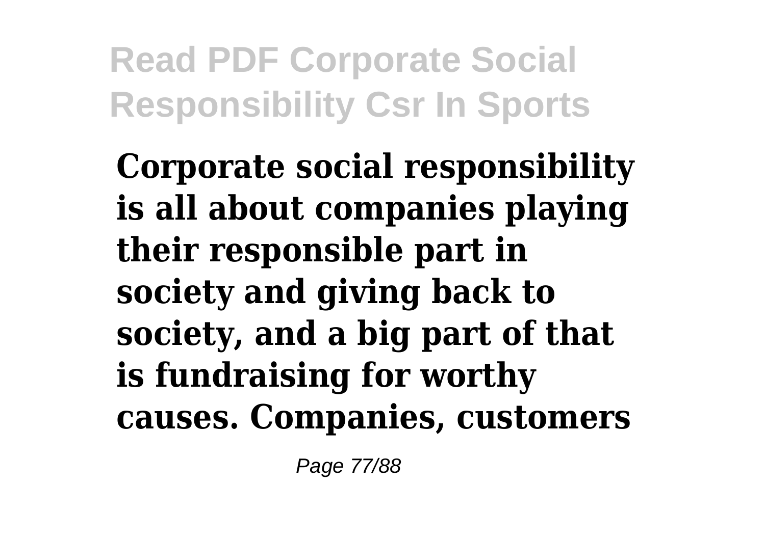**Corporate social responsibility is all about companies playing their responsible part in society and giving back to society, and a big part of that is fundraising for worthy causes. Companies, customers**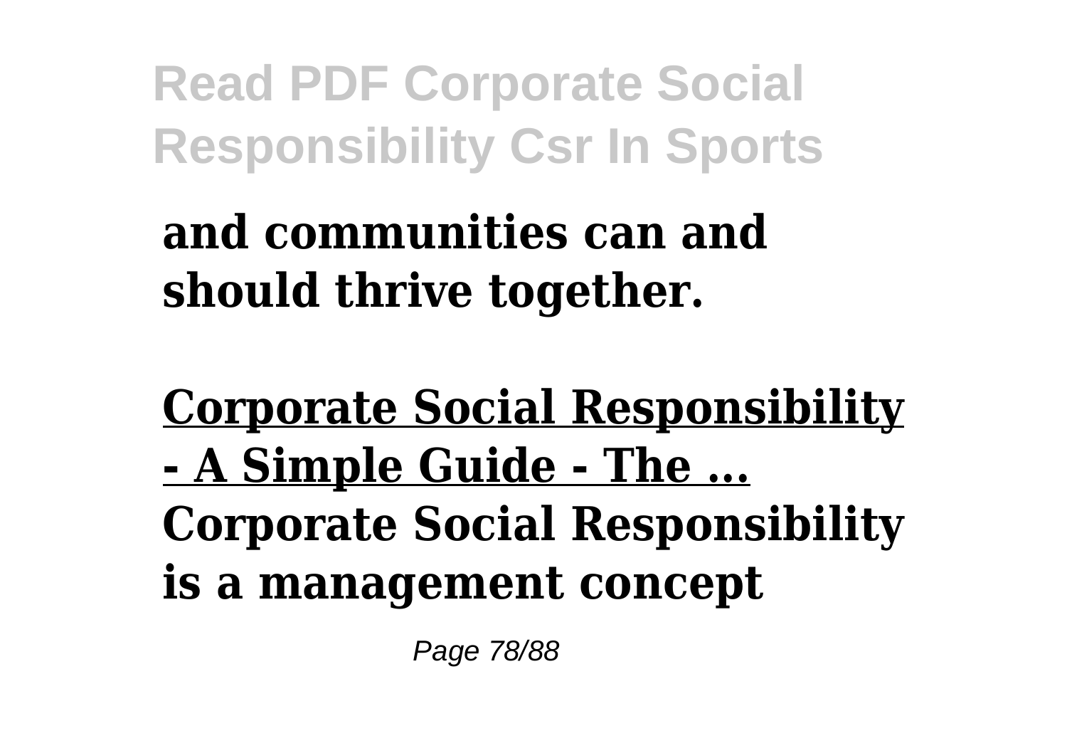**and communities can and should thrive together.**

**Corporate Social Responsibility - A Simple Guide - The ...**

**Corporate Social Responsibility is a management concept**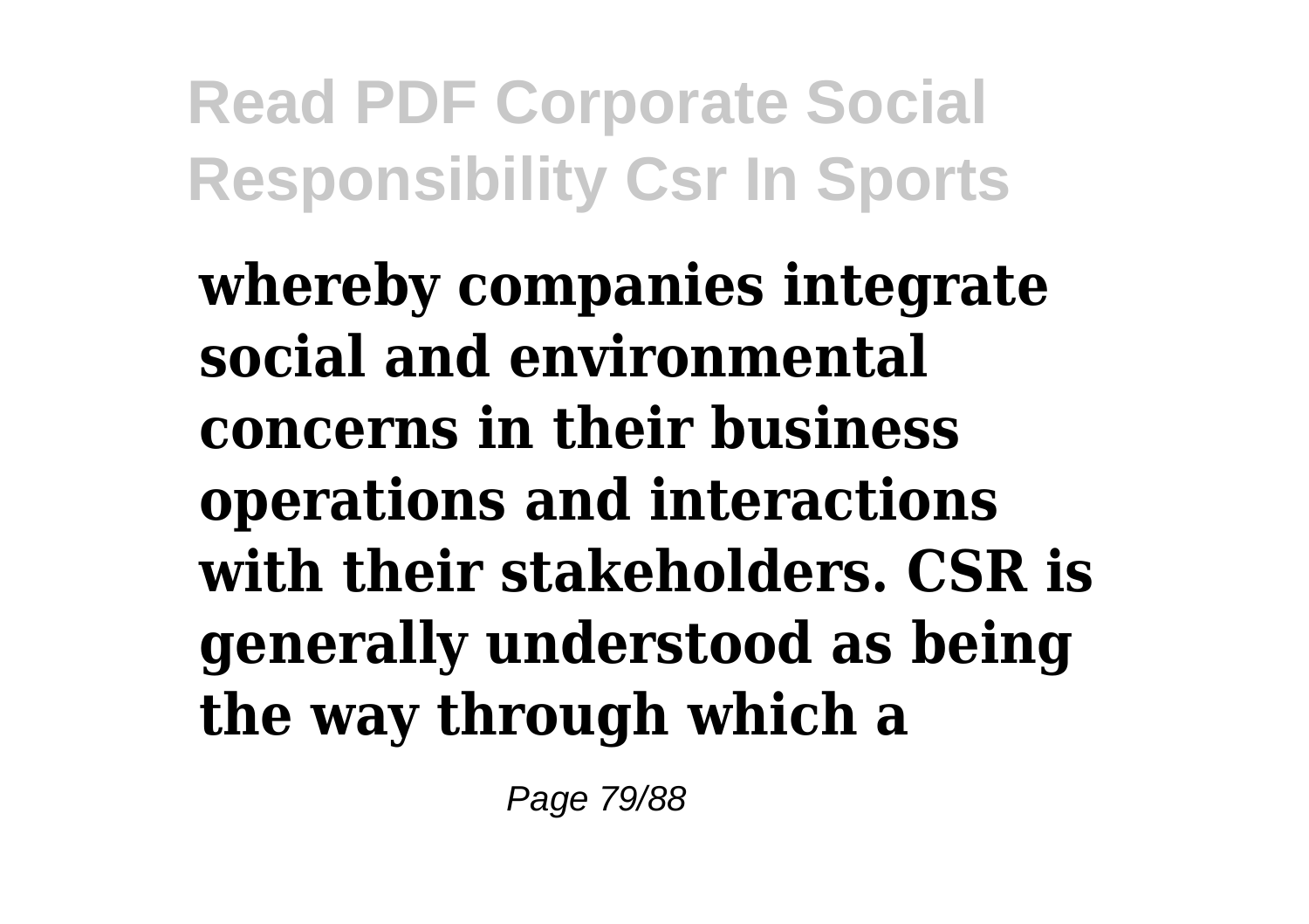**whereby companies integrate social and environmental concerns in their business operations and interactions with their stakeholders. CSR is generally understood as being the way through which a**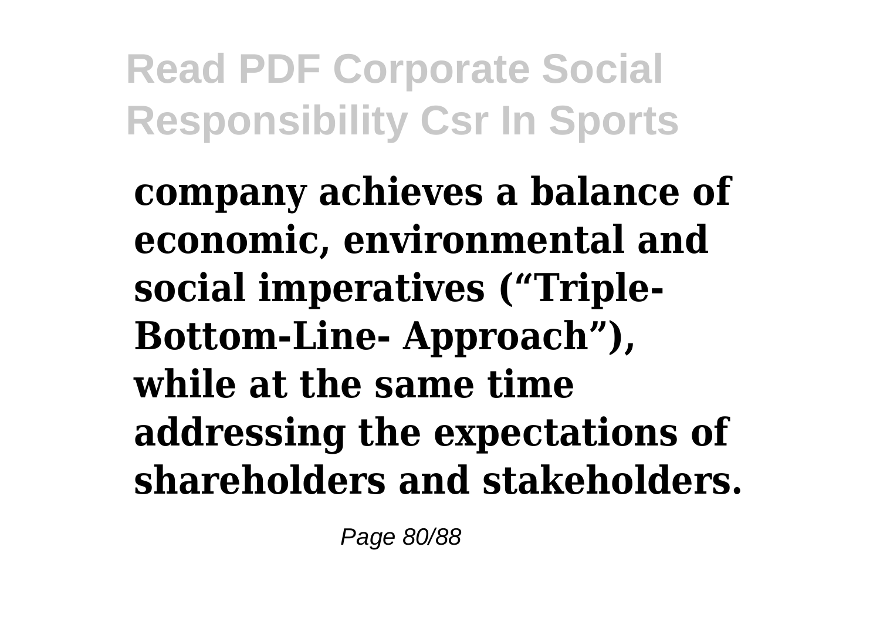**company achieves a balance of economic, environmental and social imperatives ("Triple-Bottom-Line- Approach"), while at the same time addressing the expectations of shareholders and stakeholders.**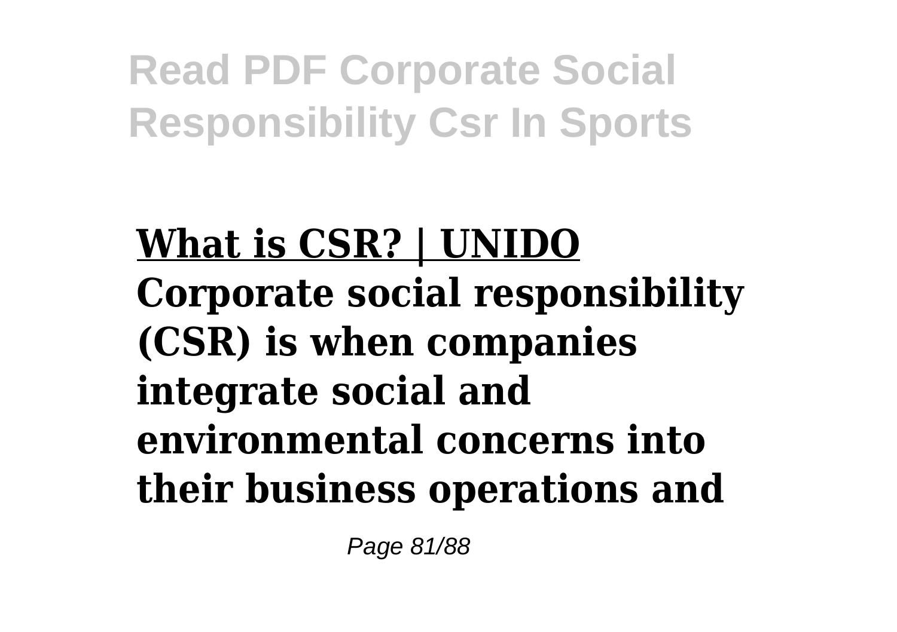**What is CSR? | UNIDO**

**Corporate social responsibility (CSR) is when companies integrate social and environmental concerns into their business operations and**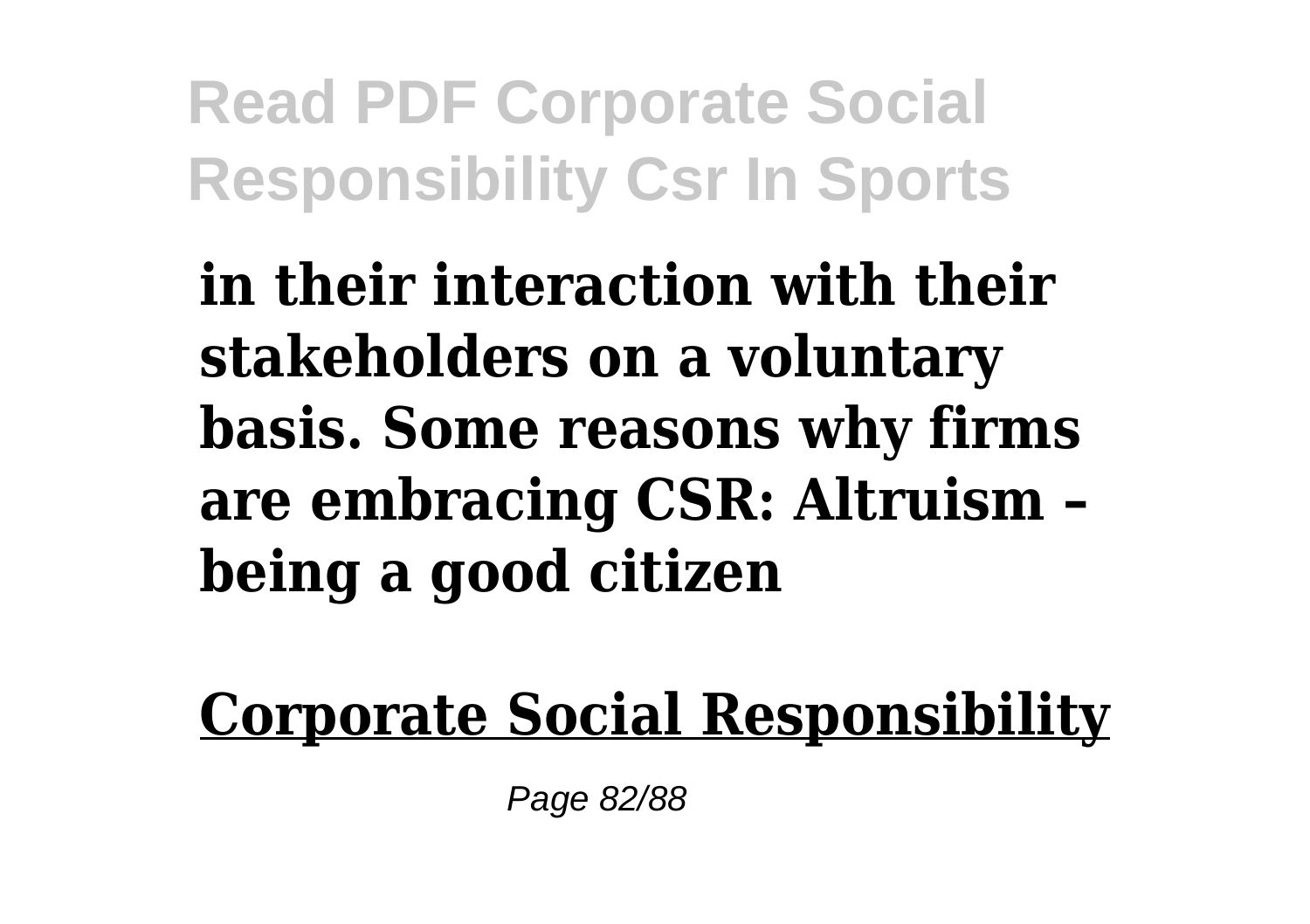**in their interaction with their stakeholders on a voluntary basis. Some reasons why firms are embracing CSR: Altruism – being a good citizen**

**Corporate Social Responsibility**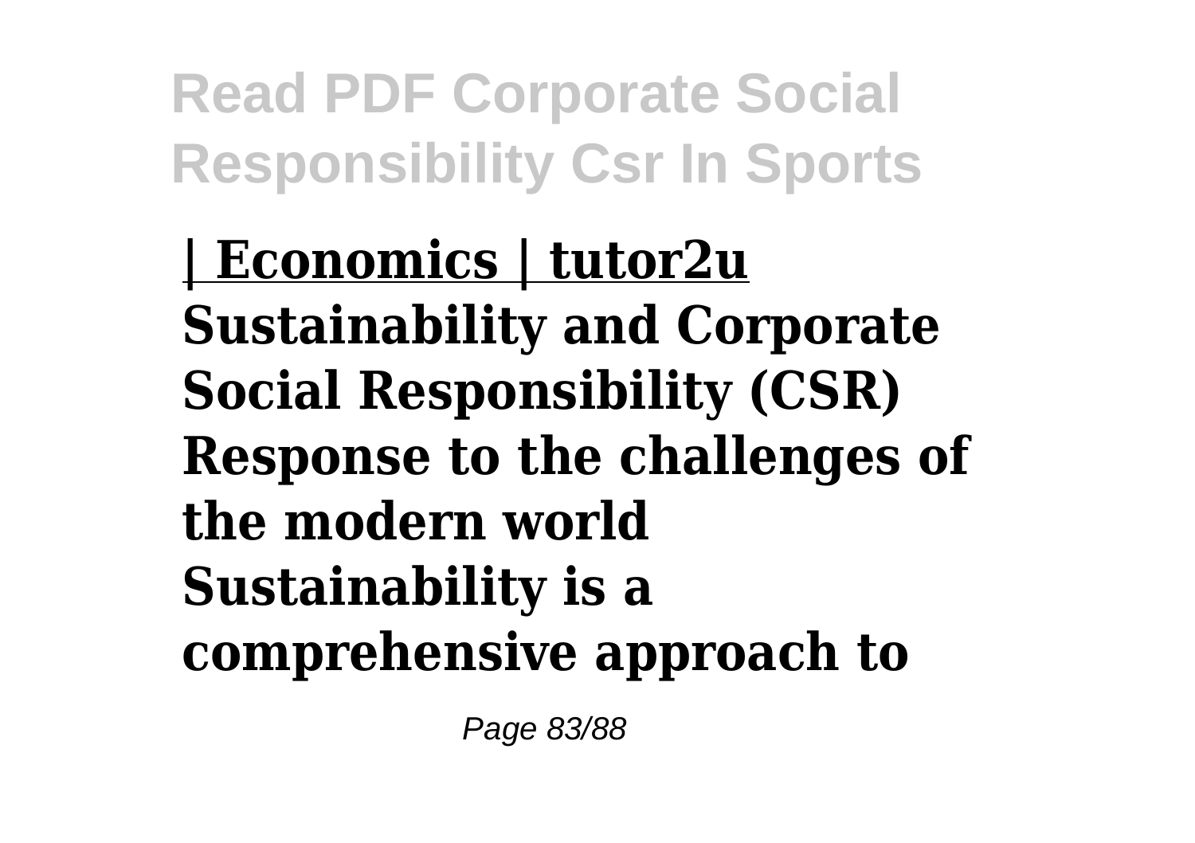**| Economics | tutor2u**
**Sustainability and Corporate Social Responsibility (CSR) Response to the challenges of the modern world Sustainability is a comprehensive approach to**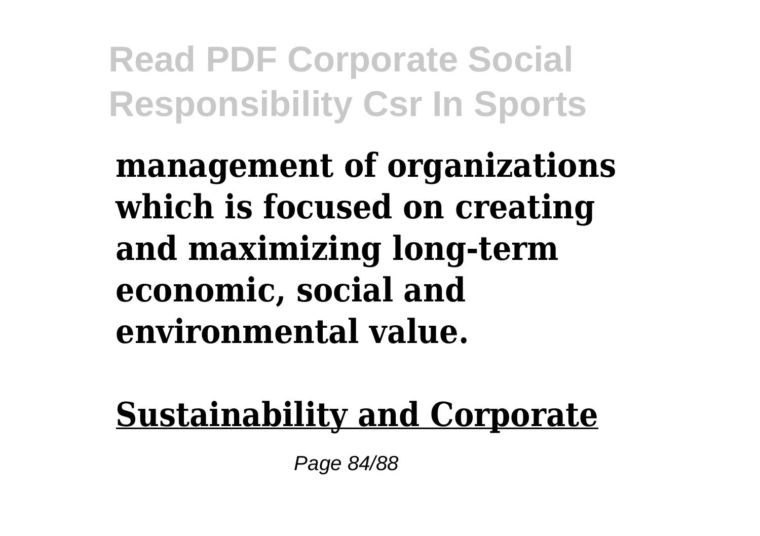**management of organizations which is focused on creating and maximizing long-term economic, social and environmental value.**

**Sustainability and Corporate**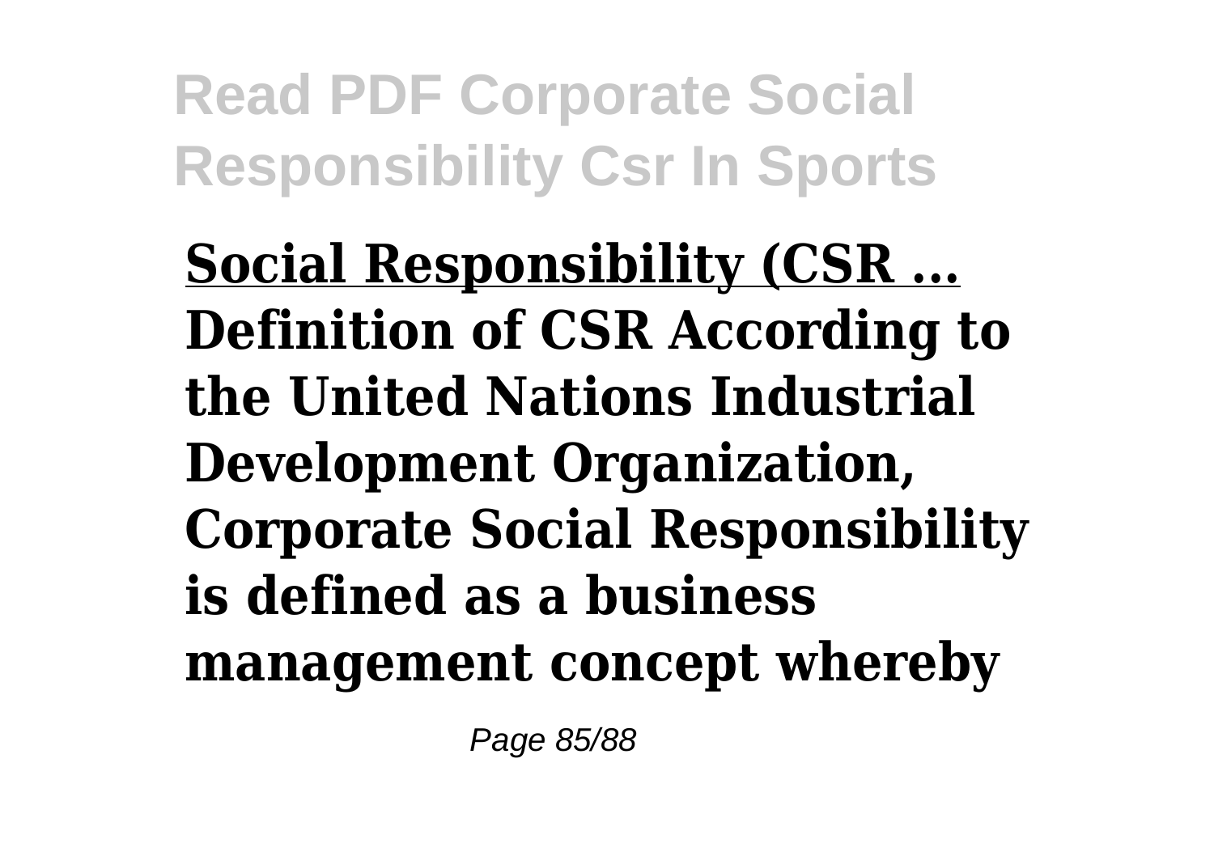**Social Responsibility (CSR ...**
**Definition of CSR According to the United Nations Industrial Development Organization, Corporate Social Responsibility is defined as a business management concept whereby**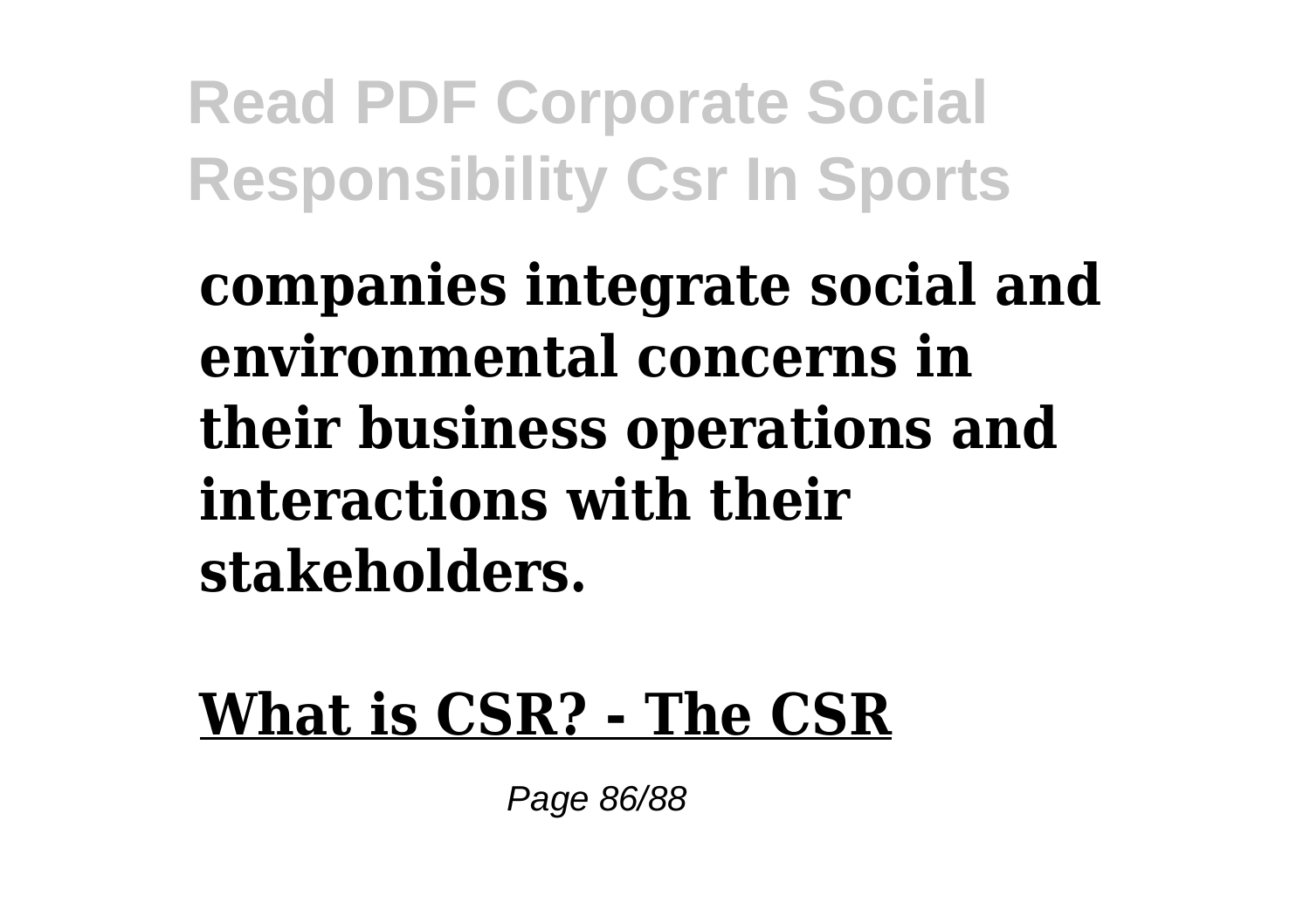**companies integrate social and environmental concerns in their business operations and interactions with their stakeholders.**

**What is CSR? - The CSR**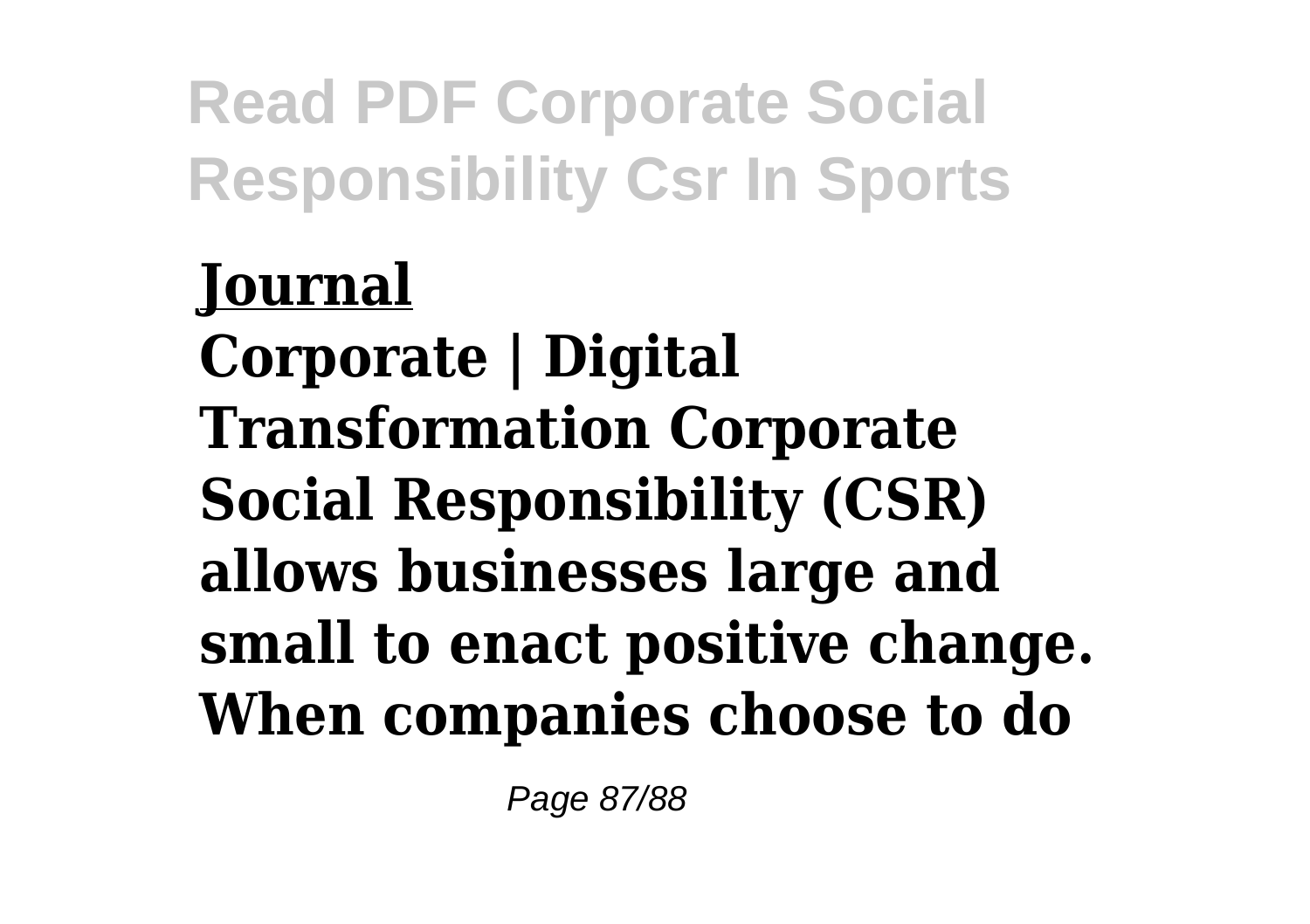**Journal**

**Corporate | Digital Transformation Corporate Social Responsibility (CSR) allows businesses large and small to enact positive change. When companies choose to do**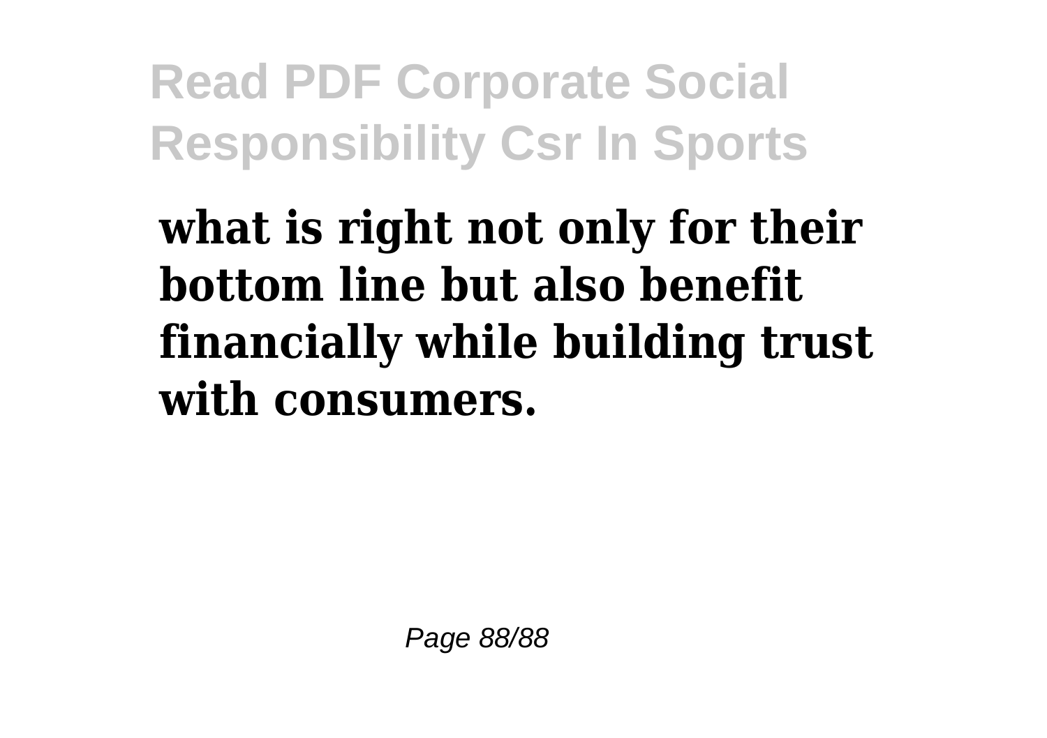**what is right not only for their bottom line but also benefit financially while building trust with consumers.**